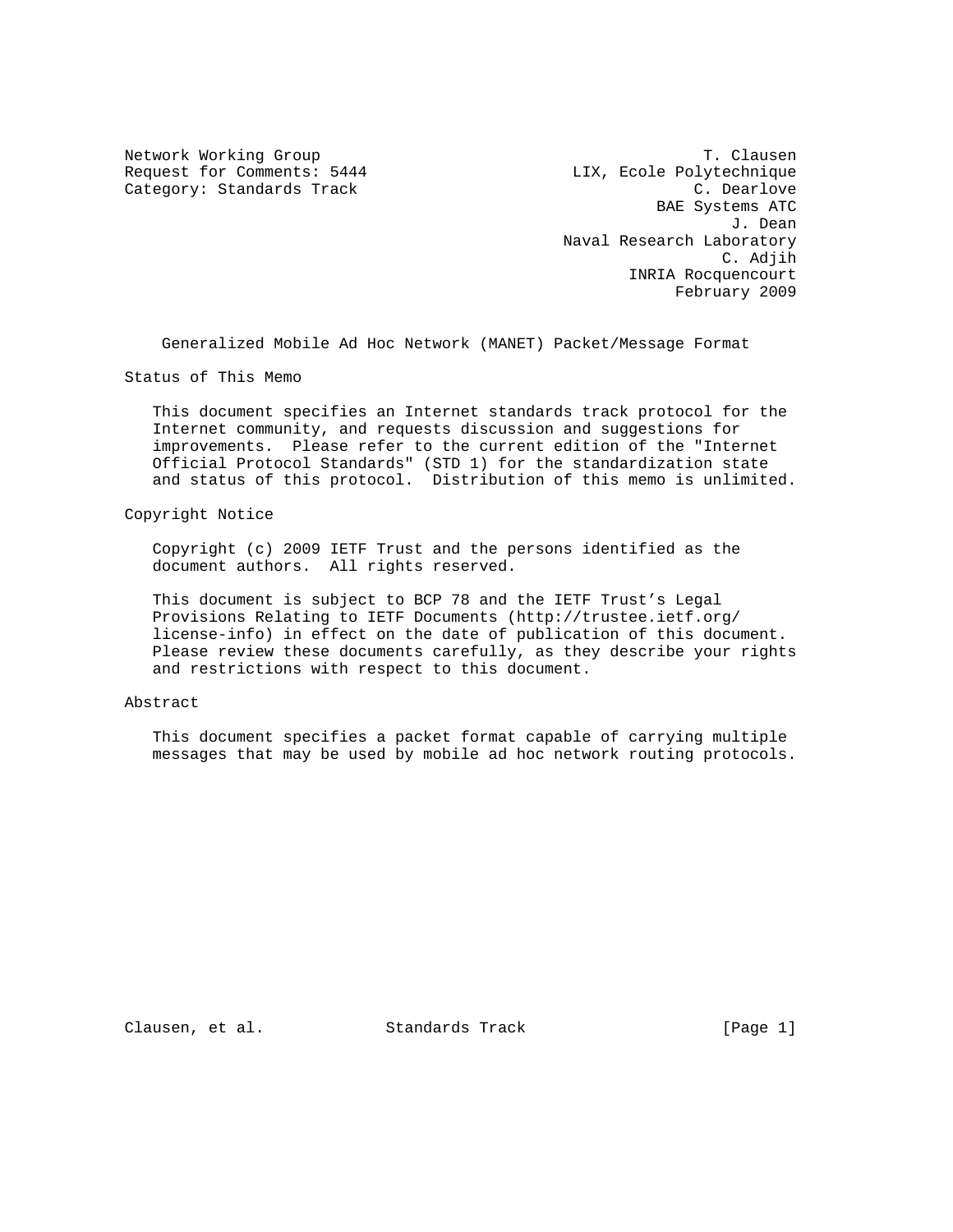Network Working Group T. Clausen
Request for Comments: 5444 LIX, Ecole Polytechnique
Category: Standards Track C. Dearlove
BAE Systems ATC
J. Dean
Naval Research Laboratory
C. Adjih
INRIA Rocquencourt
February 2009

# Generalized Mobile Ad Hoc Network (MANET) Packet/Message Format

## Status of This Memo

This document specifies an Internet standards track protocol for the Internet community, and requests discussion and suggestions for improvements. Please refer to the current edition of the "Internet Official Protocol Standards" (STD 1) for the standardization state and status of this protocol. Distribution of this memo is unlimited.

## Copyright Notice

Copyright (c) 2009 IETF Trust and the persons identified as the document authors. All rights reserved.

This document is subject to BCP 78 and the IETF Trust's Legal Provisions Relating to IETF Documents (http://trustee.ietf.org/license-info) in effect on the date of publication of this document. Please review these documents carefully, as they describe your rights and restrictions with respect to this document.

## Abstract

This document specifies a packet format capable of carrying multiple messages that may be used by mobile ad hoc network routing protocols.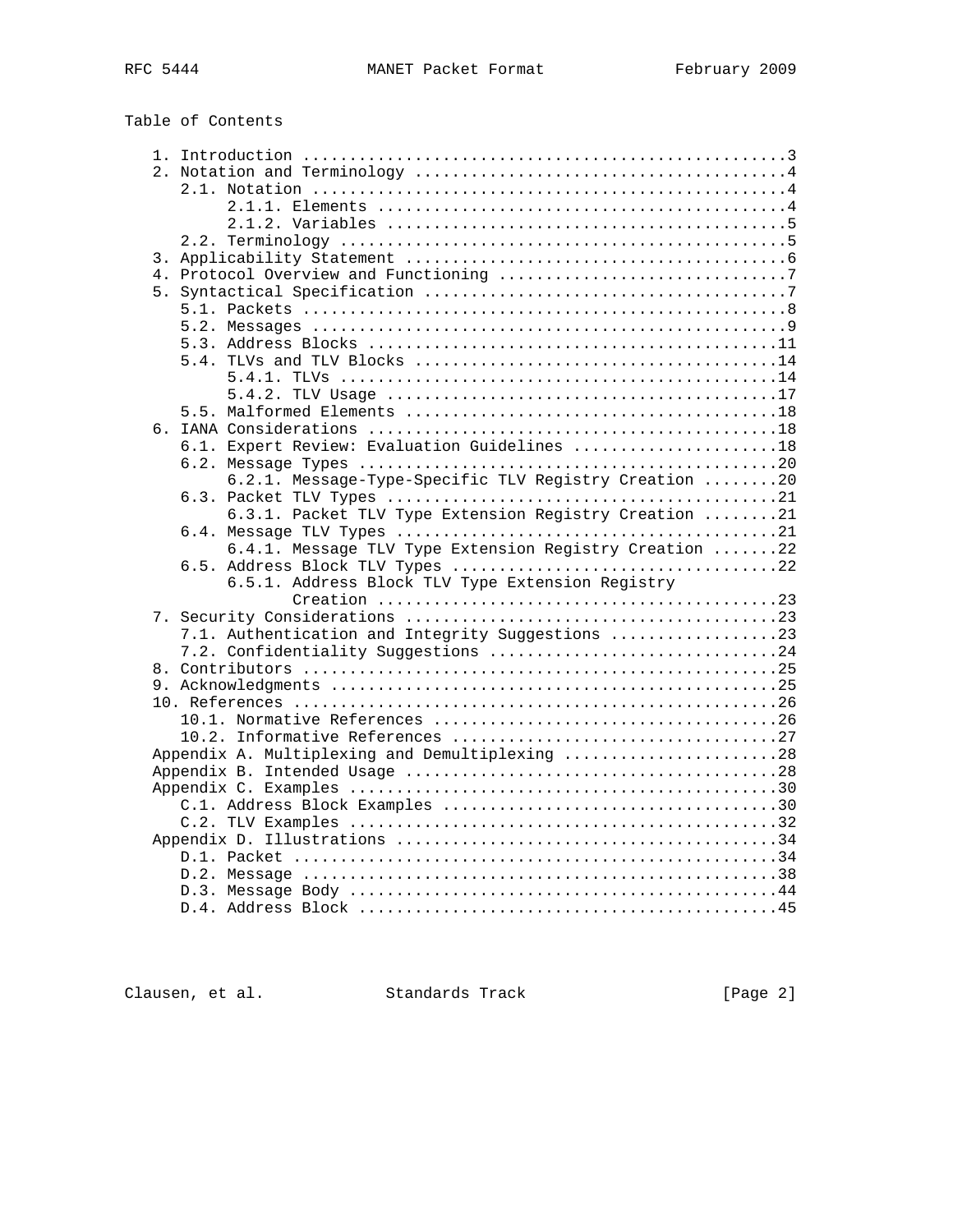Table of Contents

```
   1. Introduction ....................................................3
   2. Notation and Terminology ........................................4
      2.1. Notation ...................................................4
           2.1.1. Elements ............................................4
           2.1.2. Variables ...........................................5
      2.2. Terminology ................................................5
   3. Applicability Statement .........................................6
   4. Protocol Overview and Functioning ...............................7
   5. Syntactical Specification .......................................7
      5.1. Packets ....................................................8
      5.2. Messages ...................................................9
      5.3. Address Blocks ............................................11
      5.4. TLVs and TLV Blocks .......................................14
           5.4.1. TLVs ...............................................14
           5.4.2. TLV Usage ..........................................17
      5.5. Malformed Elements ........................................18
   6. IANA Considerations ............................................18
      6.1. Expert Review: Evaluation Guidelines ......................18
      6.2. Message Types .............................................20
           6.2.1. Message-Type-Specific TLV Registry Creation ........20
      6.3. Packet TLV Types ..........................................21
           6.3.1. Packet TLV Type Extension Registry Creation ........21
      6.4. Message TLV Types .........................................21
           6.4.1. Message TLV Type Extension Registry Creation .......22
      6.5. Address Block TLV Types ...................................22
           6.5.1. Address Block TLV Type Extension Registry
                  Creation ...........................................23
   7. Security Considerations ........................................23
      7.1. Authentication and Integrity Suggestions ..................23
      7.2. Confidentiality Suggestions ...............................24
   8. Contributors ...................................................25
   9. Acknowledgments ................................................25
   10. References ....................................................26
      10.1. Normative References .....................................26
      10.2. Informative References ...................................27
   Appendix A. Multiplexing and Demultiplexing .......................28
   Appendix B. Intended Usage ........................................28
   Appendix C. Examples ..............................................30
      C.1. Address Block Examples ....................................30
      C.2. TLV Examples ..............................................32
   Appendix D. Illustrations .........................................34
      D.1. Packet ....................................................34
      D.2. Message ...................................................38
      D.3. Message Body ..............................................44
      D.4. Address Block .............................................45
```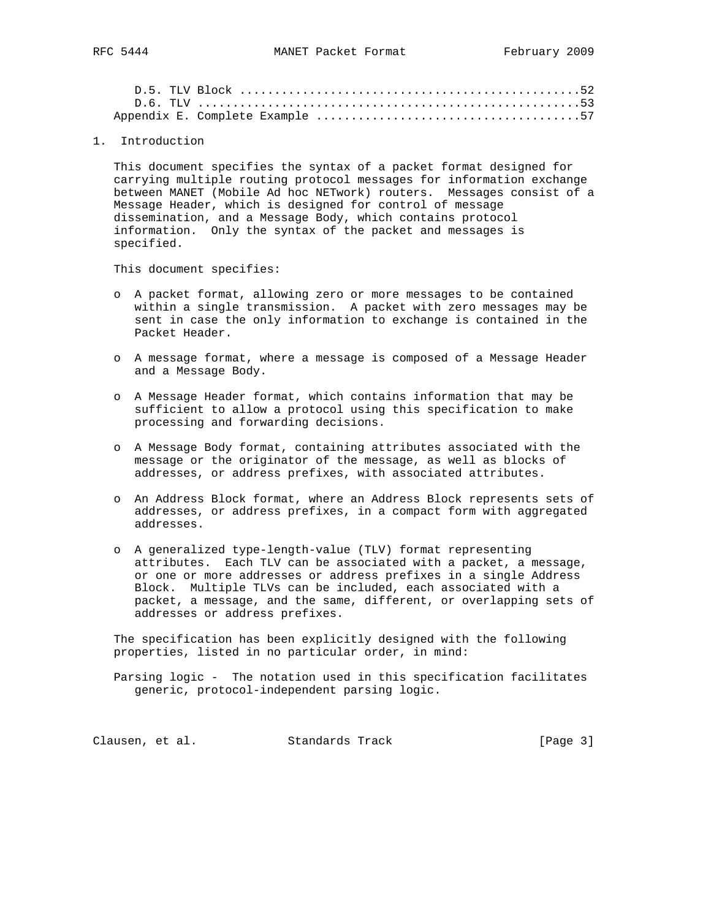D.5. TLV Block ................................................52
D.6. TLV ......................................................53
Appendix E. Complete Example .....................................57

# 1. Introduction

This document specifies the syntax of a packet format designed for carrying multiple routing protocol messages for information exchange between MANET (Mobile Ad hoc NETwork) routers. Messages consist of a Message Header, which is designed for control of message dissemination, and a Message Body, which contains protocol information. Only the syntax of the packet and messages is specified.

This document specifies:

- A packet format, allowing zero or more messages to be contained within a single transmission. A packet with zero messages may be sent in case the only information to exchange is contained in the Packet Header.

- A message format, where a message is composed of a Message Header and a Message Body.

- A Message Header format, which contains information that may be sufficient to allow a protocol using this specification to make processing and forwarding decisions.

- A Message Body format, containing attributes associated with the message or the originator of the message, as well as blocks of addresses, or address prefixes, with associated attributes.

- An Address Block format, where an Address Block represents sets of addresses, or address prefixes, in a compact form with aggregated addresses.

- A generalized type-length-value (TLV) format representing attributes. Each TLV can be associated with a packet, a message, or one or more addresses or address prefixes in a single Address Block. Multiple TLVs can be included, each associated with a packet, a message, and the same, different, or overlapping sets of addresses or address prefixes.

The specification has been explicitly designed with the following properties, listed in no particular order, in mind:

Parsing logic - The notation used in this specification facilitates generic, protocol-independent parsing logic.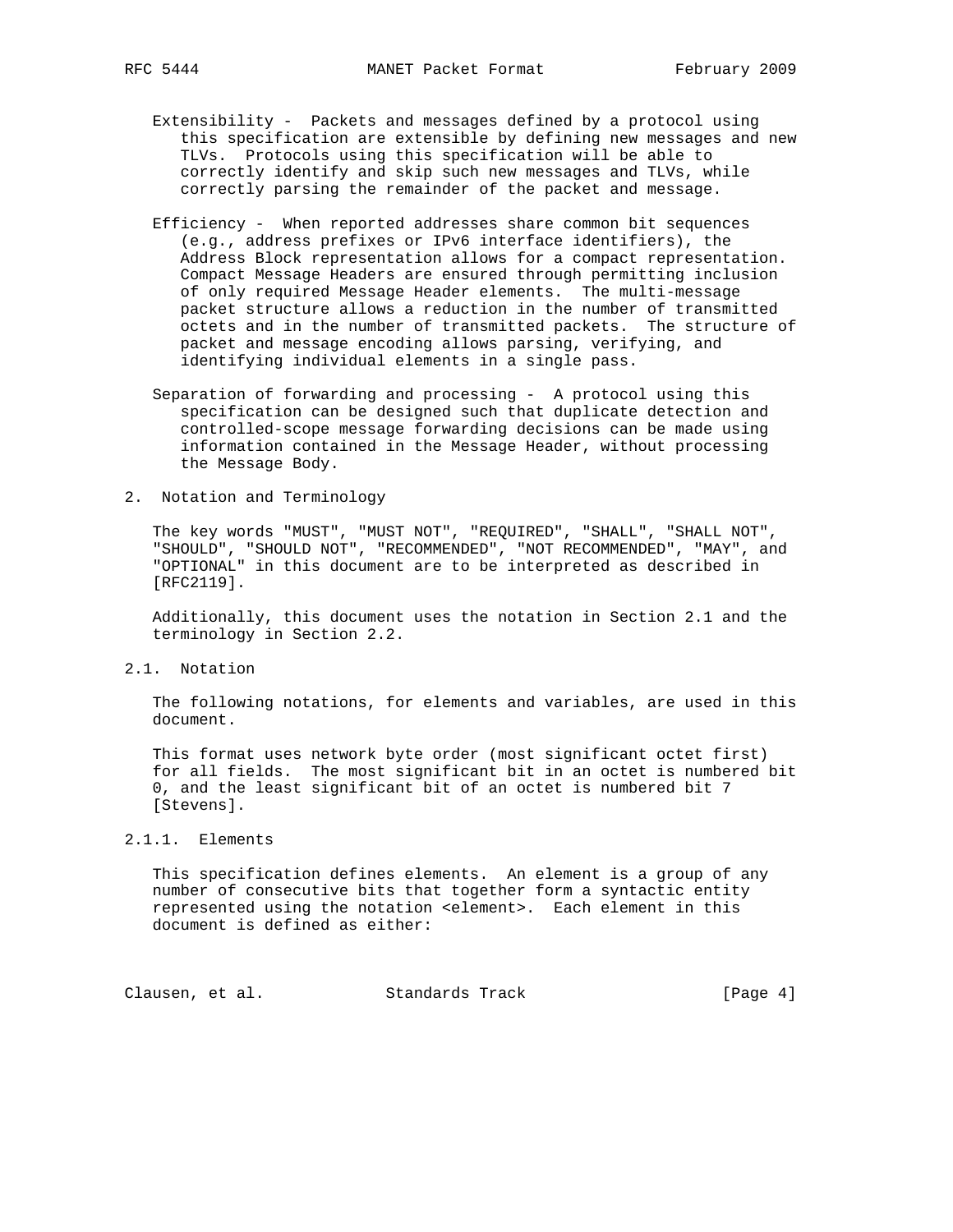Extensibility - Packets and messages defined by a protocol using this specification are extensible by defining new messages and new TLVs. Protocols using this specification will be able to correctly identify and skip such new messages and TLVs, while correctly parsing the remainder of the packet and message.

Efficiency - When reported addresses share common bit sequences (e.g., address prefixes or IPv6 interface identifiers), the Address Block representation allows for a compact representation. Compact Message Headers are ensured through permitting inclusion of only required Message Header elements. The multi-message packet structure allows a reduction in the number of transmitted octets and in the number of transmitted packets. The structure of packet and message encoding allows parsing, verifying, and identifying individual elements in a single pass.

Separation of forwarding and processing - A protocol using this specification can be designed such that duplicate detection and controlled-scope message forwarding decisions can be made using information contained in the Message Header, without processing the Message Body.

## 2. Notation and Terminology

The key words "MUST", "MUST NOT", "REQUIRED", "SHALL", "SHALL NOT", "SHOULD", "SHOULD NOT", "RECOMMENDED", "NOT RECOMMENDED", "MAY", and "OPTIONAL" in this document are to be interpreted as described in [RFC2119].

Additionally, this document uses the notation in Section 2.1 and the terminology in Section 2.2.

### 2.1. Notation

The following notations, for elements and variables, are used in this document.

This format uses network byte order (most significant octet first) for all fields. The most significant bit in an octet is numbered bit 0, and the least significant bit of an octet is numbered bit 7 [Stevens].

#### 2.1.1. Elements

This specification defines elements. An element is a group of any number of consecutive bits that together form a syntactic entity represented using the notation <element>. Each element in this document is defined as either: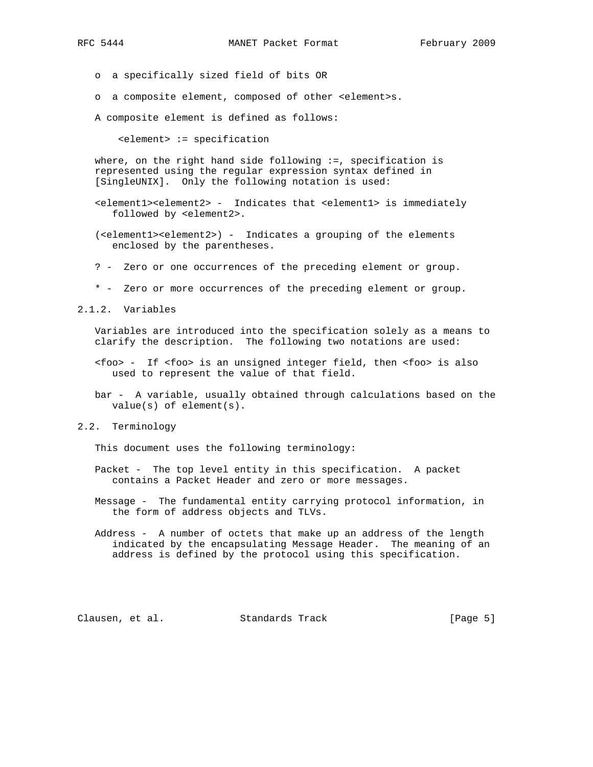- a specifically sized field of bits OR
- a composite element, composed of other <element>s.

A composite element is defined as follows:

```
<element> := specification
```

where, on the right hand side following :=, specification is represented using the regular expression syntax defined in [SingleUNIX]. Only the following notation is used:

<element1><element2> - Indicates that <element1> is immediately followed by <element2>.

(<element1><element2>) - Indicates a grouping of the elements enclosed by the parentheses.

? - Zero or one occurrences of the preceding element or group.

* - Zero or more occurrences of the preceding element or group.

### 2.1.2. Variables

Variables are introduced into the specification solely as a means to clarify the description. The following two notations are used:

<foo> - If <foo> is an unsigned integer field, then <foo> is also used to represent the value of that field.

bar - A variable, usually obtained through calculations based on the value(s) of element(s).

## 2.2. Terminology

This document uses the following terminology:

Packet - The top level entity in this specification. A packet contains a Packet Header and zero or more messages.

Message - The fundamental entity carrying protocol information, in the form of address objects and TLVs.

Address - A number of octets that make up an address of the length indicated by the encapsulating Message Header. The meaning of an address is defined by the protocol using this specification.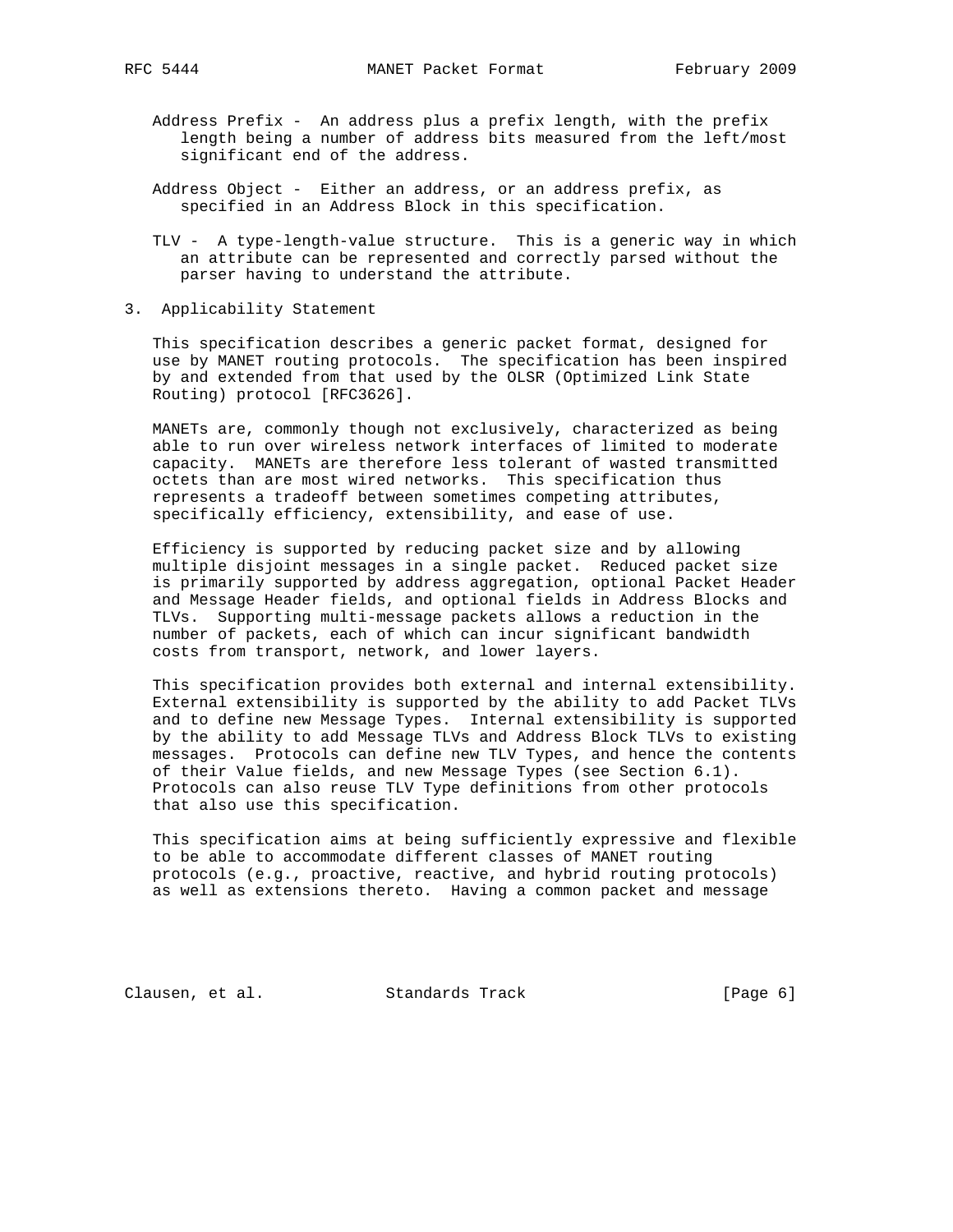Address Prefix - An address plus a prefix length, with the prefix length being a number of address bits measured from the left/most significant end of the address.

Address Object - Either an address, or an address prefix, as specified in an Address Block in this specification.

TLV - A type-length-value structure. This is a generic way in which an attribute can be represented and correctly parsed without the parser having to understand the attribute.

## 3. Applicability Statement

This specification describes a generic packet format, designed for use by MANET routing protocols. The specification has been inspired by and extended from that used by the OLSR (Optimized Link State Routing) protocol [RFC3626].

MANETs are, commonly though not exclusively, characterized as being able to run over wireless network interfaces of limited to moderate capacity. MANETs are therefore less tolerant of wasted transmitted octets than are most wired networks. This specification thus represents a tradeoff between sometimes competing attributes, specifically efficiency, extensibility, and ease of use.

Efficiency is supported by reducing packet size and by allowing multiple disjoint messages in a single packet. Reduced packet size is primarily supported by address aggregation, optional Packet Header and Message Header fields, and optional fields in Address Blocks and TLVs. Supporting multi-message packets allows a reduction in the number of packets, each of which can incur significant bandwidth costs from transport, network, and lower layers.

This specification provides both external and internal extensibility. External extensibility is supported by the ability to add Packet TLVs and to define new Message Types. Internal extensibility is supported by the ability to add Message TLVs and Address Block TLVs to existing messages. Protocols can define new TLV Types, and hence the contents of their Value fields, and new Message Types (see Section 6.1). Protocols can also reuse TLV Type definitions from other protocols that also use this specification.

This specification aims at being sufficiently expressive and flexible to be able to accommodate different classes of MANET routing protocols (e.g., proactive, reactive, and hybrid routing protocols) as well as extensions thereto. Having a common packet and message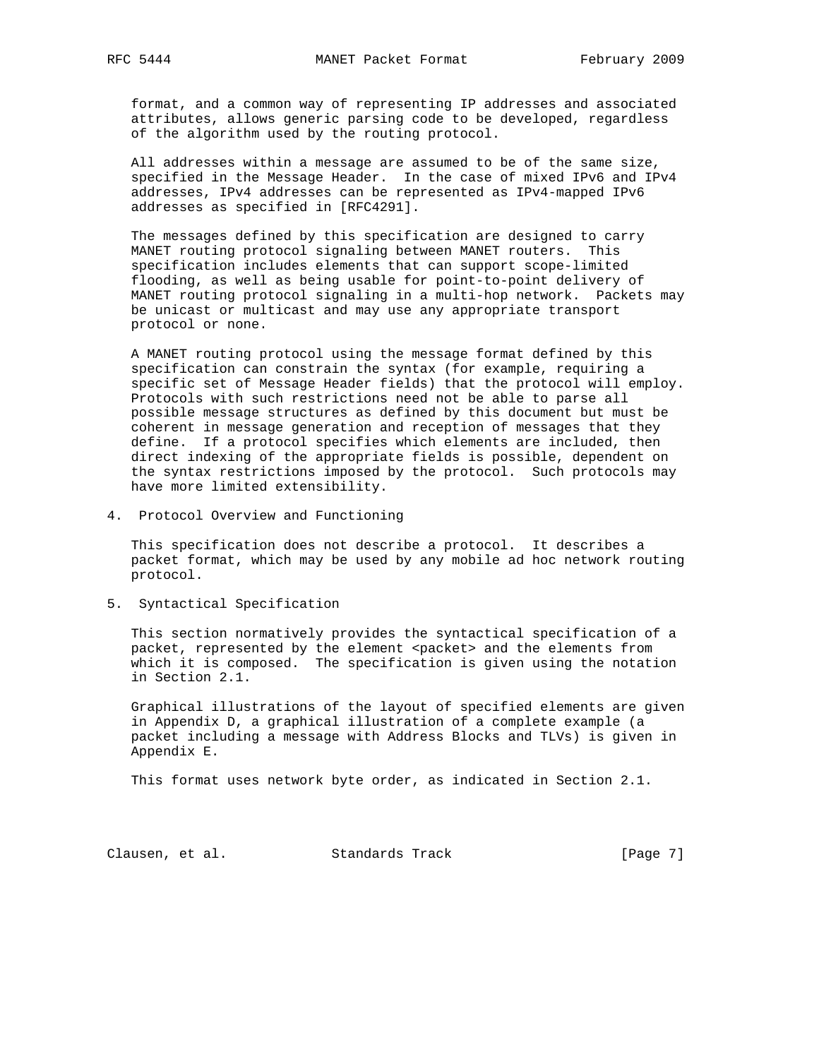format, and a common way of representing IP addresses and associated attributes, allows generic parsing code to be developed, regardless of the algorithm used by the routing protocol.

All addresses within a message are assumed to be of the same size, specified in the Message Header. In the case of mixed IPv6 and IPv4 addresses, IPv4 addresses can be represented as IPv4-mapped IPv6 addresses as specified in [RFC4291].

The messages defined by this specification are designed to carry MANET routing protocol signaling between MANET routers. This specification includes elements that can support scope-limited flooding, as well as being usable for point-to-point delivery of MANET routing protocol signaling in a multi-hop network. Packets may be unicast or multicast and may use any appropriate transport protocol or none.

A MANET routing protocol using the message format defined by this specification can constrain the syntax (for example, requiring a specific set of Message Header fields) that the protocol will employ. Protocols with such restrictions need not be able to parse all possible message structures as defined by this document but must be coherent in message generation and reception of messages that they define. If a protocol specifies which elements are included, then direct indexing of the appropriate fields is possible, dependent on the syntax restrictions imposed by the protocol. Such protocols may have more limited extensibility.

## 4. Protocol Overview and Functioning

This specification does not describe a protocol. It describes a packet format, which may be used by any mobile ad hoc network routing protocol.

## 5. Syntactical Specification

This section normatively provides the syntactical specification of a packet, represented by the element <packet> and the elements from which it is composed. The specification is given using the notation in Section 2.1.

Graphical illustrations of the layout of specified elements are given in Appendix D, a graphical illustration of a complete example (a packet including a message with Address Blocks and TLVs) is given in Appendix E.

This format uses network byte order, as indicated in Section 2.1.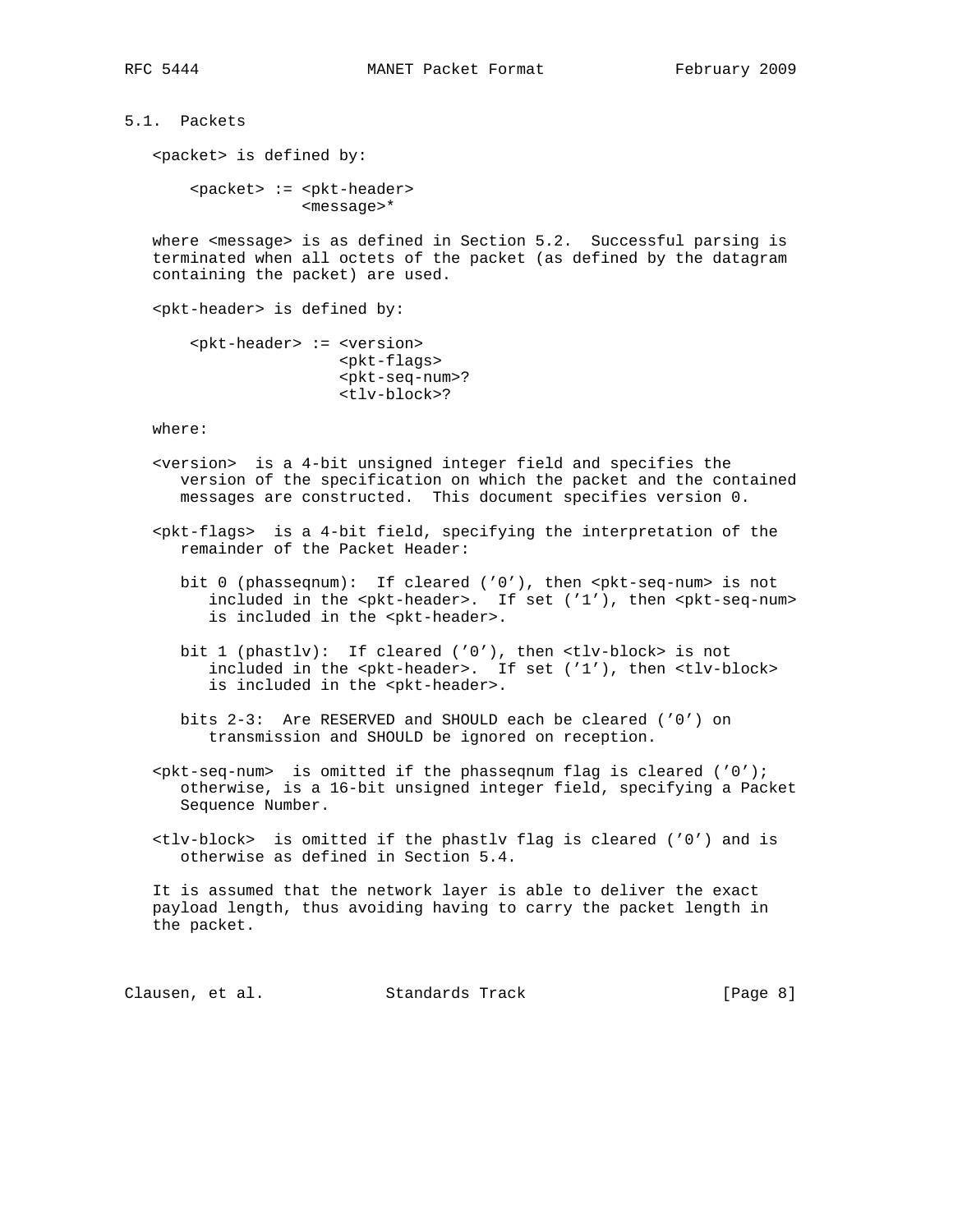## 5.1. Packets

<packet> is defined by:

```
<packet> := <pkt-header>
            <message>*
```

where <message> is as defined in Section 5.2. Successful parsing is terminated when all octets of the packet (as defined by the datagram containing the packet) are used.

<pkt-header> is defined by:

```
<pkt-header> := <version>
                <pkt-flags>
                <pkt-seq-num>?
                <tlv-block>?
```

where:

<version> is a 4-bit unsigned integer field and specifies the version of the specification on which the packet and the contained messages are constructed. This document specifies version 0.

<pkt-flags> is a 4-bit field, specifying the interpretation of the remainder of the Packet Header:

- bit 0 (phasseqnum): If cleared ('0'), then <pkt-seq-num> is not included in the <pkt-header>. If set ('1'), then <pkt-seq-num> is included in the <pkt-header>.
- bit 1 (phastlv): If cleared ('0'), then <tlv-block> is not included in the <pkt-header>. If set ('1'), then <tlv-block> is included in the <pkt-header>.
- bits 2-3: Are RESERVED and SHOULD each be cleared ('0') on transmission and SHOULD be ignored on reception.

<pkt-seq-num> is omitted if the phasseqnum flag is cleared ('0'); otherwise, is a 16-bit unsigned integer field, specifying a Packet Sequence Number.

<tlv-block> is omitted if the phastlv flag is cleared ('0') and is otherwise as defined in Section 5.4.

It is assumed that the network layer is able to deliver the exact payload length, thus avoiding having to carry the packet length in the packet.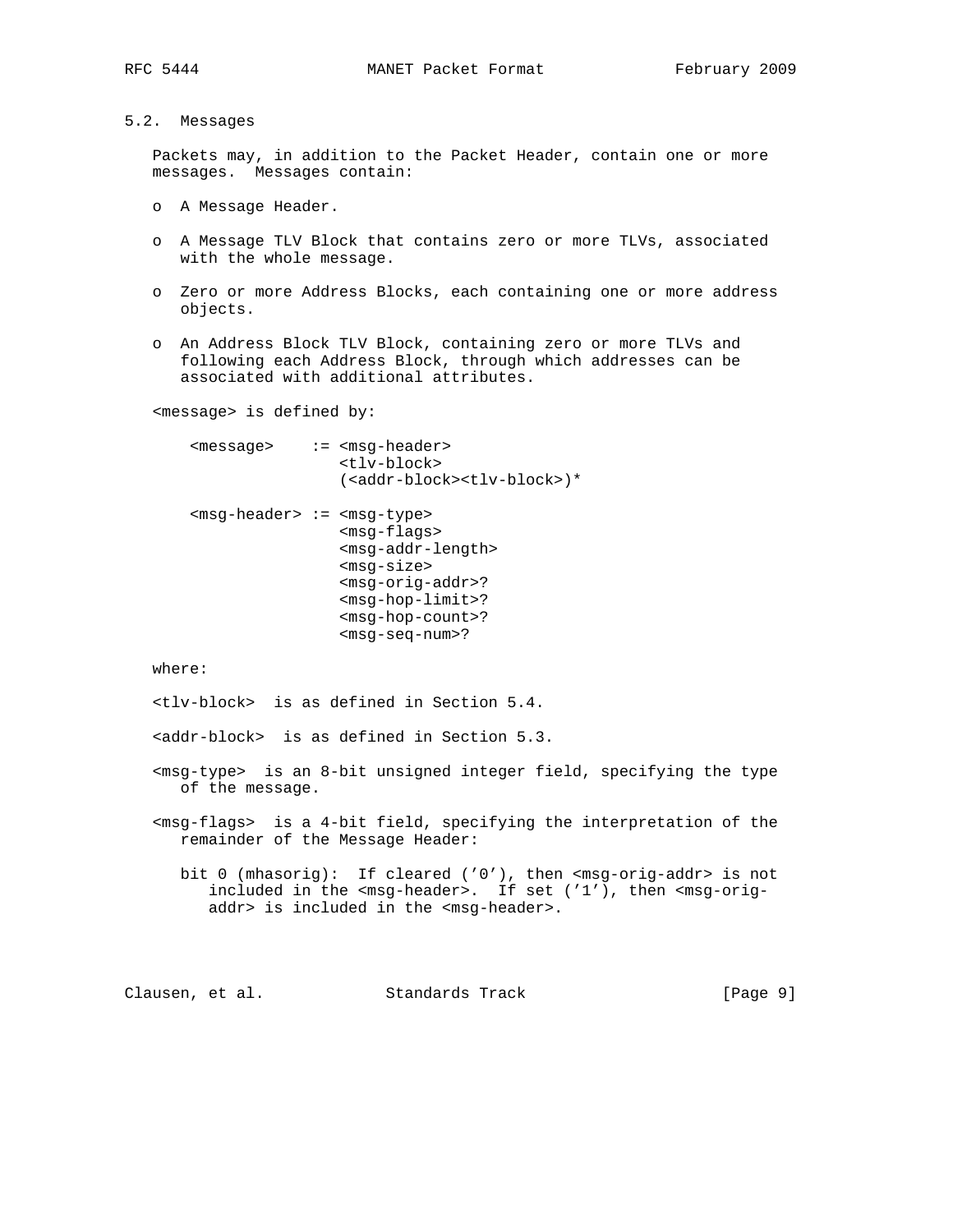### 5.2. Messages

Packets may, in addition to the Packet Header, contain one or more messages. Messages contain:

- A Message Header.
- A Message TLV Block that contains zero or more TLVs, associated with the whole message.
- Zero or more Address Blocks, each containing one or more address objects.
- An Address Block TLV Block, containing zero or more TLVs and following each Address Block, through which addresses can be associated with additional attributes.

<message> is defined by:

```
<message>    := <msg-header>
                <tlv-block>
                (<addr-block><tlv-block>)*

<msg-header> := <msg-type>
                <msg-flags>
                <msg-addr-length>
                <msg-size>
                <msg-orig-addr>?
                <msg-hop-limit>?
                <msg-hop-count>?
                <msg-seq-num>?
```

where:

<tlv-block> is as defined in Section 5.4.

<addr-block> is as defined in Section 5.3.

<msg-type> is an 8-bit unsigned integer field, specifying the type of the message.

<msg-flags> is a 4-bit field, specifying the interpretation of the remainder of the Message Header:

bit 0 (mhasorig): If cleared ('0'), then <msg-orig-addr> is not included in the <msg-header>. If set ('1'), then <msg-orig-addr> is included in the <msg-header>.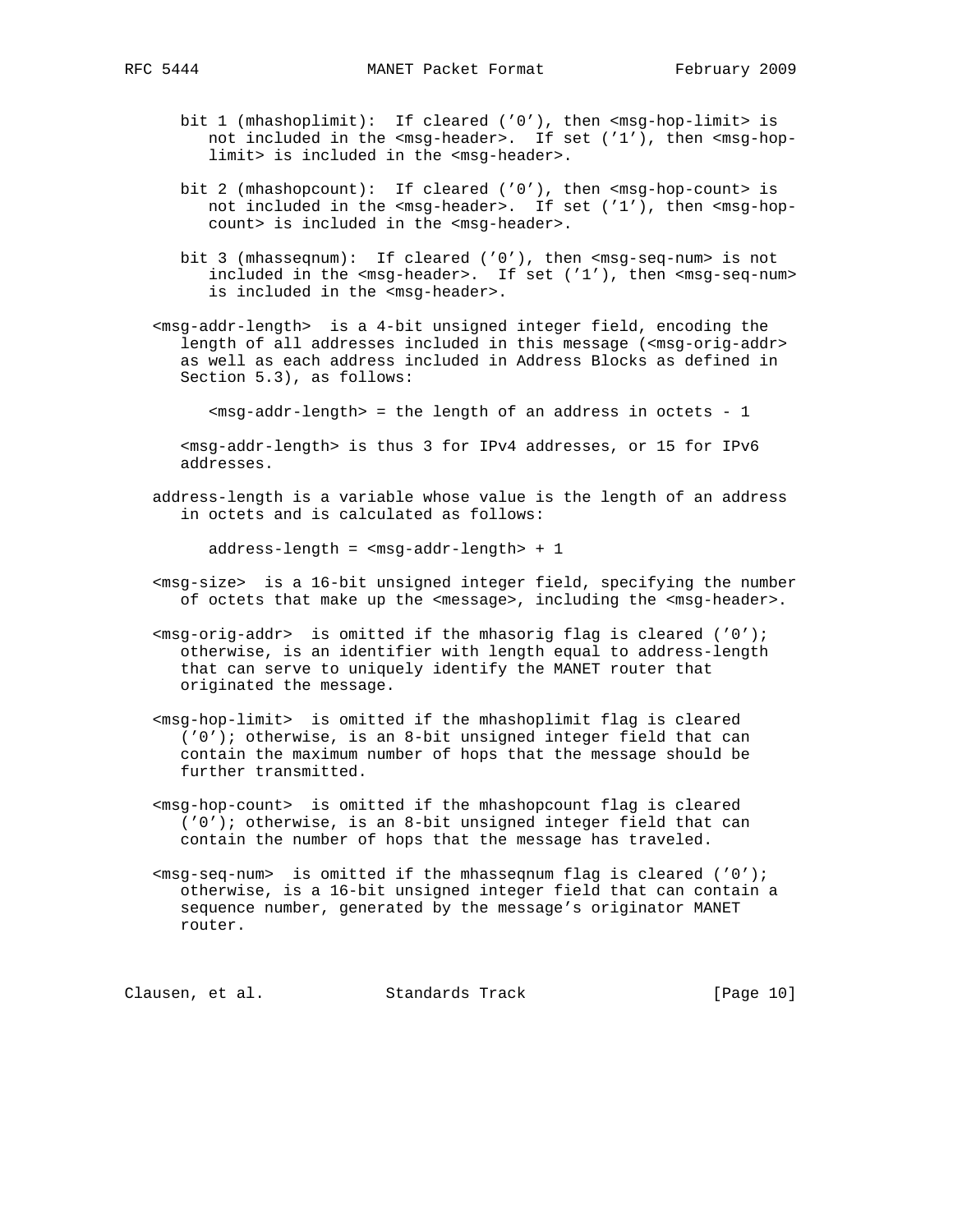bit 1 (mhashoplimit): If cleared ('0'), then <msg-hop-limit> is not included in the <msg-header>. If set ('1'), then <msg-hop-limit> is included in the <msg-header>.

bit 2 (mhashopcount): If cleared ('0'), then <msg-hop-count> is not included in the <msg-header>. If set ('1'), then <msg-hop-count> is included in the <msg-header>.

bit 3 (mhasseqnum): If cleared ('0'), then <msg-seq-num> is not included in the <msg-header>. If set ('1'), then <msg-seq-num> is included in the <msg-header>.

<msg-addr-length> is a 4-bit unsigned integer field, encoding the length of all addresses included in this message (<msg-orig-addr> as well as each address included in Address Blocks as defined in Section 5.3), as follows:

```
<msg-addr-length> = the length of an address in octets - 1
```

<msg-addr-length> is thus 3 for IPv4 addresses, or 15 for IPv6 addresses.

address-length is a variable whose value is the length of an address in octets and is calculated as follows:

```
address-length = <msg-addr-length> + 1
```

<msg-size> is a 16-bit unsigned integer field, specifying the number of octets that make up the <message>, including the <msg-header>.

<msg-orig-addr> is omitted if the mhasorig flag is cleared ('0'); otherwise, is an identifier with length equal to address-length that can serve to uniquely identify the MANET router that originated the message.

<msg-hop-limit> is omitted if the mhashoplimit flag is cleared ('0'); otherwise, is an 8-bit unsigned integer field that can contain the maximum number of hops that the message should be further transmitted.

<msg-hop-count> is omitted if the mhashopcount flag is cleared ('0'); otherwise, is an 8-bit unsigned integer field that can contain the number of hops that the message has traveled.

<msg-seq-num> is omitted if the mhasseqnum flag is cleared ('0'); otherwise, is a 16-bit unsigned integer field that can contain a sequence number, generated by the message's originator MANET router.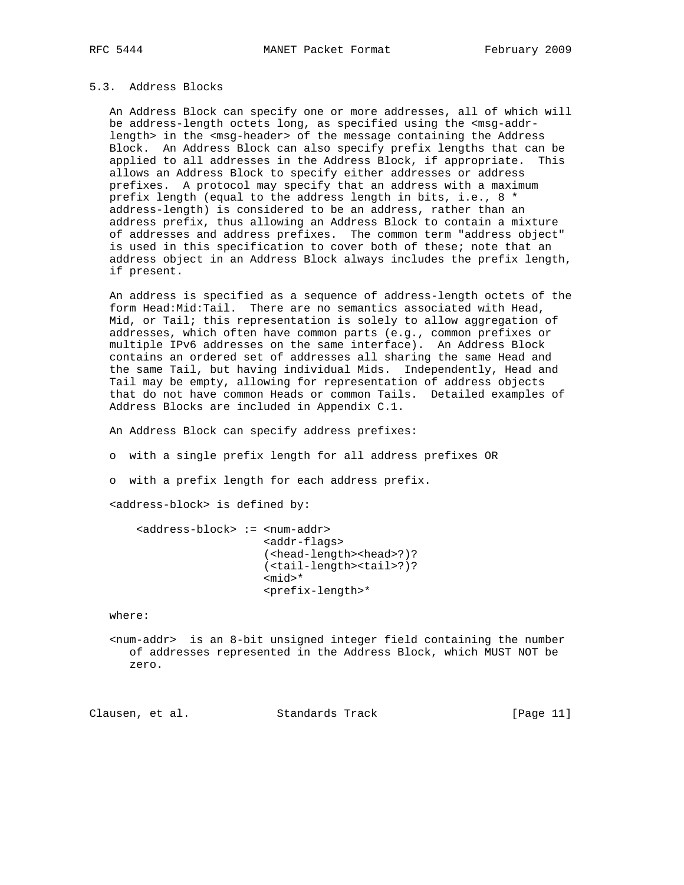## 5.3. Address Blocks

An Address Block can specify one or more addresses, all of which will be address-length octets long, as specified using the <msg-addr-length> in the <msg-header> of the message containing the Address Block. An Address Block can also specify prefix lengths that can be applied to all addresses in the Address Block, if appropriate. This allows an Address Block to specify either addresses or address prefixes. A protocol may specify that an address with a maximum prefix length (equal to the address length in bits, i.e., 8 * address-length) is considered to be an address, rather than an address prefix, thus allowing an Address Block to contain a mixture of addresses and address prefixes. The common term "address object" is used in this specification to cover both of these; note that an address object in an Address Block always includes the prefix length, if present.

An address is specified as a sequence of address-length octets of the form Head:Mid:Tail. There are no semantics associated with Head, Mid, or Tail; this representation is solely to allow aggregation of addresses, which often have common parts (e.g., common prefixes or multiple IPv6 addresses on the same interface). An Address Block contains an ordered set of addresses all sharing the same Head and the same Tail, but having individual Mids. Independently, Head and Tail may be empty, allowing for representation of address objects that do not have common Heads or common Tails. Detailed examples of Address Blocks are included in Appendix C.1.

An Address Block can specify address prefixes:

- with a single prefix length for all address prefixes OR
- with a prefix length for each address prefix.

<address-block> is defined by:

```
<address-block> := <num-addr>
                   <addr-flags>
                   (<head-length><head>?)?
                   (<tail-length><tail>?)?
                   <mid>*
                   <prefix-length>*
```

where:

<num-addr> is an 8-bit unsigned integer field containing the number of addresses represented in the Address Block, which MUST NOT be zero.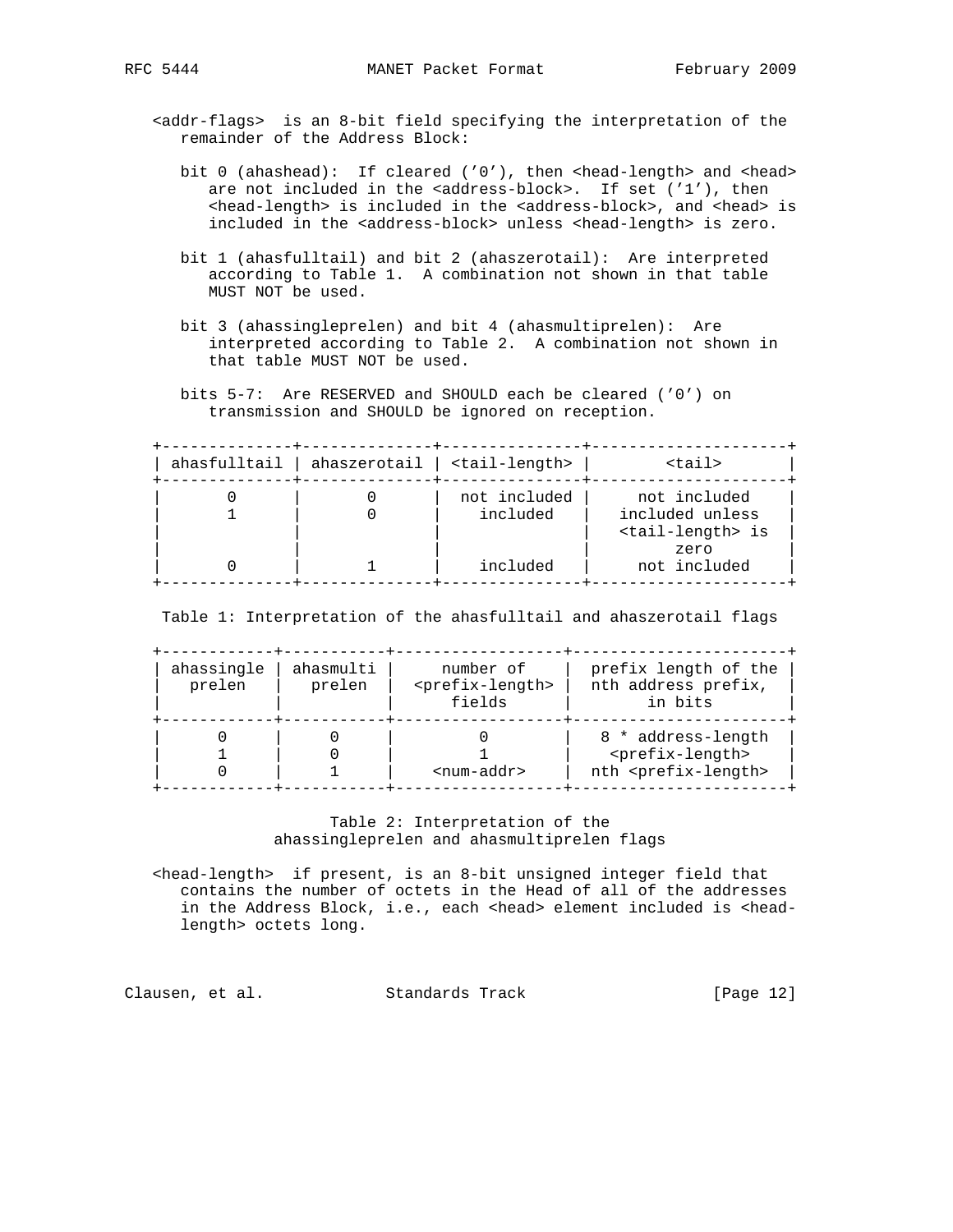<addr-flags>  is an 8-bit field specifying the interpretation of the remainder of the Address Block:

- bit 0 (ahashead):  If cleared ('0'), then <head-length> and <head> are not included in the <address-block>.  If set ('1'), then <head-length> is included in the <address-block>, and <head> is included in the <address-block> unless <head-length> is zero.

- bit 1 (ahasfulltail) and bit 2 (ahaszerotail):  Are interpreted according to Table 1.  A combination not shown in that table MUST NOT be used.

- bit 3 (ahassingleprelen) and bit 4 (ahasmultiprelen):  Are interpreted according to Table 2.  A combination not shown in that table MUST NOT be used.

- bits 5-7:  Are RESERVED and SHOULD each be cleared ('0') on transmission and SHOULD be ignored on reception.

| ahasfulltail | ahaszerotail | <tail-length> | <tail> |
|---|---|---|---|
| 0 | 0 | not included | not included |
| 1 | 0 | included | included unless <tail-length> is zero |
| 0 | 1 | included | not included |

Table 1: Interpretation of the ahasfulltail and ahaszerotail flags

| ahassingle prelen | ahasmulti prelen | number of <prefix-length> fields | prefix length of the nth address prefix, in bits |
|---|---|---|---|
| 0 | 0 | 0 | 8 * address-length |
| 1 | 0 | 1 | <prefix-length> |
| 0 | 1 | <num-addr> | nth <prefix-length> |

Table 2: Interpretation of the ahassingleprelen and ahasmultiprelen flags

<head-length>  if present, is an 8-bit unsigned integer field that contains the number of octets in the Head of all of the addresses in the Address Block, i.e., each <head> element included is <head-length> octets long.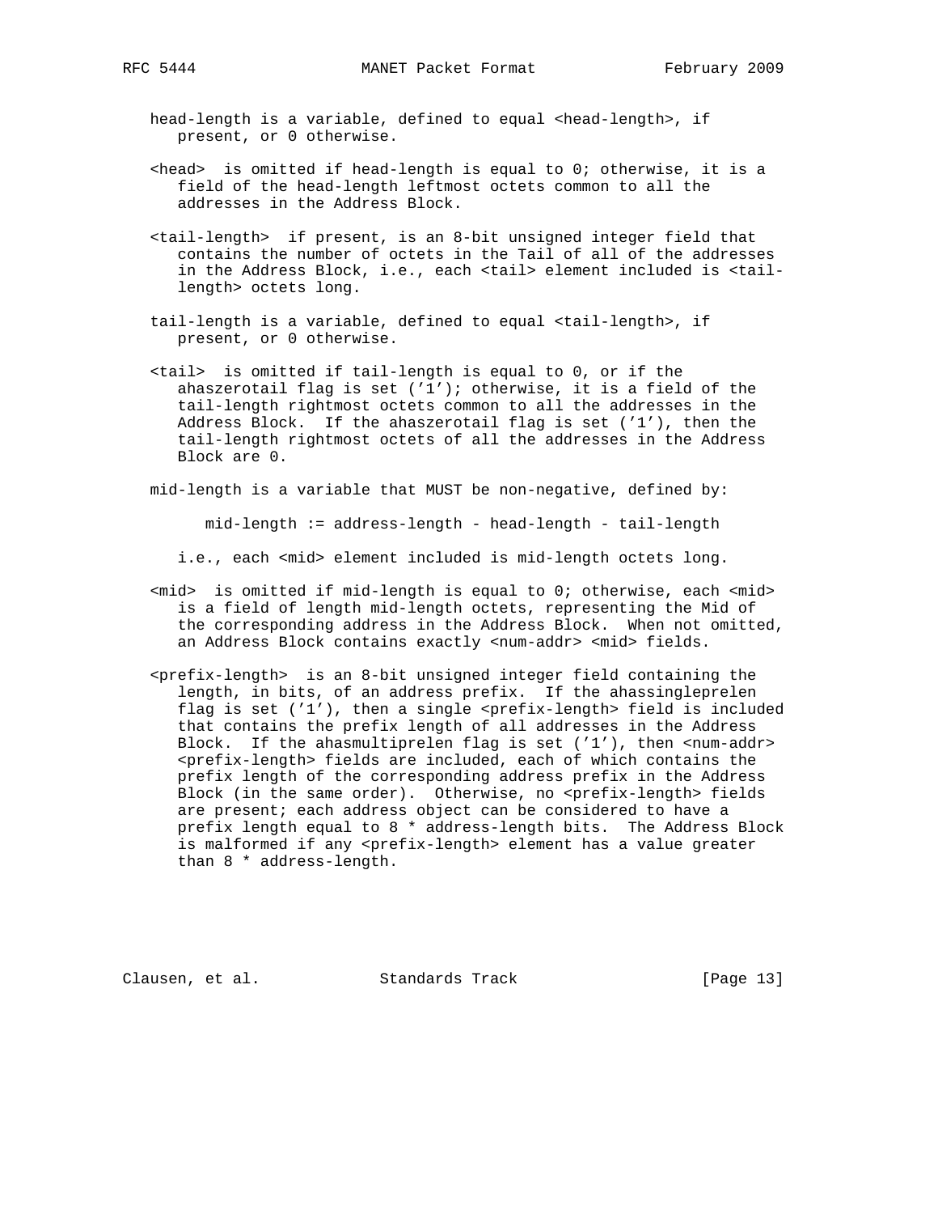head-length is a variable, defined to equal <head-length>, if present, or 0 otherwise.

<head> is omitted if head-length is equal to 0; otherwise, it is a field of the head-length leftmost octets common to all the addresses in the Address Block.

<tail-length> if present, is an 8-bit unsigned integer field that contains the number of octets in the Tail of all of the addresses in the Address Block, i.e., each <tail> element included is <tail-length> octets long.

tail-length is a variable, defined to equal <tail-length>, if present, or 0 otherwise.

<tail> is omitted if tail-length is equal to 0, or if the ahaszerotail flag is set ('1'); otherwise, it is a field of the tail-length rightmost octets common to all the addresses in the Address Block. If the ahaszerotail flag is set ('1'), then the tail-length rightmost octets of all the addresses in the Address Block are 0.

mid-length is a variable that MUST be non-negative, defined by:

```
mid-length := address-length - head-length - tail-length
```

i.e., each <mid> element included is mid-length octets long.

<mid> is omitted if mid-length is equal to 0; otherwise, each <mid> is a field of length mid-length octets, representing the Mid of the corresponding address in the Address Block. When not omitted, an Address Block contains exactly <num-addr> <mid> fields.

<prefix-length> is an 8-bit unsigned integer field containing the length, in bits, of an address prefix. If the ahassingleprelen flag is set ('1'), then a single <prefix-length> field is included that contains the prefix length of all addresses in the Address Block. If the ahasmultiprelen flag is set ('1'), then <num-addr> <prefix-length> fields are included, each of which contains the prefix length of the corresponding address prefix in the Address Block (in the same order). Otherwise, no <prefix-length> fields are present; each address object can be considered to have a prefix length equal to 8 * address-length bits. The Address Block is malformed if any <prefix-length> element has a value greater than 8 * address-length.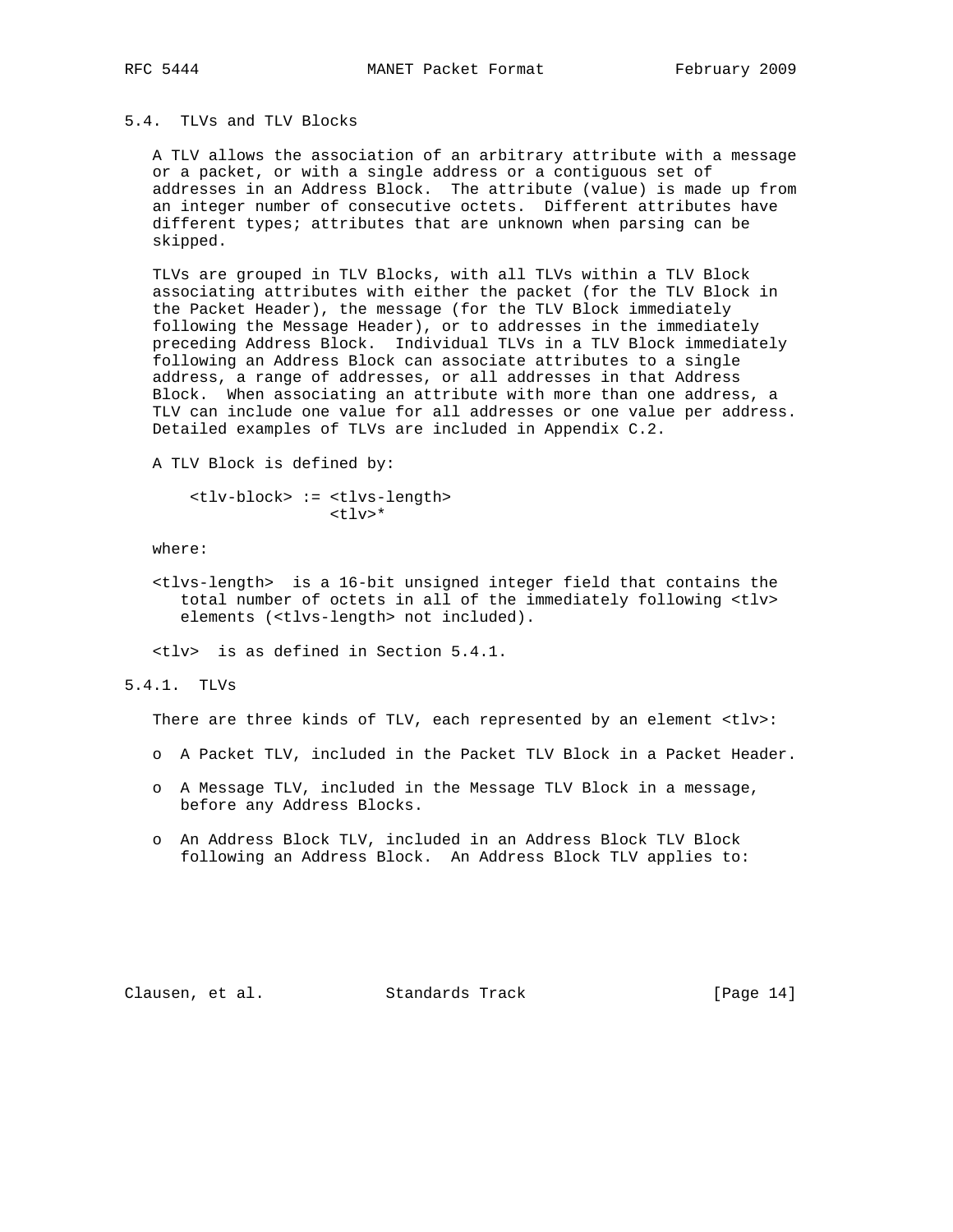### 5.4. TLVs and TLV Blocks

A TLV allows the association of an arbitrary attribute with a message or a packet, or with a single address or a contiguous set of addresses in an Address Block. The attribute (value) is made up from an integer number of consecutive octets. Different attributes have different types; attributes that are unknown when parsing can be skipped.

TLVs are grouped in TLV Blocks, with all TLVs within a TLV Block associating attributes with either the packet (for the TLV Block in the Packet Header), the message (for the TLV Block immediately following the Message Header), or to addresses in the immediately preceding Address Block. Individual TLVs in a TLV Block immediately following an Address Block can associate attributes to a single address, a range of addresses, or all addresses in that Address Block. When associating an attribute with more than one address, a TLV can include one value for all addresses or one value per address. Detailed examples of TLVs are included in Appendix C.2.

A TLV Block is defined by:

```
<tlv-block> := <tlvs-length>
               <tlv>*
```

where:

<tlvs-length> is a 16-bit unsigned integer field that contains the total number of octets in all of the immediately following <tlv> elements (<tlvs-length> not included).

<tlv> is as defined in Section 5.4.1.

#### 5.4.1. TLVs

There are three kinds of TLV, each represented by an element <tlv>:

- A Packet TLV, included in the Packet TLV Block in a Packet Header.
- A Message TLV, included in the Message TLV Block in a message, before any Address Blocks.
- An Address Block TLV, included in an Address Block TLV Block following an Address Block. An Address Block TLV applies to: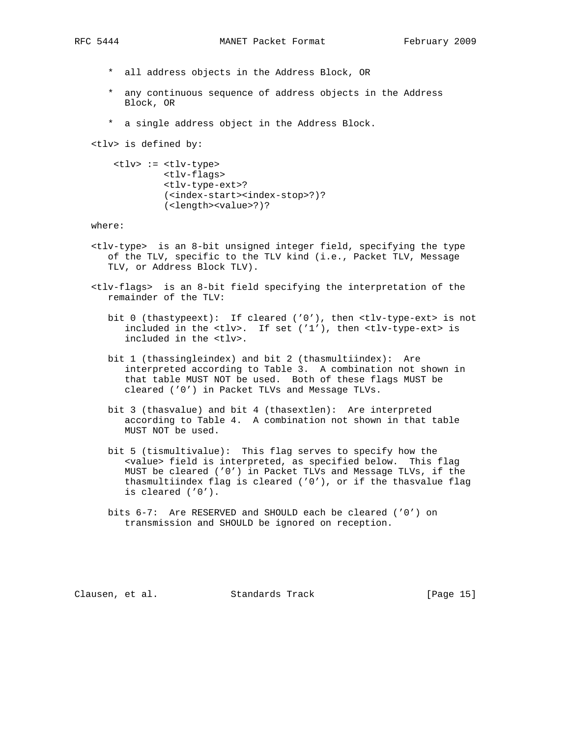* all address objects in the Address Block, OR

* any continuous sequence of address objects in the Address Block, OR

* a single address object in the Address Block.

<tlv> is defined by:

```
<tlv> := <tlv-type>
         <tlv-flags>
         <tlv-type-ext>?
         (<index-start><index-stop>?)?
         (<length><value>?)?
```

where:

<tlv-type> is an 8-bit unsigned integer field, specifying the type of the TLV, specific to the TLV kind (i.e., Packet TLV, Message TLV, or Address Block TLV).

<tlv-flags> is an 8-bit field specifying the interpretation of the remainder of the TLV:

bit 0 (thastypeext): If cleared ('0'), then <tlv-type-ext> is not included in the <tlv>. If set ('1'), then <tlv-type-ext> is included in the <tlv>.

bit 1 (thassingleindex) and bit 2 (thasmultiindex): Are interpreted according to Table 3. A combination not shown in that table MUST NOT be used. Both of these flags MUST be cleared ('0') in Packet TLVs and Message TLVs.

bit 3 (thasvalue) and bit 4 (thasextlen): Are interpreted according to Table 4. A combination not shown in that table MUST NOT be used.

bit 5 (tismultivalue): This flag serves to specify how the <value> field is interpreted, as specified below. This flag MUST be cleared ('0') in Packet TLVs and Message TLVs, if the thasmultiindex flag is cleared ('0'), or if the thasvalue flag is cleared ('0').

bits 6-7: Are RESERVED and SHOULD each be cleared ('0') on transmission and SHOULD be ignored on reception.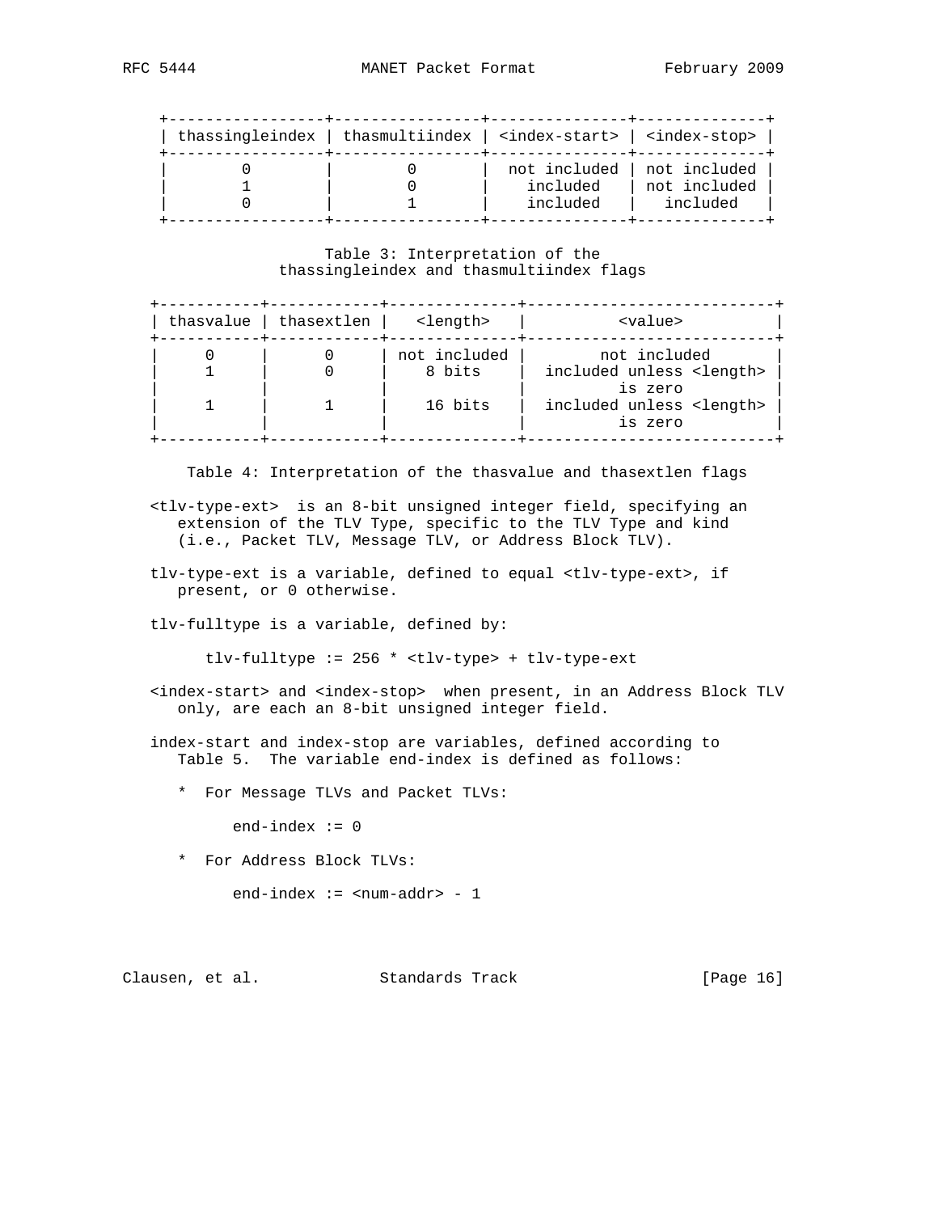| thassingleindex | thasmultiindex | <index-start> | <index-stop> |
|---|---|---|---|
| 0 | 0 | not included | not included |
| 1 | 0 | included | not included |
| 0 | 1 | included | included |

Table 3: Interpretation of the thassingleindex and thasmultiindex flags

| thasvalue | thasextlen | <length> | <value> |
|---|---|---|---|
| 0 | 0 | not included | not included |
| 1 | 0 | 8 bits | included unless <length> is zero |
| 1 | 1 | 16 bits | included unless <length> is zero |

Table 4: Interpretation of the thasvalue and thasextlen flags

<tlv-type-ext> is an 8-bit unsigned integer field, specifying an extension of the TLV Type, specific to the TLV Type and kind (i.e., Packet TLV, Message TLV, or Address Block TLV).

tlv-type-ext is a variable, defined to equal <tlv-type-ext>, if present, or 0 otherwise.

tlv-fulltype is a variable, defined by:

```
tlv-fulltype := 256 * <tlv-type> + tlv-type-ext
```

<index-start> and <index-stop> when present, in an Address Block TLV only, are each an 8-bit unsigned integer field.

index-start and index-stop are variables, defined according to Table 5. The variable end-index is defined as follows:

* For Message TLVs and Packet TLVs:

  ```
  end-index := 0
  ```

* For Address Block TLVs:

  ```
  end-index := <num-addr> - 1
  ```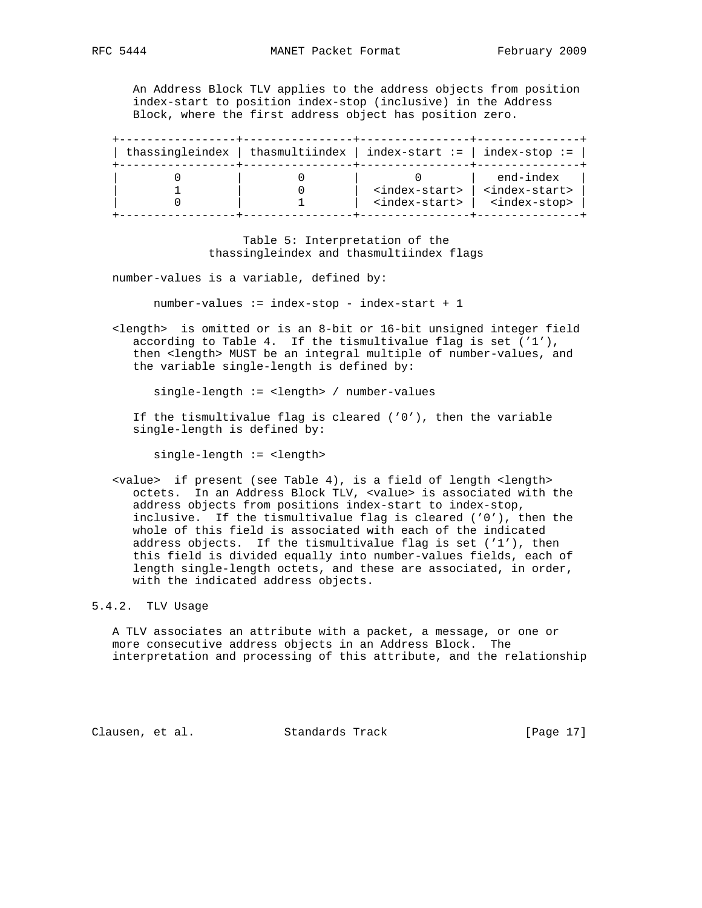An Address Block TLV applies to the address objects from position index-start to position index-stop (inclusive) in the Address Block, where the first address object has position zero.

| thassingleindex | thasmultiindex | index-start := | index-stop := |
|---|---|---|---|
| 0 | 0 | 0 | end-index |
| 1 | 0 | <index-start> | <index-start> |
| 0 | 1 | <index-start> | <index-stop> |

Table 5: Interpretation of the thassingleindex and thasmultiindex flags

number-values is a variable, defined by:

number-values := index-stop - index-start + 1

<length> is omitted or is an 8-bit or 16-bit unsigned integer field according to Table 4. If the tismultivalue flag is set ('1'), then <length> MUST be an integral multiple of number-values, and the variable single-length is defined by:

single-length := <length> / number-values

If the tismultivalue flag is cleared ('0'), then the variable single-length is defined by:

single-length := <length>

<value> if present (see Table 4), is a field of length <length> octets. In an Address Block TLV, <value> is associated with the address objects from positions index-start to index-stop, inclusive. If the tismultivalue flag is cleared ('0'), then the whole of this field is associated with each of the indicated address objects. If the tismultivalue flag is set ('1'), then this field is divided equally into number-values fields, each of length single-length octets, and these are associated, in order, with the indicated address objects.

### 5.4.2. TLV Usage

A TLV associates an attribute with a packet, a message, or one or more consecutive address objects in an Address Block. The interpretation and processing of this attribute, and the relationship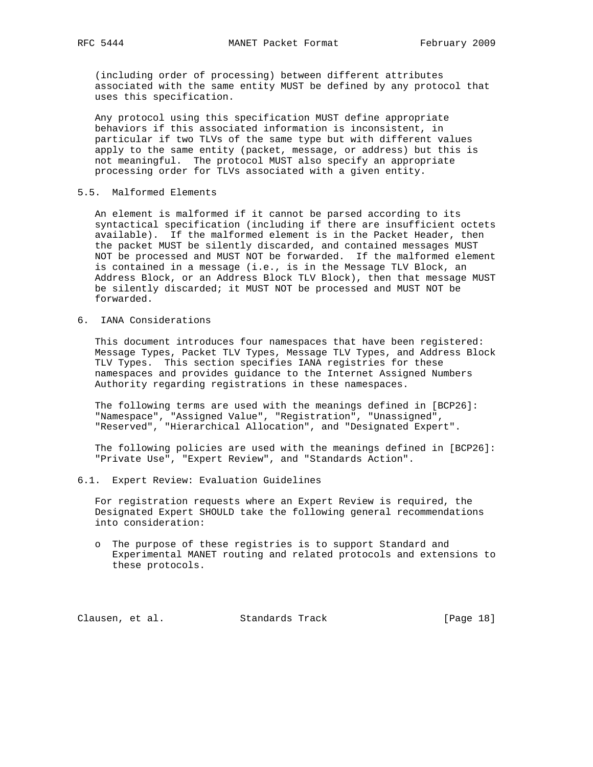(including order of processing) between different attributes associated with the same entity MUST be defined by any protocol that uses this specification.

Any protocol using this specification MUST define appropriate behaviors if this associated information is inconsistent, in particular if two TLVs of the same type but with different values apply to the same entity (packet, message, or address) but this is not meaningful. The protocol MUST also specify an appropriate processing order for TLVs associated with a given entity.

### 5.5. Malformed Elements

An element is malformed if it cannot be parsed according to its syntactical specification (including if there are insufficient octets available). If the malformed element is in the Packet Header, then the packet MUST be silently discarded, and contained messages MUST NOT be processed and MUST NOT be forwarded. If the malformed element is contained in a message (i.e., is in the Message TLV Block, an Address Block, or an Address Block TLV Block), then that message MUST be silently discarded; it MUST NOT be processed and MUST NOT be forwarded.

## 6. IANA Considerations

This document introduces four namespaces that have been registered: Message Types, Packet TLV Types, Message TLV Types, and Address Block TLV Types. This section specifies IANA registries for these namespaces and provides guidance to the Internet Assigned Numbers Authority regarding registrations in these namespaces.

The following terms are used with the meanings defined in [BCP26]: "Namespace", "Assigned Value", "Registration", "Unassigned", "Reserved", "Hierarchical Allocation", and "Designated Expert".

The following policies are used with the meanings defined in [BCP26]: "Private Use", "Expert Review", and "Standards Action".

### 6.1. Expert Review: Evaluation Guidelines

For registration requests where an Expert Review is required, the Designated Expert SHOULD take the following general recommendations into consideration:

- The purpose of these registries is to support Standard and Experimental MANET routing and related protocols and extensions to these protocols.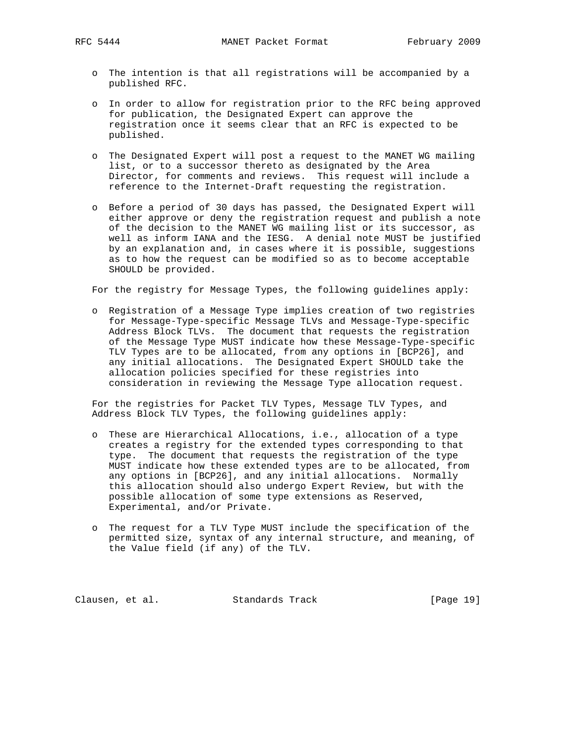- The intention is that all registrations will be accompanied by a published RFC.

- In order to allow for registration prior to the RFC being approved for publication, the Designated Expert can approve the registration once it seems clear that an RFC is expected to be published.

- The Designated Expert will post a request to the MANET WG mailing list, or to a successor thereto as designated by the Area Director, for comments and reviews. This request will include a reference to the Internet-Draft requesting the registration.

- Before a period of 30 days has passed, the Designated Expert will either approve or deny the registration request and publish a note of the decision to the MANET WG mailing list or its successor, as well as inform IANA and the IESG. A denial note MUST be justified by an explanation and, in cases where it is possible, suggestions as to how the request can be modified so as to become acceptable SHOULD be provided.

For the registry for Message Types, the following guidelines apply:

- Registration of a Message Type implies creation of two registries for Message-Type-specific Message TLVs and Message-Type-specific Address Block TLVs. The document that requests the registration of the Message Type MUST indicate how these Message-Type-specific TLV Types are to be allocated, from any options in [BCP26], and any initial allocations. The Designated Expert SHOULD take the allocation policies specified for these registries into consideration in reviewing the Message Type allocation request.

For the registries for Packet TLV Types, Message TLV Types, and Address Block TLV Types, the following guidelines apply:

- These are Hierarchical Allocations, i.e., allocation of a type creates a registry for the extended types corresponding to that type. The document that requests the registration of the type MUST indicate how these extended types are to be allocated, from any options in [BCP26], and any initial allocations. Normally this allocation should also undergo Expert Review, but with the possible allocation of some type extensions as Reserved, Experimental, and/or Private.

- The request for a TLV Type MUST include the specification of the permitted size, syntax of any internal structure, and meaning, of the Value field (if any) of the TLV.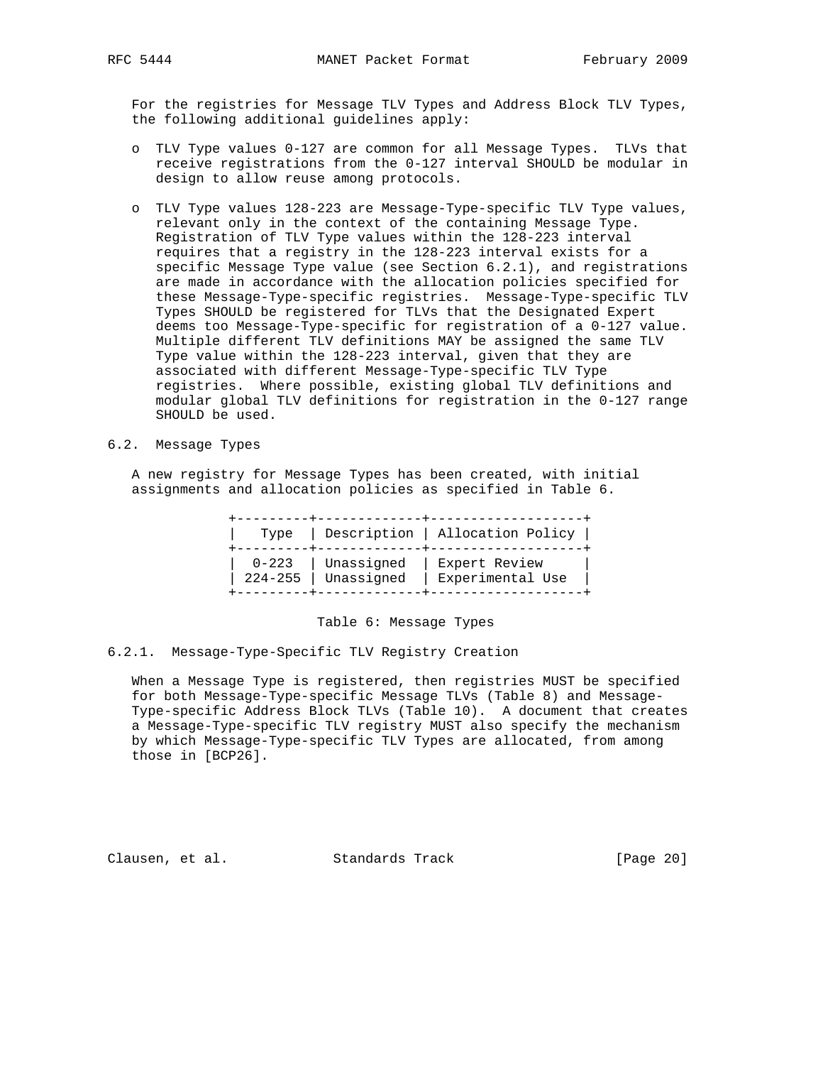For the registries for Message TLV Types and Address Block TLV Types, the following additional guidelines apply:

- TLV Type values 0-127 are common for all Message Types. TLVs that receive registrations from the 0-127 interval SHOULD be modular in design to allow reuse among protocols.

- TLV Type values 128-223 are Message-Type-specific TLV Type values, relevant only in the context of the containing Message Type. Registration of TLV Type values within the 128-223 interval requires that a registry in the 128-223 interval exists for a specific Message Type value (see Section 6.2.1), and registrations are made in accordance with the allocation policies specified for these Message-Type-specific registries. Message-Type-specific TLV Types SHOULD be registered for TLVs that the Designated Expert deems too Message-Type-specific for registration of a 0-127 value. Multiple different TLV definitions MAY be assigned the same TLV Type value within the 128-223 interval, given that they are associated with different Message-Type-specific TLV Type registries. Where possible, existing global TLV definitions and modular global TLV definitions for registration in the 0-127 range SHOULD be used.

## 6.2. Message Types

A new registry for Message Types has been created, with initial assignments and allocation policies as specified in Table 6.

| Type | Description | Allocation Policy |
|---|---|---|
| 0-223 | Unassigned | Expert Review |
| 224-255 | Unassigned | Experimental Use |

Table 6: Message Types

### 6.2.1. Message-Type-Specific TLV Registry Creation

When a Message Type is registered, then registries MUST be specified for both Message-Type-specific Message TLVs (Table 8) and Message-Type-specific Address Block TLVs (Table 10). A document that creates a Message-Type-specific TLV registry MUST also specify the mechanism by which Message-Type-specific TLV Types are allocated, from among those in [BCP26].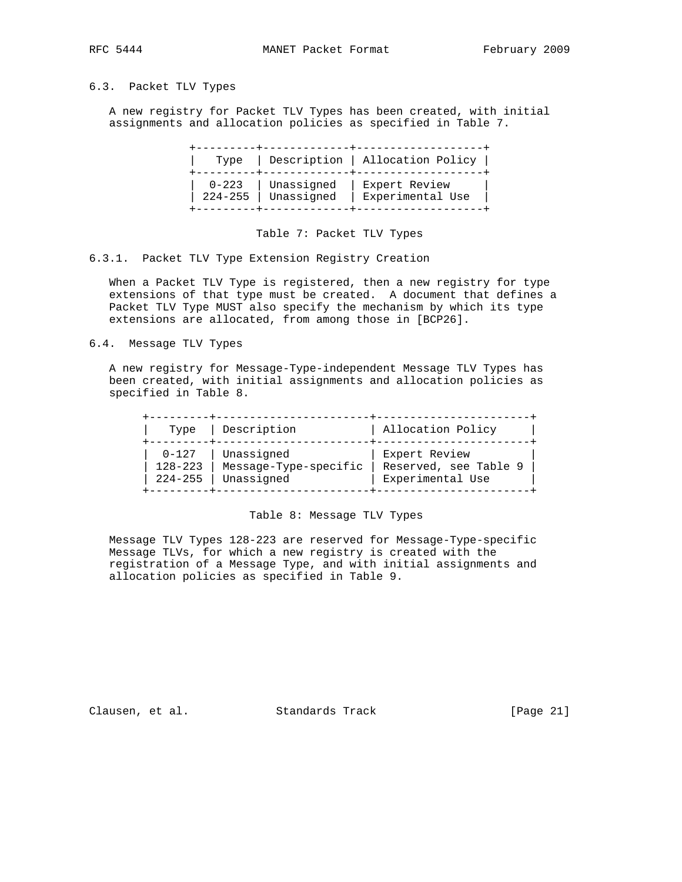## 6.3. Packet TLV Types

A new registry for Packet TLV Types has been created, with initial assignments and allocation policies as specified in Table 7.

| Type | Description | Allocation Policy |
|---|---|---|
| 0-223 | Unassigned | Expert Review |
| 224-255 | Unassigned | Experimental Use |

Table 7: Packet TLV Types

### 6.3.1. Packet TLV Type Extension Registry Creation

When a Packet TLV Type is registered, then a new registry for type extensions of that type must be created. A document that defines a Packet TLV Type MUST also specify the mechanism by which its type extensions are allocated, from among those in [BCP26].

## 6.4. Message TLV Types

A new registry for Message-Type-independent Message TLV Types has been created, with initial assignments and allocation policies as specified in Table 8.

| Type | Description | Allocation Policy |
|---|---|---|
| 0-127 | Unassigned | Expert Review |
| 128-223 | Message-Type-specific | Reserved, see Table 9 |
| 224-255 | Unassigned | Experimental Use |

Table 8: Message TLV Types

Message TLV Types 128-223 are reserved for Message-Type-specific Message TLVs, for which a new registry is created with the registration of a Message Type, and with initial assignments and allocation policies as specified in Table 9.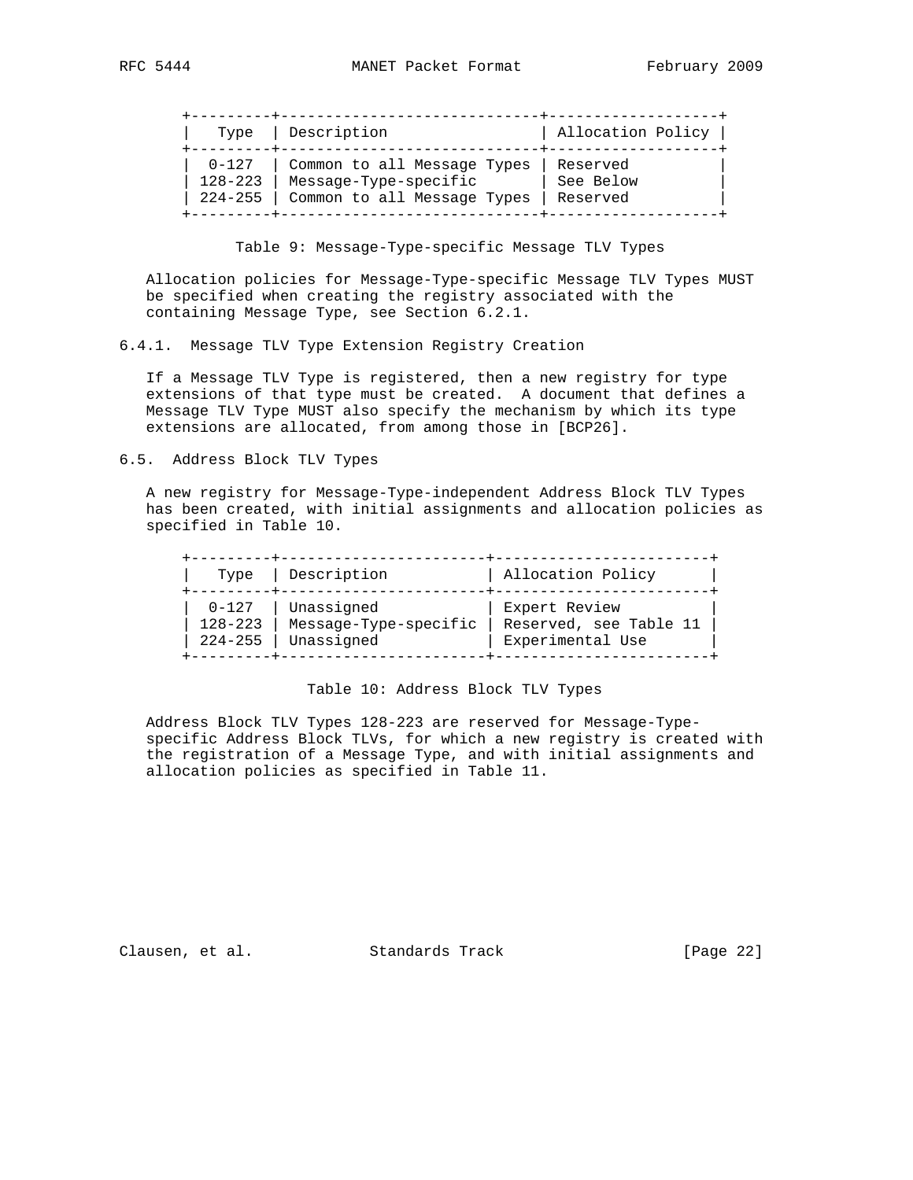| Type | Description | Allocation Policy |
| --- | --- | --- |
| 0-127 | Common to all Message Types | Reserved |
| 128-223 | Message-Type-specific | See Below |
| 224-255 | Common to all Message Types | Reserved |

Table 9: Message-Type-specific Message TLV Types

Allocation policies for Message-Type-specific Message TLV Types MUST be specified when creating the registry associated with the containing Message Type, see Section 6.2.1.

### 6.4.1. Message TLV Type Extension Registry Creation

If a Message TLV Type is registered, then a new registry for type extensions of that type must be created. A document that defines a Message TLV Type MUST also specify the mechanism by which its type extensions are allocated, from among those in [BCP26].

## 6.5. Address Block TLV Types

A new registry for Message-Type-independent Address Block TLV Types has been created, with initial assignments and allocation policies as specified in Table 10.

| Type | Description | Allocation Policy |
| --- | --- | --- |
| 0-127 | Unassigned | Expert Review |
| 128-223 | Message-Type-specific | Reserved, see Table 11 |
| 224-255 | Unassigned | Experimental Use |

Table 10: Address Block TLV Types

Address Block TLV Types 128-223 are reserved for Message-Type-specific Address Block TLVs, for which a new registry is created with the registration of a Message Type, and with initial assignments and allocation policies as specified in Table 11.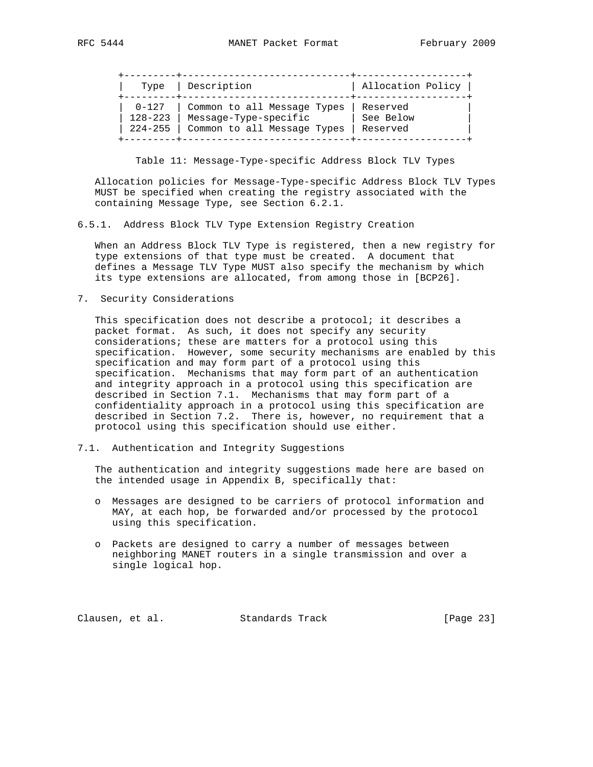| Type | Description | Allocation Policy |
|---|---|---|
| 0-127 | Common to all Message Types | Reserved |
| 128-223 | Message-Type-specific | See Below |
| 224-255 | Common to all Message Types | Reserved |

Table 11: Message-Type-specific Address Block TLV Types

Allocation policies for Message-Type-specific Address Block TLV Types MUST be specified when creating the registry associated with the containing Message Type, see Section 6.2.1.

### 6.5.1. Address Block TLV Type Extension Registry Creation

When an Address Block TLV Type is registered, then a new registry for type extensions of that type must be created. A document that defines a Message TLV Type MUST also specify the mechanism by which its type extensions are allocated, from among those in [BCP26].

## 7. Security Considerations

This specification does not describe a protocol; it describes a packet format. As such, it does not specify any security considerations; these are matters for a protocol using this specification. However, some security mechanisms are enabled by this specification and may form part of a protocol using this specification. Mechanisms that may form part of an authentication and integrity approach in a protocol using this specification are described in Section 7.1. Mechanisms that may form part of a confidentiality approach in a protocol using this specification are described in Section 7.2. There is, however, no requirement that a protocol using this specification should use either.

### 7.1. Authentication and Integrity Suggestions

The authentication and integrity suggestions made here are based on the intended usage in Appendix B, specifically that:

- Messages are designed to be carriers of protocol information and MAY, at each hop, be forwarded and/or processed by the protocol using this specification.

- Packets are designed to carry a number of messages between neighboring MANET routers in a single transmission and over a single logical hop.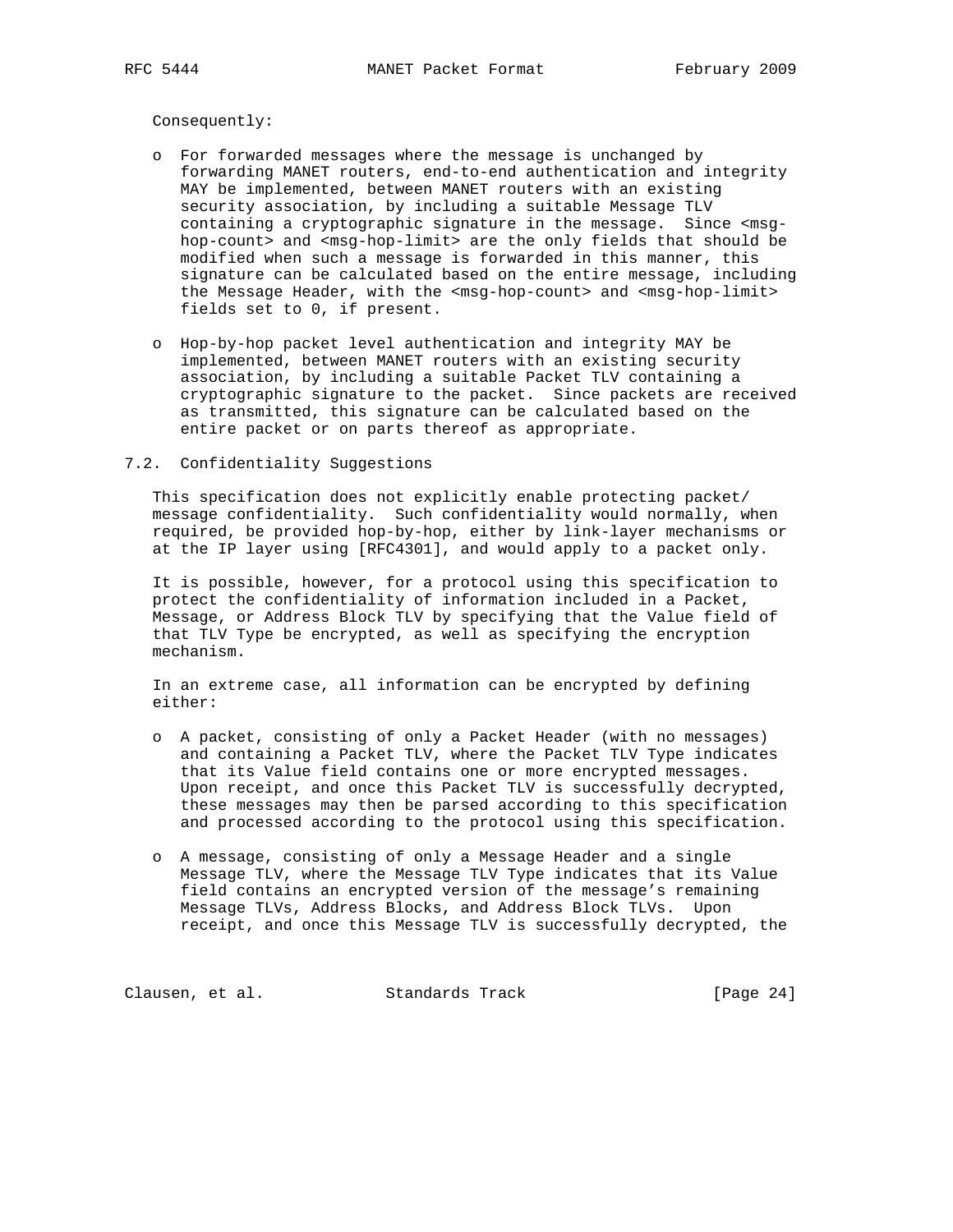Consequently:

- For forwarded messages where the message is unchanged by forwarding MANET routers, end-to-end authentication and integrity MAY be implemented, between MANET routers with an existing security association, by including a suitable Message TLV containing a cryptographic signature in the message. Since <msg-hop-count> and <msg-hop-limit> are the only fields that should be modified when such a message is forwarded in this manner, this signature can be calculated based on the entire message, including the Message Header, with the <msg-hop-count> and <msg-hop-limit> fields set to 0, if present.

- Hop-by-hop packet level authentication and integrity MAY be implemented, between MANET routers with an existing security association, by including a suitable Packet TLV containing a cryptographic signature to the packet. Since packets are received as transmitted, this signature can be calculated based on the entire packet or on parts thereof as appropriate.

## 7.2. Confidentiality Suggestions

This specification does not explicitly enable protecting packet/message confidentiality. Such confidentiality would normally, when required, be provided hop-by-hop, either by link-layer mechanisms or at the IP layer using [RFC4301], and would apply to a packet only.

It is possible, however, for a protocol using this specification to protect the confidentiality of information included in a Packet, Message, or Address Block TLV by specifying that the Value field of that TLV Type be encrypted, as well as specifying the encryption mechanism.

In an extreme case, all information can be encrypted by defining either:

- A packet, consisting of only a Packet Header (with no messages) and containing a Packet TLV, where the Packet TLV Type indicates that its Value field contains one or more encrypted messages. Upon receipt, and once this Packet TLV is successfully decrypted, these messages may then be parsed according to this specification and processed according to the protocol using this specification.

- A message, consisting of only a Message Header and a single Message TLV, where the Message TLV Type indicates that its Value field contains an encrypted version of the message's remaining Message TLVs, Address Blocks, and Address Block TLVs. Upon receipt, and once this Message TLV is successfully decrypted, the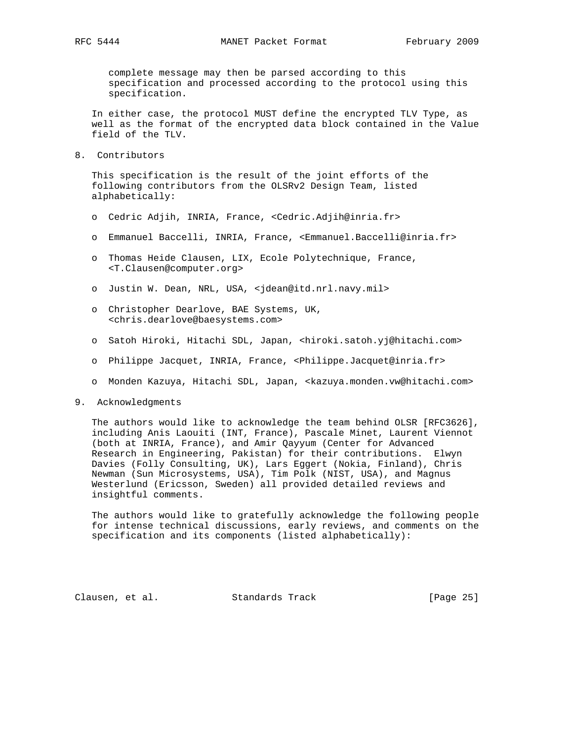complete message may then be parsed according to this specification and processed according to the protocol using this specification.

In either case, the protocol MUST define the encrypted TLV Type, as well as the format of the encrypted data block contained in the Value field of the TLV.

## 8. Contributors

This specification is the result of the joint efforts of the following contributors from the OLSRv2 Design Team, listed alphabetically:

- Cedric Adjih, INRIA, France, <Cedric.Adjih@inria.fr>
- Emmanuel Baccelli, INRIA, France, <Emmanuel.Baccelli@inria.fr>
- Thomas Heide Clausen, LIX, Ecole Polytechnique, France, <T.Clausen@computer.org>
- Justin W. Dean, NRL, USA, <jdean@itd.nrl.navy.mil>
- Christopher Dearlove, BAE Systems, UK, <chris.dearlove@baesystems.com>
- Satoh Hiroki, Hitachi SDL, Japan, <hiroki.satoh.yj@hitachi.com>
- Philippe Jacquet, INRIA, France, <Philippe.Jacquet@inria.fr>
- Monden Kazuya, Hitachi SDL, Japan, <kazuya.monden.vw@hitachi.com>

## 9. Acknowledgments

The authors would like to acknowledge the team behind OLSR [RFC3626], including Anis Laouiti (INT, France), Pascale Minet, Laurent Viennot (both at INRIA, France), and Amir Qayyum (Center for Advanced Research in Engineering, Pakistan) for their contributions. Elwyn Davies (Folly Consulting, UK), Lars Eggert (Nokia, Finland), Chris Newman (Sun Microsystems, USA), Tim Polk (NIST, USA), and Magnus Westerlund (Ericsson, Sweden) all provided detailed reviews and insightful comments.

The authors would like to gratefully acknowledge the following people for intense technical discussions, early reviews, and comments on the specification and its components (listed alphabetically):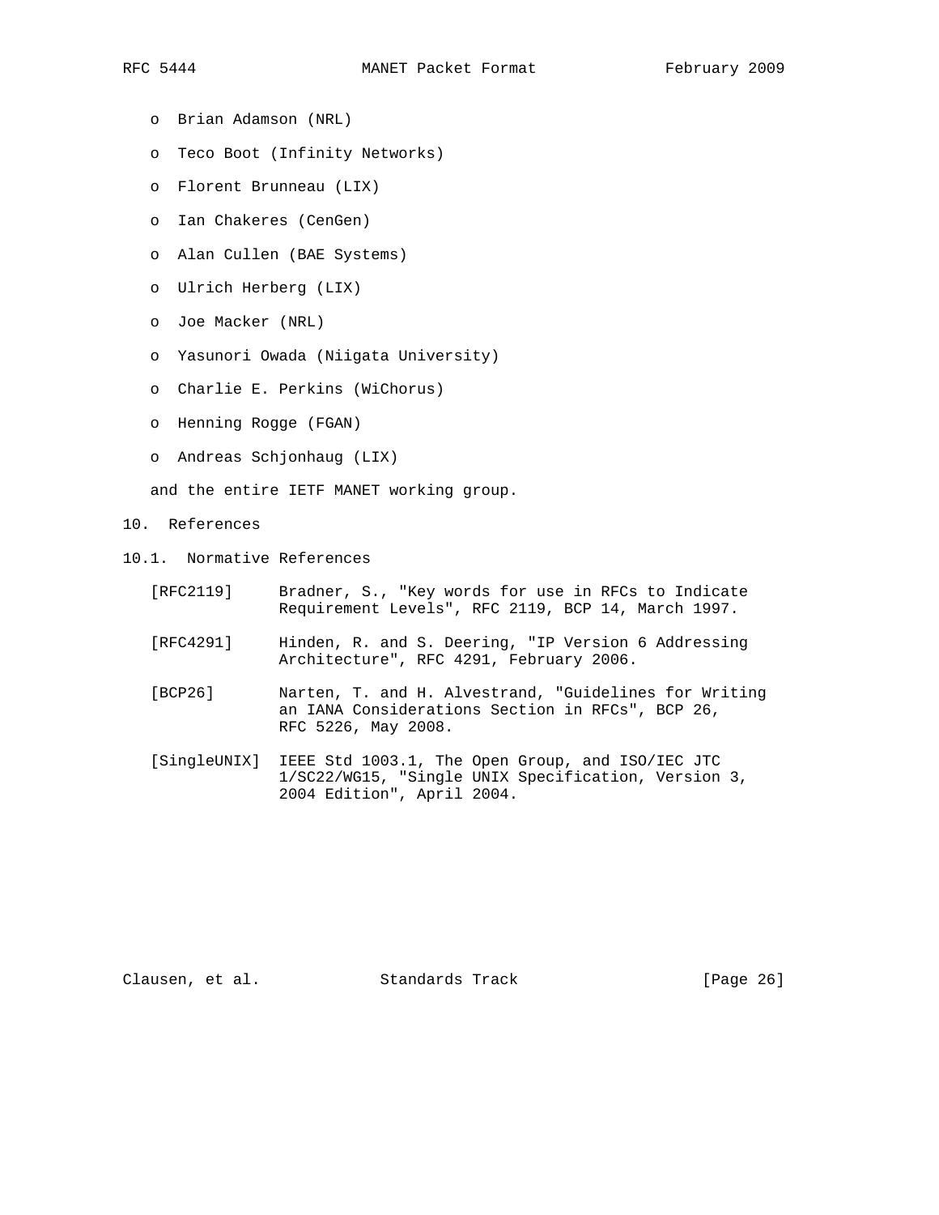- Brian Adamson (NRL)
- Teco Boot (Infinity Networks)
- Florent Brunneau (LIX)
- Ian Chakeres (CenGen)
- Alan Cullen (BAE Systems)
- Ulrich Herberg (LIX)
- Joe Macker (NRL)
- Yasunori Owada (Niigata University)
- Charlie E. Perkins (WiChorus)
- Henning Rogge (FGAN)
- Andreas Schjonhaug (LIX)

and the entire IETF MANET working group.

# 10. References

## 10.1. Normative References

[RFC2119] Bradner, S., "Key words for use in RFCs to Indicate Requirement Levels", RFC 2119, BCP 14, March 1997.

[RFC4291] Hinden, R. and S. Deering, "IP Version 6 Addressing Architecture", RFC 4291, February 2006.

[BCP26] Narten, T. and H. Alvestrand, "Guidelines for Writing an IANA Considerations Section in RFCs", BCP 26, RFC 5226, May 2008.

[SingleUNIX] IEEE Std 1003.1, The Open Group, and ISO/IEC JTC 1/SC22/WG15, "Single UNIX Specification, Version 3, 2004 Edition", April 2004.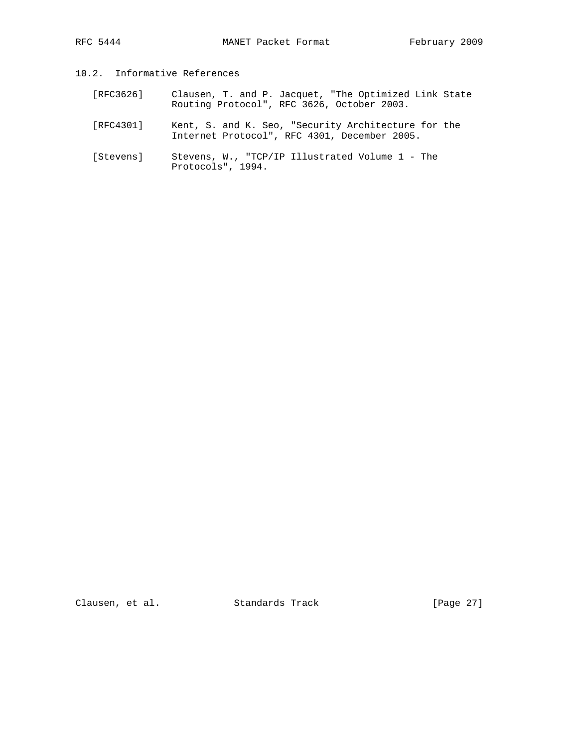## 10.2. Informative References

[RFC3626] Clausen, T. and P. Jacquet, "The Optimized Link State Routing Protocol", RFC 3626, October 2003.

[RFC4301] Kent, S. and K. Seo, "Security Architecture for the Internet Protocol", RFC 4301, December 2005.

[Stevens] Stevens, W., "TCP/IP Illustrated Volume 1 - The Protocols", 1994.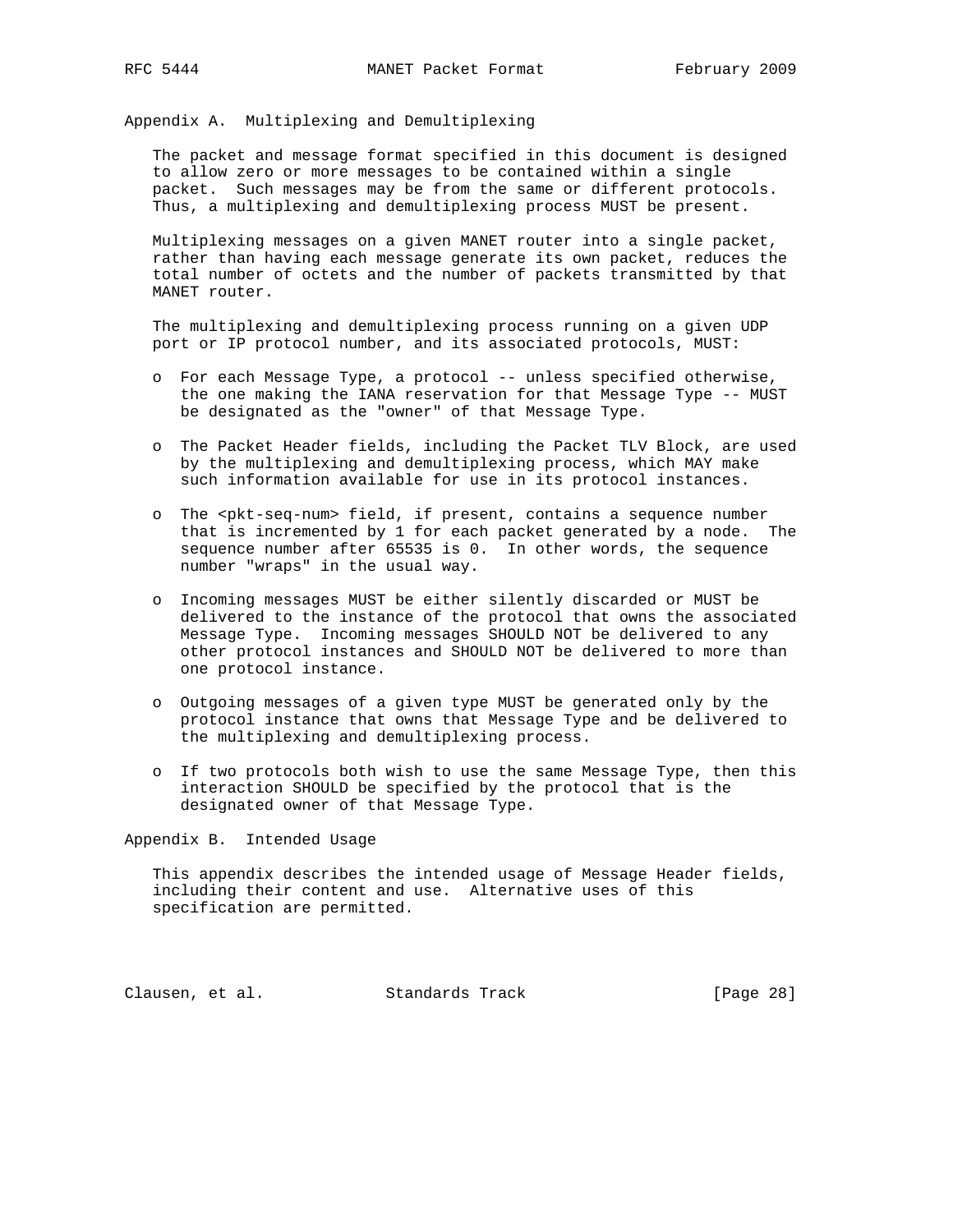## Appendix A. Multiplexing and Demultiplexing

The packet and message format specified in this document is designed to allow zero or more messages to be contained within a single packet. Such messages may be from the same or different protocols. Thus, a multiplexing and demultiplexing process MUST be present.

Multiplexing messages on a given MANET router into a single packet, rather than having each message generate its own packet, reduces the total number of octets and the number of packets transmitted by that MANET router.

The multiplexing and demultiplexing process running on a given UDP port or IP protocol number, and its associated protocols, MUST:

- For each Message Type, a protocol -- unless specified otherwise, the one making the IANA reservation for that Message Type -- MUST be designated as the "owner" of that Message Type.
- The Packet Header fields, including the Packet TLV Block, are used by the multiplexing and demultiplexing process, which MAY make such information available for use in its protocol instances.
- The <pkt-seq-num> field, if present, contains a sequence number that is incremented by 1 for each packet generated by a node. The sequence number after 65535 is 0. In other words, the sequence number "wraps" in the usual way.
- Incoming messages MUST be either silently discarded or MUST be delivered to the instance of the protocol that owns the associated Message Type. Incoming messages SHOULD NOT be delivered to any other protocol instances and SHOULD NOT be delivered to more than one protocol instance.
- Outgoing messages of a given type MUST be generated only by the protocol instance that owns that Message Type and be delivered to the multiplexing and demultiplexing process.
- If two protocols both wish to use the same Message Type, then this interaction SHOULD be specified by the protocol that is the designated owner of that Message Type.

## Appendix B. Intended Usage

This appendix describes the intended usage of Message Header fields, including their content and use. Alternative uses of this specification are permitted.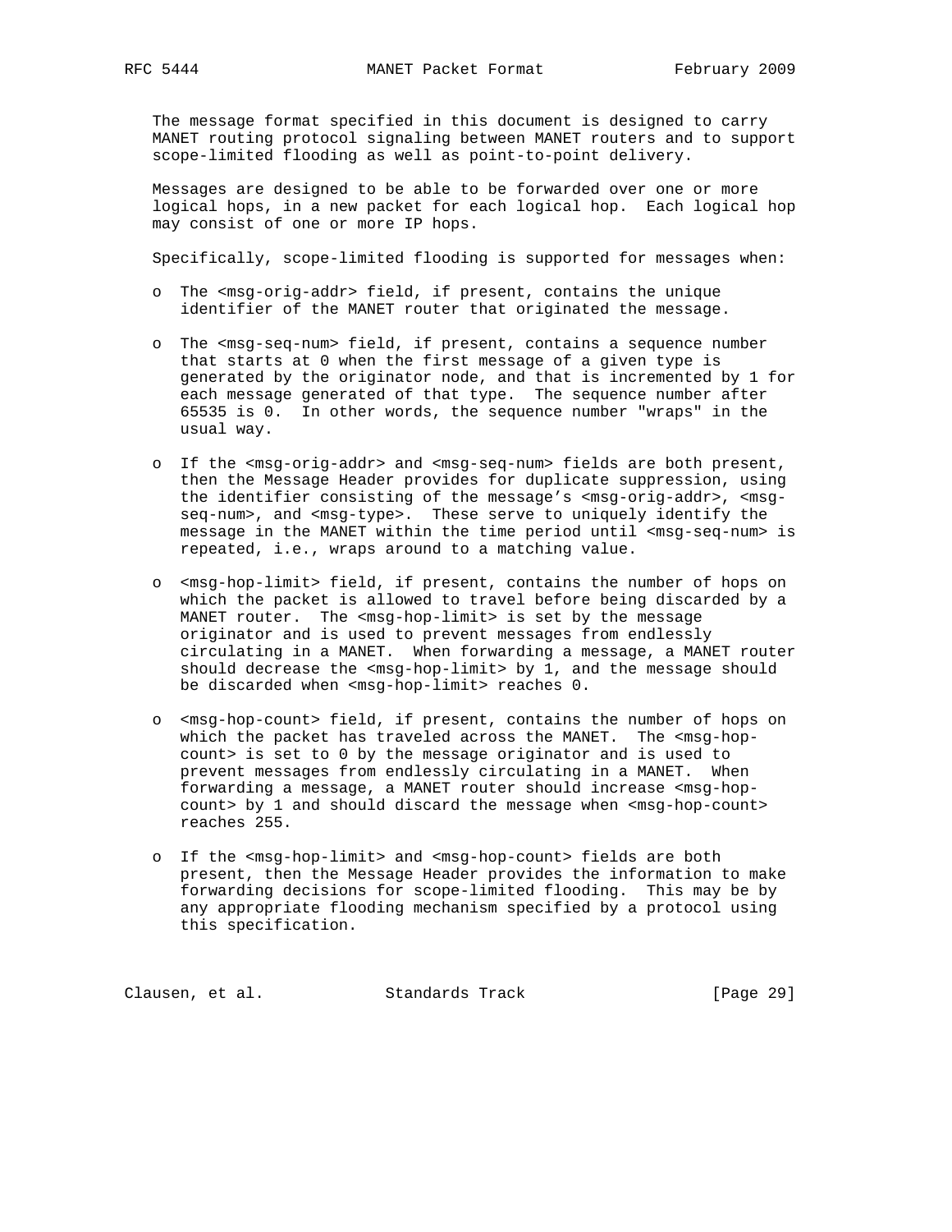The message format specified in this document is designed to carry MANET routing protocol signaling between MANET routers and to support scope-limited flooding as well as point-to-point delivery.

Messages are designed to be able to be forwarded over one or more logical hops, in a new packet for each logical hop. Each logical hop may consist of one or more IP hops.

Specifically, scope-limited flooding is supported for messages when:

- The <msg-orig-addr> field, if present, contains the unique identifier of the MANET router that originated the message.
- The <msg-seq-num> field, if present, contains a sequence number that starts at 0 when the first message of a given type is generated by the originator node, and that is incremented by 1 for each message generated of that type. The sequence number after 65535 is 0. In other words, the sequence number "wraps" in the usual way.
- If the <msg-orig-addr> and <msg-seq-num> fields are both present, then the Message Header provides for duplicate suppression, using the identifier consisting of the message's <msg-orig-addr>, <msg-seq-num>, and <msg-type>. These serve to uniquely identify the message in the MANET within the time period until <msg-seq-num> is repeated, i.e., wraps around to a matching value.
- <msg-hop-limit> field, if present, contains the number of hops on which the packet is allowed to travel before being discarded by a MANET router. The <msg-hop-limit> is set by the message originator and is used to prevent messages from endlessly circulating in a MANET. When forwarding a message, a MANET router should decrease the <msg-hop-limit> by 1, and the message should be discarded when <msg-hop-limit> reaches 0.
- <msg-hop-count> field, if present, contains the number of hops on which the packet has traveled across the MANET. The <msg-hop-count> is set to 0 by the message originator and is used to prevent messages from endlessly circulating in a MANET. When forwarding a message, a MANET router should increase <msg-hop-count> by 1 and should discard the message when <msg-hop-count> reaches 255.
- If the <msg-hop-limit> and <msg-hop-count> fields are both present, then the Message Header provides the information to make forwarding decisions for scope-limited flooding. This may be by any appropriate flooding mechanism specified by a protocol using this specification.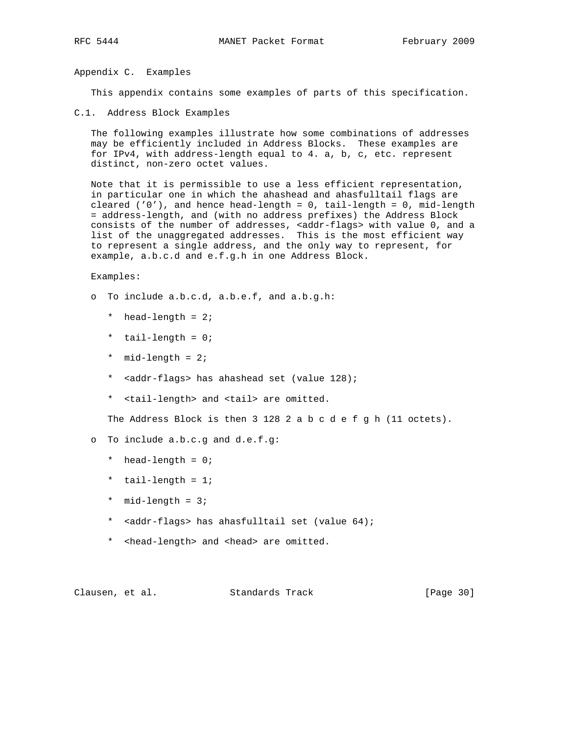## Appendix C. Examples

This appendix contains some examples of parts of this specification.

### C.1. Address Block Examples

The following examples illustrate how some combinations of addresses may be efficiently included in Address Blocks. These examples are for IPv4, with address-length equal to 4. a, b, c, etc. represent distinct, non-zero octet values.

Note that it is permissible to use a less efficient representation, in particular one in which the ahashead and ahasfulltail flags are cleared ('0'), and hence head-length = 0, tail-length = 0, mid-length = address-length, and (with no address prefixes) the Address Block consists of the number of addresses, <addr-flags> with value 0, and a list of the unaggregated addresses. This is the most efficient way to represent a single address, and the only way to represent, for example, a.b.c.d and e.f.g.h in one Address Block.

Examples:

- To include a.b.c.d, a.b.e.f, and a.b.g.h:
  - head-length = 2;
  - tail-length = 0;
  - mid-length = 2;
  - <addr-flags> has ahashead set (value 128);
  - <tail-length> and <tail> are omitted.

  The Address Block is then 3 128 2 a b c d e f g h (11 octets).

- To include a.b.c.g and d.e.f.g:
  - head-length = 0;
  - tail-length = 1;
  - mid-length = 3;
  - <addr-flags> has ahasfulltail set (value 64);
  - <head-length> and <head> are omitted.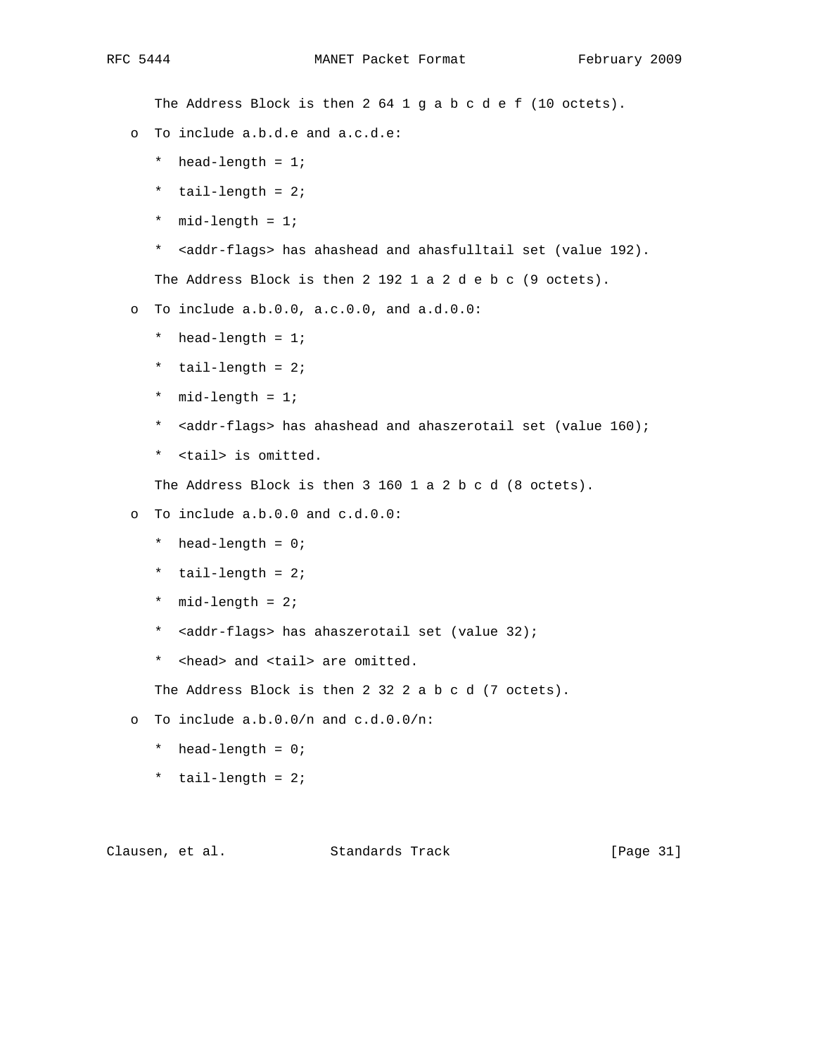The Address Block is then 2 64 1 g a b c d e f (10 octets).

- To include a.b.d.e and a.c.d.e:

  * head-length = 1;
  * tail-length = 2;
  * mid-length = 1;
  * <addr-flags> has ahashead and ahasfulltail set (value 192).

  The Address Block is then 2 192 1 a 2 d e b c (9 octets).

- To include a.b.0.0, a.c.0.0, and a.d.0.0:

  * head-length = 1;
  * tail-length = 2;
  * mid-length = 1;
  * <addr-flags> has ahashead and ahaszerotail set (value 160);
  * <tail> is omitted.

  The Address Block is then 3 160 1 a 2 b c d (8 octets).

- To include a.b.0.0 and c.d.0.0:

  * head-length = 0;
  * tail-length = 2;
  * mid-length = 2;
  * <addr-flags> has ahaszerotail set (value 32);
  * <head> and <tail> are omitted.

  The Address Block is then 2 32 2 a b c d (7 octets).

- To include a.b.0.0/n and c.d.0.0/n:

  * head-length = 0;
  * tail-length = 2;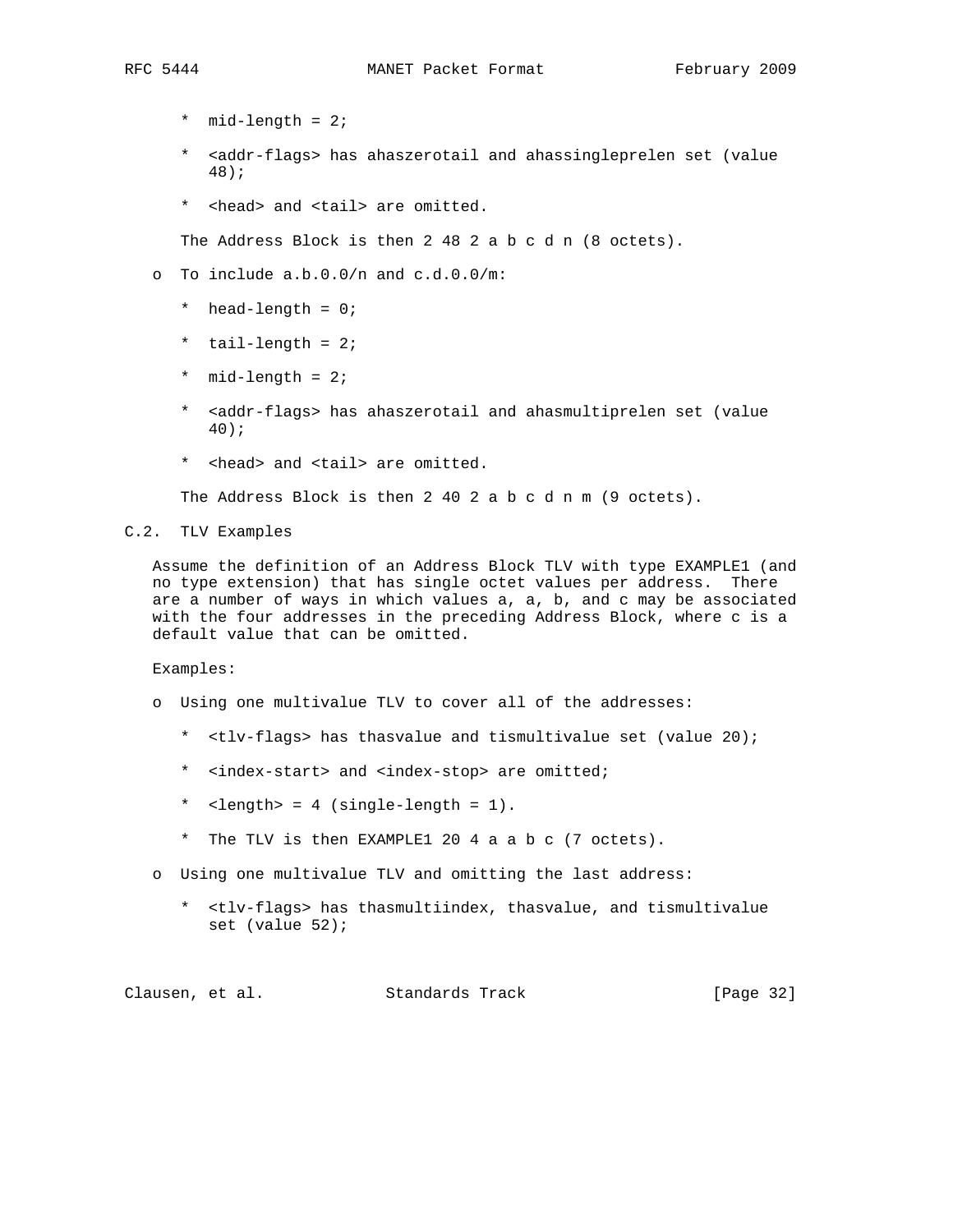* mid-length = 2;

* <addr-flags> has ahaszerotail and ahassingleprelen set (value 48);

* <head> and <tail> are omitted.

The Address Block is then 2 48 2 a b c d n (8 octets).

- To include a.b.0.0/n and c.d.0.0/m:

  * head-length = 0;

  * tail-length = 2;

  * mid-length = 2;

  * <addr-flags> has ahaszerotail and ahasmultiprelen set (value 40);

  * <head> and <tail> are omitted.

  The Address Block is then 2 40 2 a b c d n m (9 octets).

## C.2. TLV Examples

Assume the definition of an Address Block TLV with type EXAMPLE1 (and no type extension) that has single octet values per address. There are a number of ways in which values a, a, b, and c may be associated with the four addresses in the preceding Address Block, where c is a default value that can be omitted.

Examples:

- Using one multivalue TLV to cover all of the addresses:

  * <tlv-flags> has thasvalue and tismultivalue set (value 20);

  * <index-start> and <index-stop> are omitted;

  * <length> = 4 (single-length = 1).

  * The TLV is then EXAMPLE1 20 4 a a b c (7 octets).

- Using one multivalue TLV and omitting the last address:

  * <tlv-flags> has thasmultiindex, thasvalue, and tismultivalue set (value 52);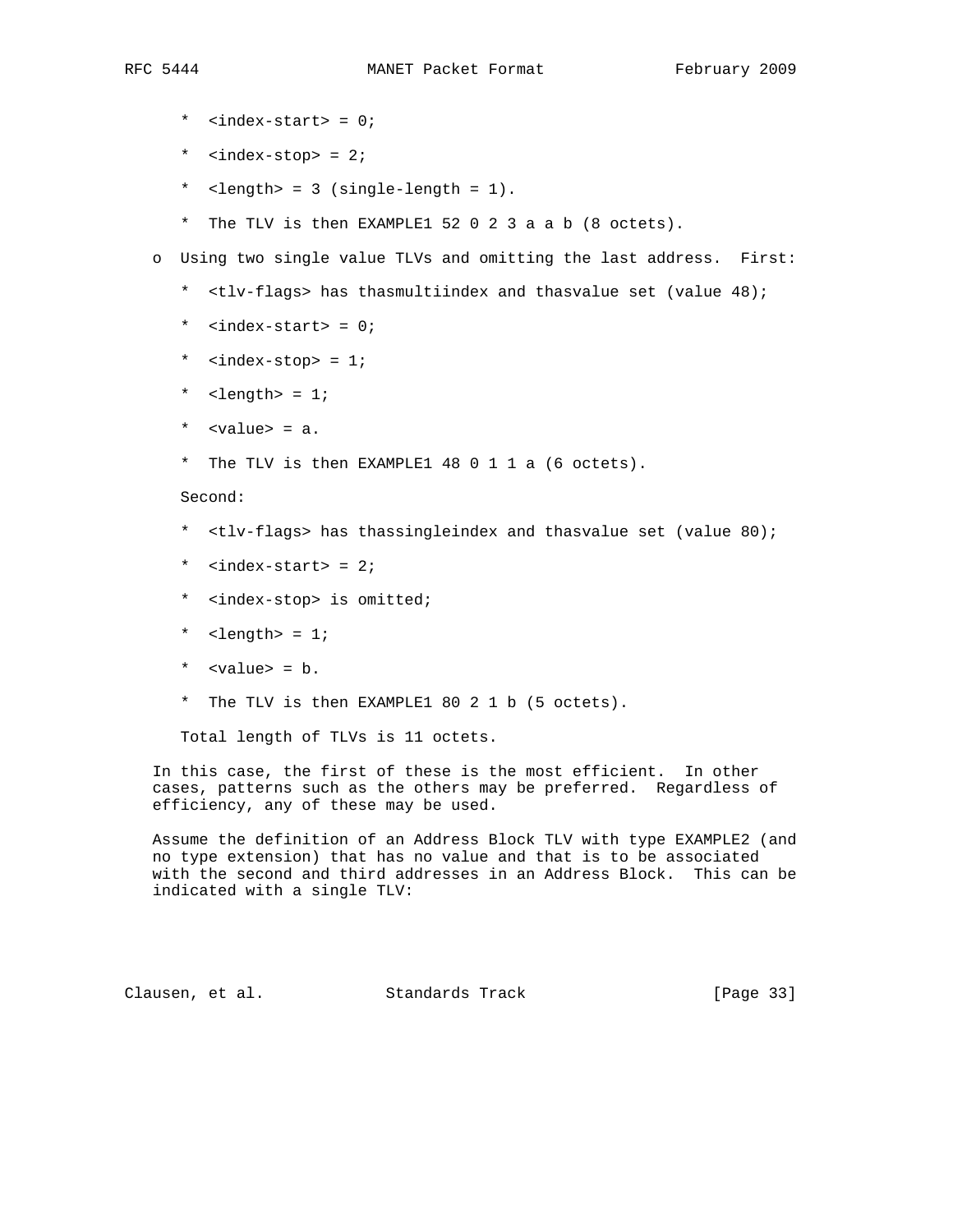* <index-start> = 0;

* <index-stop> = 2;

* <length> = 3 (single-length = 1).

* The TLV is then EXAMPLE1 52 0 2 3 a a b (8 octets).

- Using two single value TLVs and omitting the last address. First:

  * <tlv-flags> has thasmultiindex and thasvalue set (value 48);

  * <index-start> = 0;

  * <index-stop> = 1;

  * <length> = 1;

  * <value> = a.

  * The TLV is then EXAMPLE1 48 0 1 1 a (6 octets).

  Second:

  * <tlv-flags> has thassingleindex and thasvalue set (value 80);

  * <index-start> = 2;

  * <index-stop> is omitted;

  * <length> = 1;

  * <value> = b.

  * The TLV is then EXAMPLE1 80 2 1 b (5 octets).

  Total length of TLVs is 11 octets.

In this case, the first of these is the most efficient. In other cases, patterns such as the others may be preferred. Regardless of efficiency, any of these may be used.

Assume the definition of an Address Block TLV with type EXAMPLE2 (and no type extension) that has no value and that is to be associated with the second and third addresses in an Address Block. This can be indicated with a single TLV: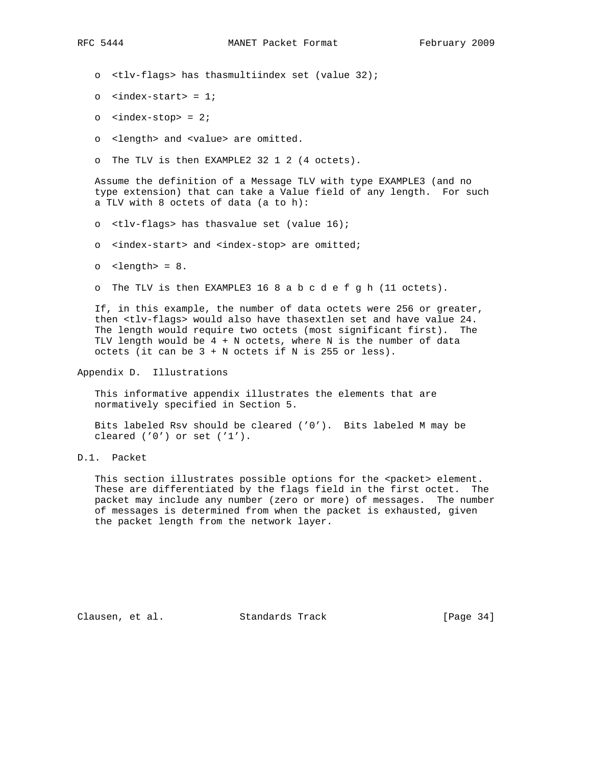- <tlv-flags> has thasmultiindex set (value 32);
- <index-start> = 1;
- <index-stop> = 2;
- <length> and <value> are omitted.
- The TLV is then EXAMPLE2 32 1 2 (4 octets).

Assume the definition of a Message TLV with type EXAMPLE3 (and no type extension) that can take a Value field of any length. For such a TLV with 8 octets of data (a to h):

- <tlv-flags> has thasvalue set (value 16);
- <index-start> and <index-stop> are omitted;
- <length> = 8.
- The TLV is then EXAMPLE3 16 8 a b c d e f g h (11 octets).

If, in this example, the number of data octets were 256 or greater, then <tlv-flags> would also have thasextlen set and have value 24. The length would require two octets (most significant first). The TLV length would be 4 + N octets, where N is the number of data octets (it can be 3 + N octets if N is 255 or less).

## Appendix D. Illustrations

This informative appendix illustrates the elements that are normatively specified in Section 5.

Bits labeled Rsv should be cleared ('0'). Bits labeled M may be cleared ('0') or set ('1').

### D.1. Packet

This section illustrates possible options for the <packet> element. These are differentiated by the flags field in the first octet. The packet may include any number (zero or more) of messages. The number of messages is determined from when the packet is exhausted, given the packet length from the network layer.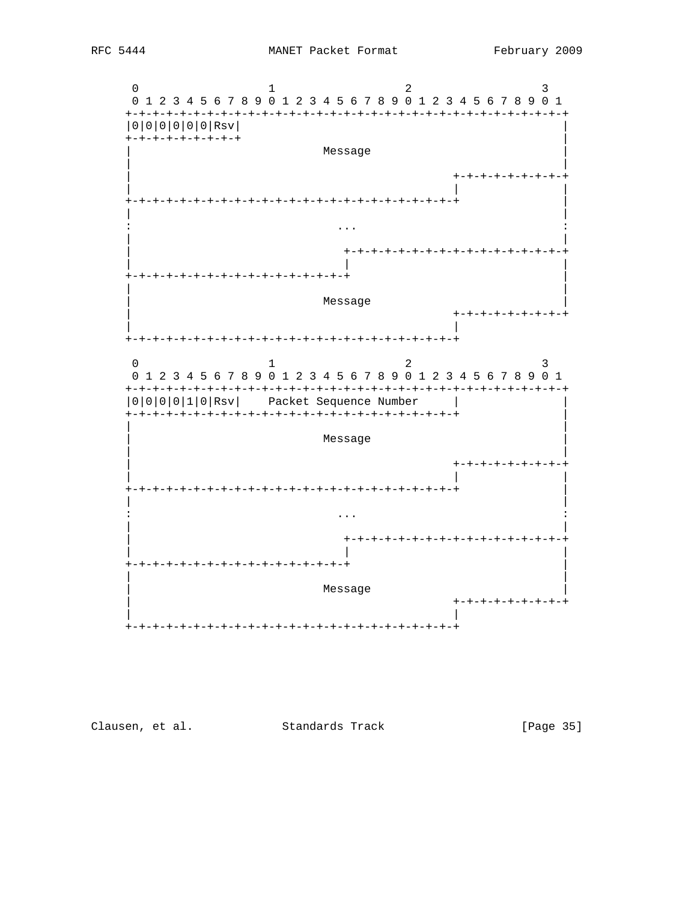```
     0                   1                   2                   3
     0 1 2 3 4 5 6 7 8 9 0 1 2 3 4 5 6 7 8 9 0 1 2 3 4 5 6 7 8 9 0 1
    +-+-+-+-+-+-+-+-+-+-+-+-+-+-+-+-+-+-+-+-+-+-+-+-+-+-+-+-+-+-+-+-+
    |0|0|0|0|0|0|Rsv|                                               |
    +-+-+-+-+-+-+-+-+                                               |
    |                            Message                            |
    |                                                               |
    |                                               +-+-+-+-+-+-+-+-+
    |                                               |               |
    +-+-+-+-+-+-+-+-+-+-+-+-+-+-+-+-+-+-+-+-+-+-+-+-+               |
    |                                                               |
    :                              ...                              :
    |                                                               |
    |                               +-+-+-+-+-+-+-+-+-+-+-+-+-+-+-+-+
    |                               |                               |
    +-+-+-+-+-+-+-+-+-+-+-+-+-+-+-+-+                               |
    |                                                               |
    |                            Message                            |
    |                                               +-+-+-+-+-+-+-+-+
    |                                               |
    +-+-+-+-+-+-+-+-+-+-+-+-+-+-+-+-+-+-+-+-+-+-+-+-+

     0                   1                   2                   3
     0 1 2 3 4 5 6 7 8 9 0 1 2 3 4 5 6 7 8 9 0 1 2 3 4 5 6 7 8 9 0 1
    +-+-+-+-+-+-+-+-+-+-+-+-+-+-+-+-+-+-+-+-+-+-+-+-+-+-+-+-+-+-+-+-+
    |0|0|0|0|1|0|Rsv|    Packet Sequence Number     |               |
    +-+-+-+-+-+-+-+-+-+-+-+-+-+-+-+-+-+-+-+-+-+-+-+-+               |
    |                                                               |
    |                            Message                            |
    |                                                               |
    |                                               +-+-+-+-+-+-+-+-+
    |                                               |               |
    +-+-+-+-+-+-+-+-+-+-+-+-+-+-+-+-+-+-+-+-+-+-+-+-+               |
    |                                                               |
    :                              ...                              :
    |                                                               |
    |                               +-+-+-+-+-+-+-+-+-+-+-+-+-+-+-+-+
    |                               |                               |
    +-+-+-+-+-+-+-+-+-+-+-+-+-+-+-+-+                               |
    |                                                               |
    |                            Message                            |
    |                                               +-+-+-+-+-+-+-+-+
    |                                               |
    +-+-+-+-+-+-+-+-+-+-+-+-+-+-+-+-+-+-+-+-+-+-+-+-+
```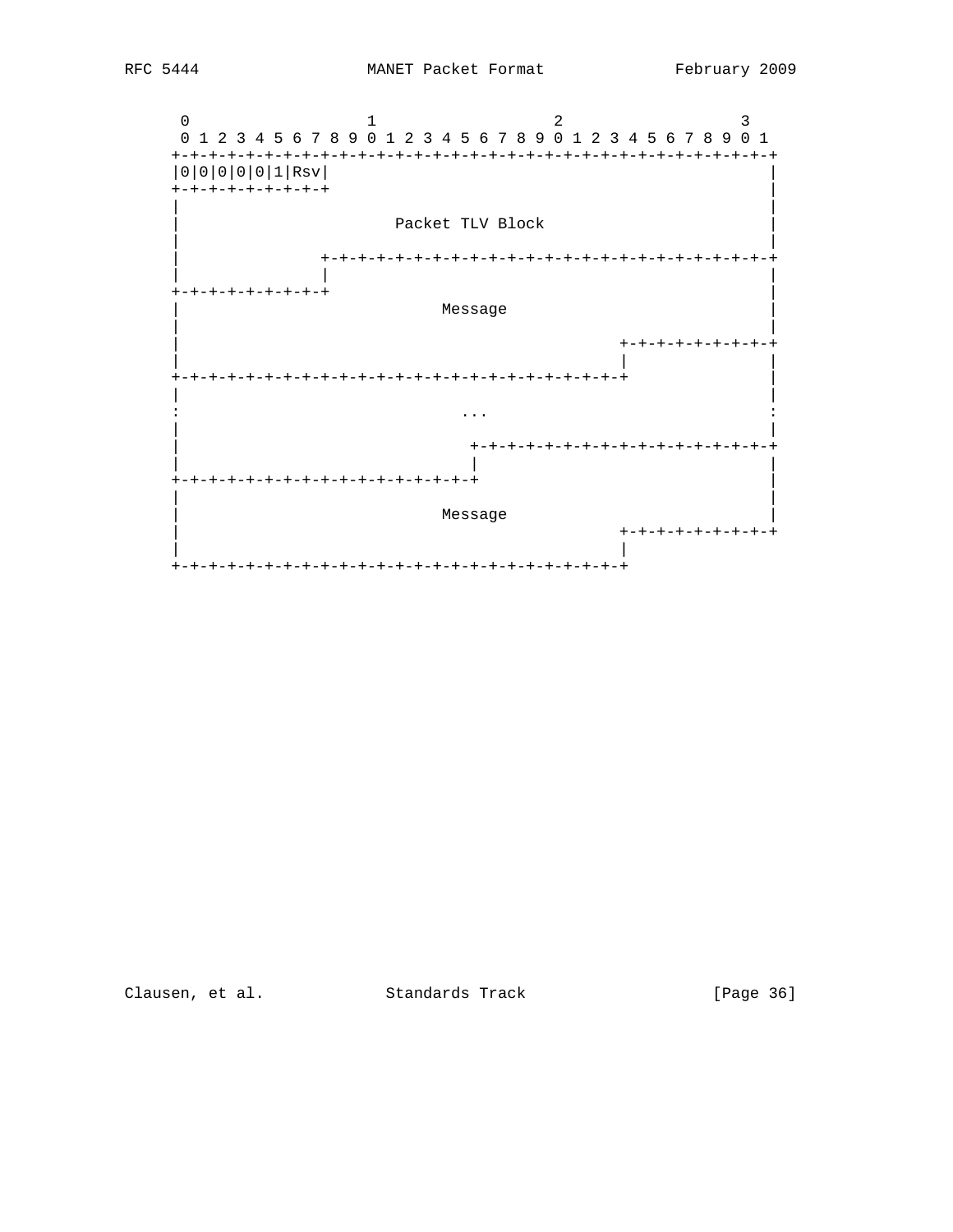```
     0                   1                   2                   3
     0 1 2 3 4 5 6 7 8 9 0 1 2 3 4 5 6 7 8 9 0 1 2 3 4 5 6 7 8 9 0 1
    +-+-+-+-+-+-+-+-+-+-+-+-+-+-+-+-+-+-+-+-+-+-+-+-+-+-+-+-+-+-+-+-+
    |0|0|0|0|0|1|Rsv|                                               |
    +-+-+-+-+-+-+-+-+                                               |
    |                                                               |
    |                       Packet TLV Block                        |
    |                                                               |
    |               +-+-+-+-+-+-+-+-+-+-+-+-+-+-+-+-+-+-+-+-+-+-+-+-+
    |               |                                               |
    +-+-+-+-+-+-+-+-+                                               |
    |                            Message                            |
    |                                                               |
    |                                               +-+-+-+-+-+-+-+-+
    |                                               |               |
    +-+-+-+-+-+-+-+-+-+-+-+-+-+-+-+-+-+-+-+-+-+-+-+-+               |
    |                                                               |
    :                              ...                              :
    |                                                               |
    |                               +-+-+-+-+-+-+-+-+-+-+-+-+-+-+-+-+
    |                               |                               |
    +-+-+-+-+-+-+-+-+-+-+-+-+-+-+-+-+                               |
    |                                                               |
    |                            Message                            |
    |                                               +-+-+-+-+-+-+-+-+
    |                                               |
    +-+-+-+-+-+-+-+-+-+-+-+-+-+-+-+-+-+-+-+-+-+-+-+-+
```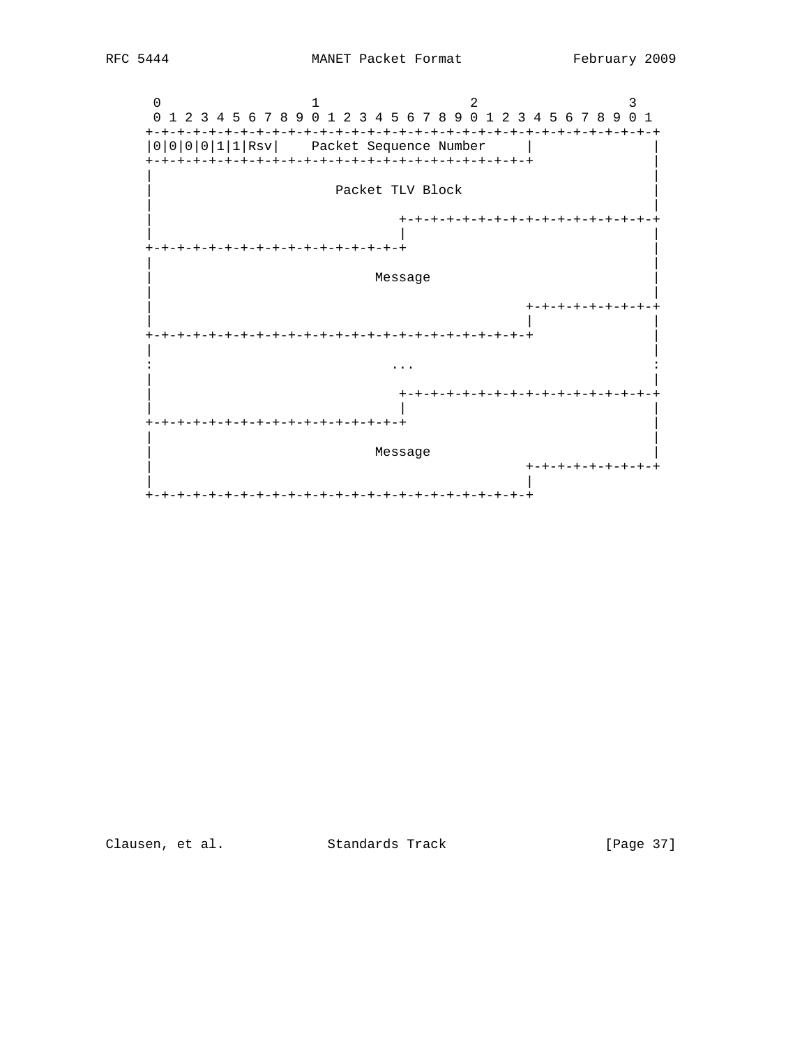```
    0                   1                   2                   3
    0 1 2 3 4 5 6 7 8 9 0 1 2 3 4 5 6 7 8 9 0 1 2 3 4 5 6 7 8 9 0 1
   +-+-+-+-+-+-+-+-+-+-+-+-+-+-+-+-+-+-+-+-+-+-+-+-+-+-+-+-+-+-+-+-+
   |0|0|0|0|1|1|Rsv|    Packet Sequence Number     |               |
   +-+-+-+-+-+-+-+-+-+-+-+-+-+-+-+-+-+-+-+-+-+-+-+-+               |
   |                                                               |
   |                       Packet TLV Block                        |
   |                                                               |
   |                               +-+-+-+-+-+-+-+-+-+-+-+-+-+-+-+-+
   |                               |                               |
   +-+-+-+-+-+-+-+-+-+-+-+-+-+-+-+-+                               |
   |                                                               |
   |                            Message                            |
   |                                                               |
   |                                               +-+-+-+-+-+-+-+-+
   |                                               |               |
   +-+-+-+-+-+-+-+-+-+-+-+-+-+-+-+-+-+-+-+-+-+-+-+-+               |
   |                                                               |
   :                              ...                              :
   |                                                               |
   |                               +-+-+-+-+-+-+-+-+-+-+-+-+-+-+-+-+
   |                               |                               |
   +-+-+-+-+-+-+-+-+-+-+-+-+-+-+-+-+                               |
   |                                                               |
   |                            Message                            |
   |                                               +-+-+-+-+-+-+-+-+
   |                                               |
   +-+-+-+-+-+-+-+-+-+-+-+-+-+-+-+-+-+-+-+-+-+-+-+-+
```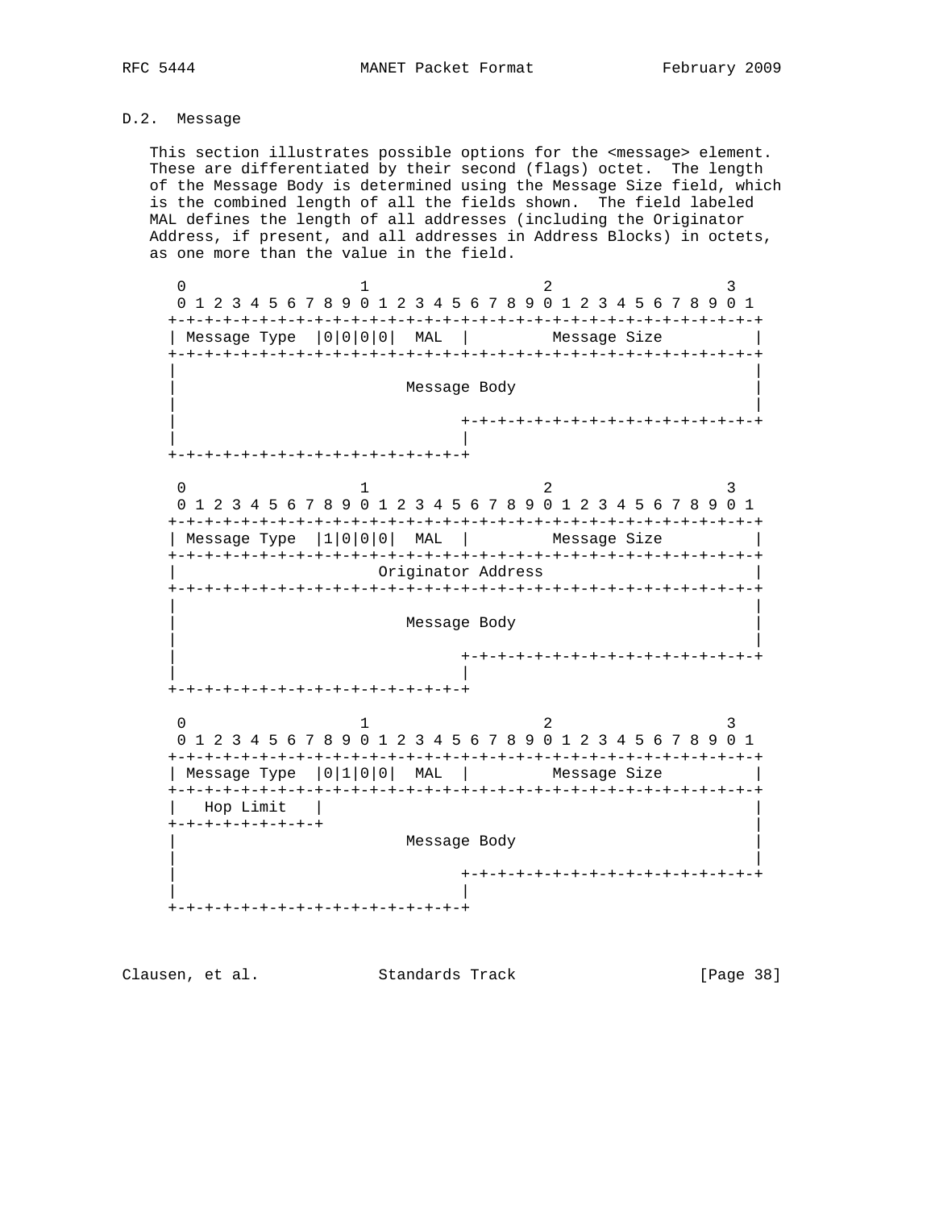## D.2. Message

This section illustrates possible options for the <message> element. These are differentiated by their second (flags) octet. The length of the Message Body is determined using the Message Size field, which is the combined length of all the fields shown. The field labeled MAL defines the length of all addresses (including the Originator Address, if present, and all addresses in Address Blocks) in octets, as one more than the value in the field.

```
 0                   1                   2                   3
 0 1 2 3 4 5 6 7 8 9 0 1 2 3 4 5 6 7 8 9 0 1 2 3 4 5 6 7 8 9 0 1
+-+-+-+-+-+-+-+-+-+-+-+-+-+-+-+-+-+-+-+-+-+-+-+-+-+-+-+-+-+-+-+-+
| Message Type  |0|0|0|0|  MAL  |         Message Size          |
+-+-+-+-+-+-+-+-+-+-+-+-+-+-+-+-+-+-+-+-+-+-+-+-+-+-+-+-+-+-+-+-+
|                                                               |
|                          Message Body                         |
|                                                               |
|                               +-+-+-+-+-+-+-+-+-+-+-+-+-+-+-+-+
|                               |
+-+-+-+-+-+-+-+-+-+-+-+-+-+-+-+-+

 0                   1                   2                   3
 0 1 2 3 4 5 6 7 8 9 0 1 2 3 4 5 6 7 8 9 0 1 2 3 4 5 6 7 8 9 0 1
+-+-+-+-+-+-+-+-+-+-+-+-+-+-+-+-+-+-+-+-+-+-+-+-+-+-+-+-+-+-+-+-+
| Message Type  |1|0|0|0|  MAL  |         Message Size          |
+-+-+-+-+-+-+-+-+-+-+-+-+-+-+-+-+-+-+-+-+-+-+-+-+-+-+-+-+-+-+-+-+
|                       Originator Address                      |
+-+-+-+-+-+-+-+-+-+-+-+-+-+-+-+-+-+-+-+-+-+-+-+-+-+-+-+-+-+-+-+-+
|                                                               |
|                          Message Body                         |
|                                                               |
|                               +-+-+-+-+-+-+-+-+-+-+-+-+-+-+-+-+
|                               |
+-+-+-+-+-+-+-+-+-+-+-+-+-+-+-+-+

 0                   1                   2                   3
 0 1 2 3 4 5 6 7 8 9 0 1 2 3 4 5 6 7 8 9 0 1 2 3 4 5 6 7 8 9 0 1
+-+-+-+-+-+-+-+-+-+-+-+-+-+-+-+-+-+-+-+-+-+-+-+-+-+-+-+-+-+-+-+-+
| Message Type  |0|1|0|0|  MAL  |         Message Size          |
+-+-+-+-+-+-+-+-+-+-+-+-+-+-+-+-+-+-+-+-+-+-+-+-+-+-+-+-+-+-+-+-+
|   Hop Limit   |                                               |
+-+-+-+-+-+-+-+-+                                               |
|                          Message Body                         |
|                                                               |
|                               +-+-+-+-+-+-+-+-+-+-+-+-+-+-+-+-+
|                               |
+-+-+-+-+-+-+-+-+-+-+-+-+-+-+-+-+
```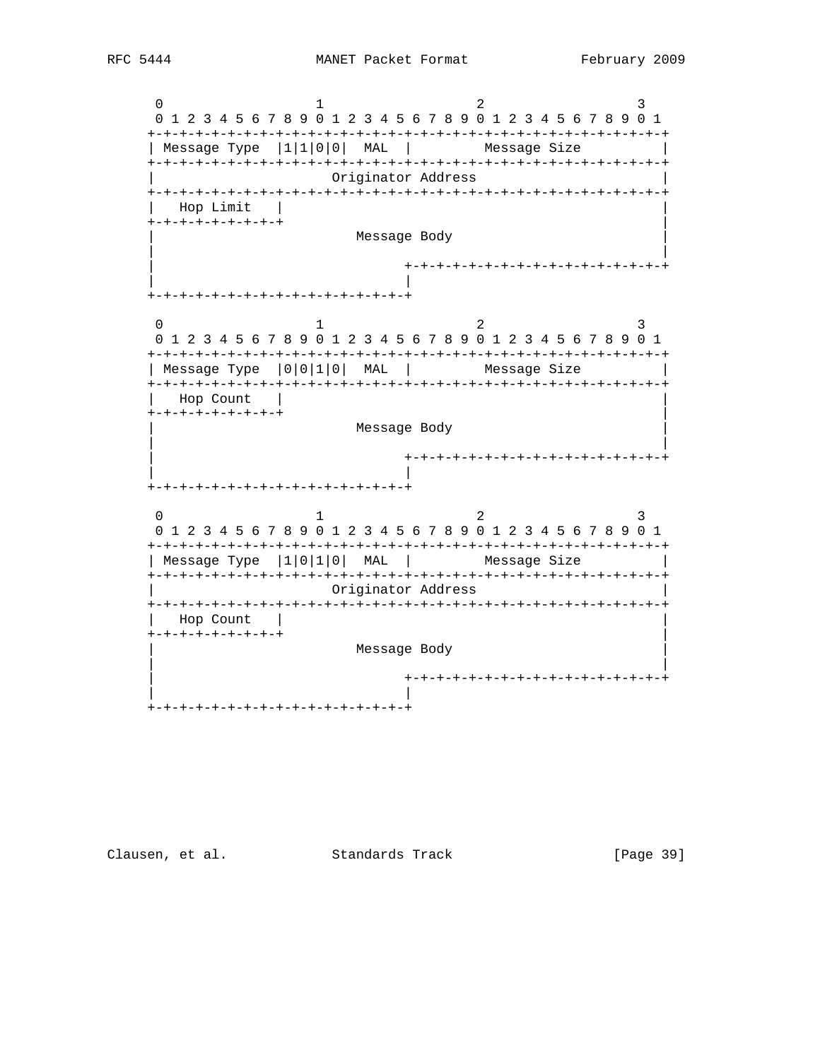```
    0                   1                   2                   3
    0 1 2 3 4 5 6 7 8 9 0 1 2 3 4 5 6 7 8 9 0 1 2 3 4 5 6 7 8 9 0 1
   +-+-+-+-+-+-+-+-+-+-+-+-+-+-+-+-+-+-+-+-+-+-+-+-+-+-+-+-+-+-+-+-+
   | Message Type  |1|1|0|0|  MAL  |         Message Size          |
   +-+-+-+-+-+-+-+-+-+-+-+-+-+-+-+-+-+-+-+-+-+-+-+-+-+-+-+-+-+-+-+-+
   |                      Originator Address                       |
   +-+-+-+-+-+-+-+-+-+-+-+-+-+-+-+-+-+-+-+-+-+-+-+-+-+-+-+-+-+-+-+-+
   |   Hop Limit   |                                               |
   +-+-+-+-+-+-+-+-+                                               |
   |                          Message Body                         |
   |                                                               |
   |                               +-+-+-+-+-+-+-+-+-+-+-+-+-+-+-+-+
   |                               |
   +-+-+-+-+-+-+-+-+-+-+-+-+-+-+-+-+

    0                   1                   2                   3
    0 1 2 3 4 5 6 7 8 9 0 1 2 3 4 5 6 7 8 9 0 1 2 3 4 5 6 7 8 9 0 1
   +-+-+-+-+-+-+-+-+-+-+-+-+-+-+-+-+-+-+-+-+-+-+-+-+-+-+-+-+-+-+-+-+
   | Message Type  |0|0|1|0|  MAL  |         Message Size          |
   +-+-+-+-+-+-+-+-+-+-+-+-+-+-+-+-+-+-+-+-+-+-+-+-+-+-+-+-+-+-+-+-+
   |   Hop Count   |                                               |
   +-+-+-+-+-+-+-+-+                                               |
   |                          Message Body                         |
   |                                                               |
   |                               +-+-+-+-+-+-+-+-+-+-+-+-+-+-+-+-+
   |                               |
   +-+-+-+-+-+-+-+-+-+-+-+-+-+-+-+-+

    0                   1                   2                   3
    0 1 2 3 4 5 6 7 8 9 0 1 2 3 4 5 6 7 8 9 0 1 2 3 4 5 6 7 8 9 0 1
   +-+-+-+-+-+-+-+-+-+-+-+-+-+-+-+-+-+-+-+-+-+-+-+-+-+-+-+-+-+-+-+-+
   | Message Type  |1|0|1|0|  MAL  |         Message Size          |
   +-+-+-+-+-+-+-+-+-+-+-+-+-+-+-+-+-+-+-+-+-+-+-+-+-+-+-+-+-+-+-+-+
   |                      Originator Address                       |
   +-+-+-+-+-+-+-+-+-+-+-+-+-+-+-+-+-+-+-+-+-+-+-+-+-+-+-+-+-+-+-+-+
   |   Hop Count   |                                               |
   +-+-+-+-+-+-+-+-+                                               |
   |                          Message Body                         |
   |                                                               |
   |                               +-+-+-+-+-+-+-+-+-+-+-+-+-+-+-+-+
   |                               |
   +-+-+-+-+-+-+-+-+-+-+-+-+-+-+-+-+
```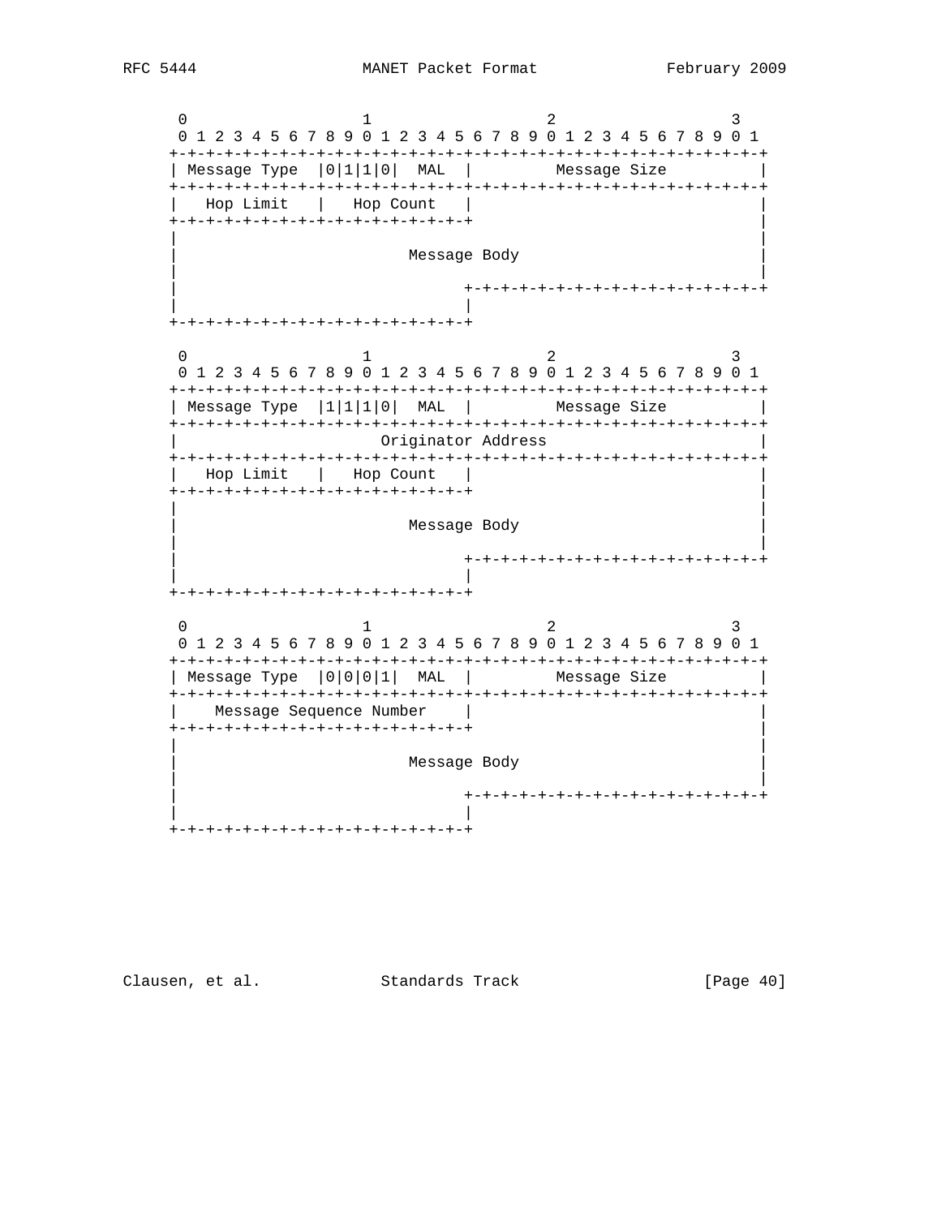```
    0                   1                   2                   3
    0 1 2 3 4 5 6 7 8 9 0 1 2 3 4 5 6 7 8 9 0 1 2 3 4 5 6 7 8 9 0 1
   +-+-+-+-+-+-+-+-+-+-+-+-+-+-+-+-+-+-+-+-+-+-+-+-+-+-+-+-+-+-+-+-+
   | Message Type  |0|1|1|0|  MAL  |         Message Size          |
   +-+-+-+-+-+-+-+-+-+-+-+-+-+-+-+-+-+-+-+-+-+-+-+-+-+-+-+-+-+-+-+-+
   |   Hop Limit   |   Hop Count   |                               |
   +-+-+-+-+-+-+-+-+-+-+-+-+-+-+-+-+                               |
   |                                                               |
   |                         Message Body                          |
   |                                                               |
   |                               +-+-+-+-+-+-+-+-+-+-+-+-+-+-+-+-+
   |                               |
   +-+-+-+-+-+-+-+-+-+-+-+-+-+-+-+-+

    0                   1                   2                   3
    0 1 2 3 4 5 6 7 8 9 0 1 2 3 4 5 6 7 8 9 0 1 2 3 4 5 6 7 8 9 0 1
   +-+-+-+-+-+-+-+-+-+-+-+-+-+-+-+-+-+-+-+-+-+-+-+-+-+-+-+-+-+-+-+-+
   | Message Type  |1|1|1|0|  MAL  |         Message Size          |
   +-+-+-+-+-+-+-+-+-+-+-+-+-+-+-+-+-+-+-+-+-+-+-+-+-+-+-+-+-+-+-+-+
   |                      Originator Address                       |
   +-+-+-+-+-+-+-+-+-+-+-+-+-+-+-+-+-+-+-+-+-+-+-+-+-+-+-+-+-+-+-+-+
   |   Hop Limit   |   Hop Count   |                               |
   +-+-+-+-+-+-+-+-+-+-+-+-+-+-+-+-+                               |
   |                                                               |
   |                         Message Body                          |
   |                                                               |
   |                               +-+-+-+-+-+-+-+-+-+-+-+-+-+-+-+-+
   |                               |
   +-+-+-+-+-+-+-+-+-+-+-+-+-+-+-+-+

    0                   1                   2                   3
    0 1 2 3 4 5 6 7 8 9 0 1 2 3 4 5 6 7 8 9 0 1 2 3 4 5 6 7 8 9 0 1
   +-+-+-+-+-+-+-+-+-+-+-+-+-+-+-+-+-+-+-+-+-+-+-+-+-+-+-+-+-+-+-+-+
   | Message Type  |0|0|0|1|  MAL  |         Message Size          |
   +-+-+-+-+-+-+-+-+-+-+-+-+-+-+-+-+-+-+-+-+-+-+-+-+-+-+-+-+-+-+-+-+
   |    Message Sequence Number    |                               |
   +-+-+-+-+-+-+-+-+-+-+-+-+-+-+-+-+                               |
   |                                                               |
   |                         Message Body                          |
   |                                                               |
   |                               +-+-+-+-+-+-+-+-+-+-+-+-+-+-+-+-+
   |                               |
   +-+-+-+-+-+-+-+-+-+-+-+-+-+-+-+-+
```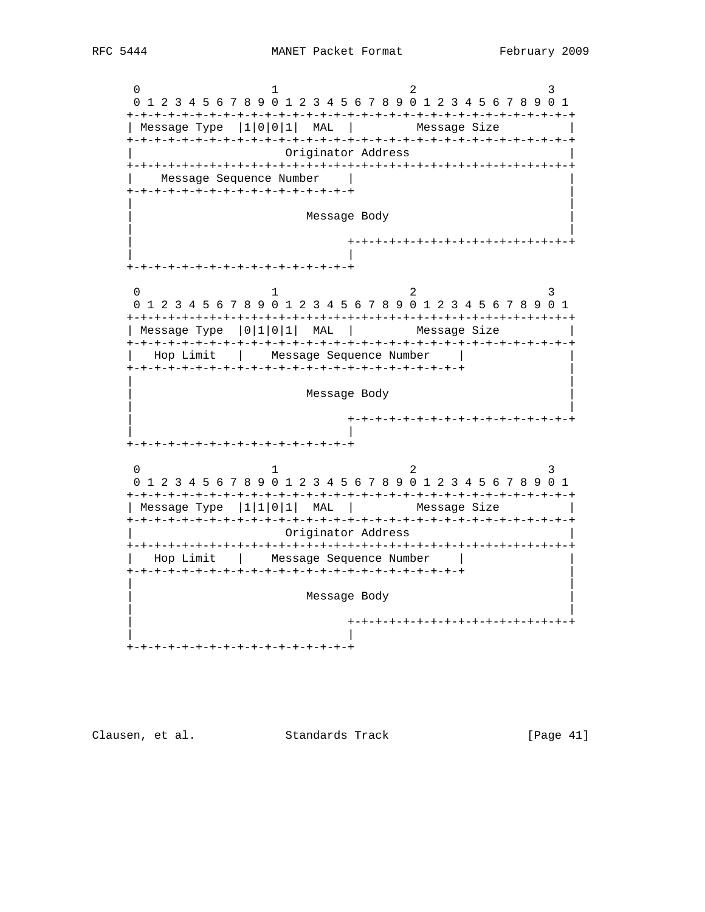```
    0                   1                   2                   3
    0 1 2 3 4 5 6 7 8 9 0 1 2 3 4 5 6 7 8 9 0 1 2 3 4 5 6 7 8 9 0 1
   +-+-+-+-+-+-+-+-+-+-+-+-+-+-+-+-+-+-+-+-+-+-+-+-+-+-+-+-+-+-+-+-+
   | Message Type  |1|0|0|1|  MAL  |         Message Size          |
   +-+-+-+-+-+-+-+-+-+-+-+-+-+-+-+-+-+-+-+-+-+-+-+-+-+-+-+-+-+-+-+-+
   |                      Originator Address                       |
   +-+-+-+-+-+-+-+-+-+-+-+-+-+-+-+-+-+-+-+-+-+-+-+-+-+-+-+-+-+-+-+-+
   |    Message Sequence Number    |                               |
   +-+-+-+-+-+-+-+-+-+-+-+-+-+-+-+-+                               |
   |                                                               |
   |                         Message Body                          |
   |                                                               |
   |                               +-+-+-+-+-+-+-+-+-+-+-+-+-+-+-+-+
   |                               |
   +-+-+-+-+-+-+-+-+-+-+-+-+-+-+-+-+

    0                   1                   2                   3
    0 1 2 3 4 5 6 7 8 9 0 1 2 3 4 5 6 7 8 9 0 1 2 3 4 5 6 7 8 9 0 1
   +-+-+-+-+-+-+-+-+-+-+-+-+-+-+-+-+-+-+-+-+-+-+-+-+-+-+-+-+-+-+-+-+
   | Message Type  |0|1|0|1|  MAL  |         Message Size          |
   +-+-+-+-+-+-+-+-+-+-+-+-+-+-+-+-+-+-+-+-+-+-+-+-+-+-+-+-+-+-+-+-+
   |   Hop Limit   |    Message Sequence Number    |               |
   +-+-+-+-+-+-+-+-+-+-+-+-+-+-+-+-+-+-+-+-+-+-+-+-+               |
   |                                                               |
   |                         Message Body                          |
   |                                                               |
   |                               +-+-+-+-+-+-+-+-+-+-+-+-+-+-+-+-+
   |                               |
   +-+-+-+-+-+-+-+-+-+-+-+-+-+-+-+-+

    0                   1                   2                   3
    0 1 2 3 4 5 6 7 8 9 0 1 2 3 4 5 6 7 8 9 0 1 2 3 4 5 6 7 8 9 0 1
   +-+-+-+-+-+-+-+-+-+-+-+-+-+-+-+-+-+-+-+-+-+-+-+-+-+-+-+-+-+-+-+-+
   | Message Type  |1|1|0|1|  MAL  |         Message Size          |
   +-+-+-+-+-+-+-+-+-+-+-+-+-+-+-+-+-+-+-+-+-+-+-+-+-+-+-+-+-+-+-+-+
   |                      Originator Address                       |
   +-+-+-+-+-+-+-+-+-+-+-+-+-+-+-+-+-+-+-+-+-+-+-+-+-+-+-+-+-+-+-+-+
   |   Hop Limit   |    Message Sequence Number    |               |
   +-+-+-+-+-+-+-+-+-+-+-+-+-+-+-+-+-+-+-+-+-+-+-+-+               |
   |                                                               |
   |                         Message Body                          |
   |                                                               |
   |                               +-+-+-+-+-+-+-+-+-+-+-+-+-+-+-+-+
   |                               |
   +-+-+-+-+-+-+-+-+-+-+-+-+-+-+-+-+
```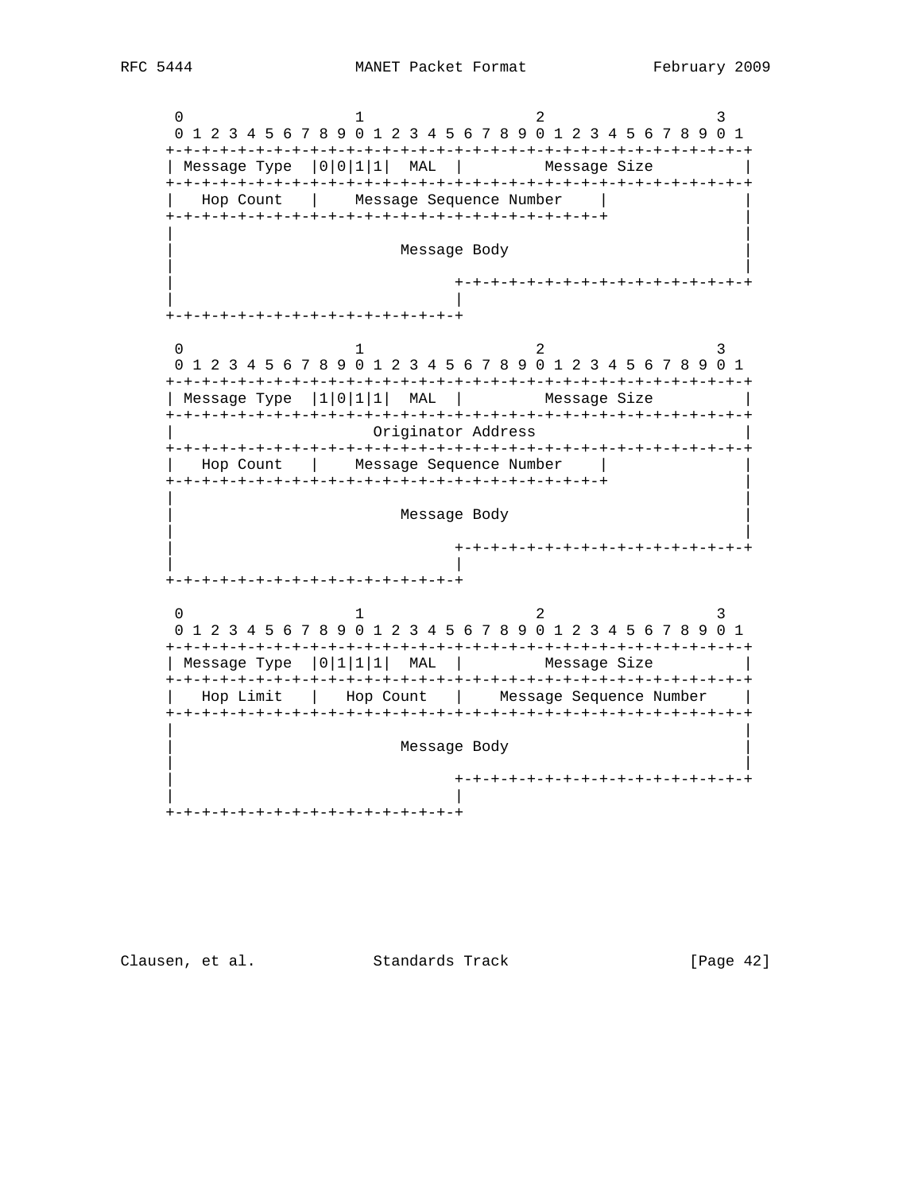```
    0                   1                   2                   3
    0 1 2 3 4 5 6 7 8 9 0 1 2 3 4 5 6 7 8 9 0 1 2 3 4 5 6 7 8 9 0 1
   +-+-+-+-+-+-+-+-+-+-+-+-+-+-+-+-+-+-+-+-+-+-+-+-+-+-+-+-+-+-+-+-+
   | Message Type  |0|0|1|1|  MAL  |         Message Size          |
   +-+-+-+-+-+-+-+-+-+-+-+-+-+-+-+-+-+-+-+-+-+-+-+-+-+-+-+-+-+-+-+-+
   |   Hop Count   |    Message Sequence Number    |               |
   +-+-+-+-+-+-+-+-+-+-+-+-+-+-+-+-+-+-+-+-+-+-+-+-+               |
   |                                                               |
   |                          Message Body                         |
   |                                                               |
   |                               +-+-+-+-+-+-+-+-+-+-+-+-+-+-+-+-+
   |                               |
   +-+-+-+-+-+-+-+-+-+-+-+-+-+-+-+-+

    0                   1                   2                   3
    0 1 2 3 4 5 6 7 8 9 0 1 2 3 4 5 6 7 8 9 0 1 2 3 4 5 6 7 8 9 0 1
   +-+-+-+-+-+-+-+-+-+-+-+-+-+-+-+-+-+-+-+-+-+-+-+-+-+-+-+-+-+-+-+-+
   | Message Type  |1|0|1|1|  MAL  |         Message Size          |
   +-+-+-+-+-+-+-+-+-+-+-+-+-+-+-+-+-+-+-+-+-+-+-+-+-+-+-+-+-+-+-+-+
   |                       Originator Address                      |
   +-+-+-+-+-+-+-+-+-+-+-+-+-+-+-+-+-+-+-+-+-+-+-+-+-+-+-+-+-+-+-+-+
   |   Hop Count   |    Message Sequence Number    |               |
   +-+-+-+-+-+-+-+-+-+-+-+-+-+-+-+-+-+-+-+-+-+-+-+-+               |
   |                                                               |
   |                          Message Body                         |
   |                                                               |
   |                               +-+-+-+-+-+-+-+-+-+-+-+-+-+-+-+-+
   |                               |
   +-+-+-+-+-+-+-+-+-+-+-+-+-+-+-+-+

    0                   1                   2                   3
    0 1 2 3 4 5 6 7 8 9 0 1 2 3 4 5 6 7 8 9 0 1 2 3 4 5 6 7 8 9 0 1
   +-+-+-+-+-+-+-+-+-+-+-+-+-+-+-+-+-+-+-+-+-+-+-+-+-+-+-+-+-+-+-+-+
   | Message Type  |0|1|1|1|  MAL  |         Message Size          |
   +-+-+-+-+-+-+-+-+-+-+-+-+-+-+-+-+-+-+-+-+-+-+-+-+-+-+-+-+-+-+-+-+
   |   Hop Limit   |   Hop Count   |    Message Sequence Number    |
   +-+-+-+-+-+-+-+-+-+-+-+-+-+-+-+-+-+-+-+-+-+-+-+-+-+-+-+-+-+-+-+-+
   |                                                               |
   |                          Message Body                         |
   |                                                               |
   |                               +-+-+-+-+-+-+-+-+-+-+-+-+-+-+-+-+
   |                               |
   +-+-+-+-+-+-+-+-+-+-+-+-+-+-+-+-+
```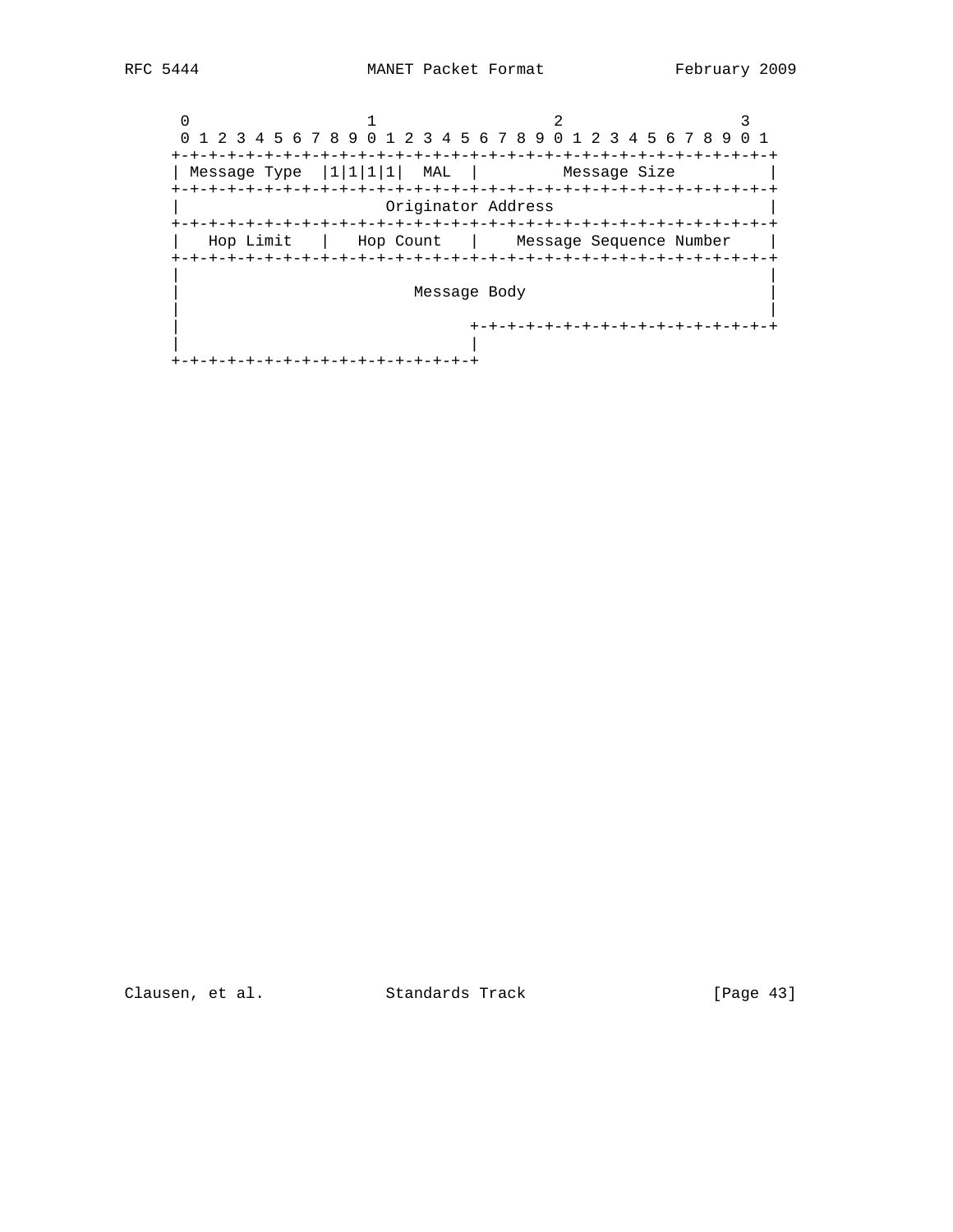```
    0                   1                   2                   3
    0 1 2 3 4 5 6 7 8 9 0 1 2 3 4 5 6 7 8 9 0 1 2 3 4 5 6 7 8 9 0 1
   +-+-+-+-+-+-+-+-+-+-+-+-+-+-+-+-+-+-+-+-+-+-+-+-+-+-+-+-+-+-+-+-+
   | Message Type  |1|1|1|1|  MAL  |         Message Size          |
   +-+-+-+-+-+-+-+-+-+-+-+-+-+-+-+-+-+-+-+-+-+-+-+-+-+-+-+-+-+-+-+-+
   |                      Originator Address                       |
   +-+-+-+-+-+-+-+-+-+-+-+-+-+-+-+-+-+-+-+-+-+-+-+-+-+-+-+-+-+-+-+-+
   |   Hop Limit   |   Hop Count   |    Message Sequence Number    |
   +-+-+-+-+-+-+-+-+-+-+-+-+-+-+-+-+-+-+-+-+-+-+-+-+-+-+-+-+-+-+-+-+
   |                                                               |
   |                         Message Body                          |
   |                                                               |
   |                               +-+-+-+-+-+-+-+-+-+-+-+-+-+-+-+-+
   |                               |
   +-+-+-+-+-+-+-+-+-+-+-+-+-+-+-+-+
```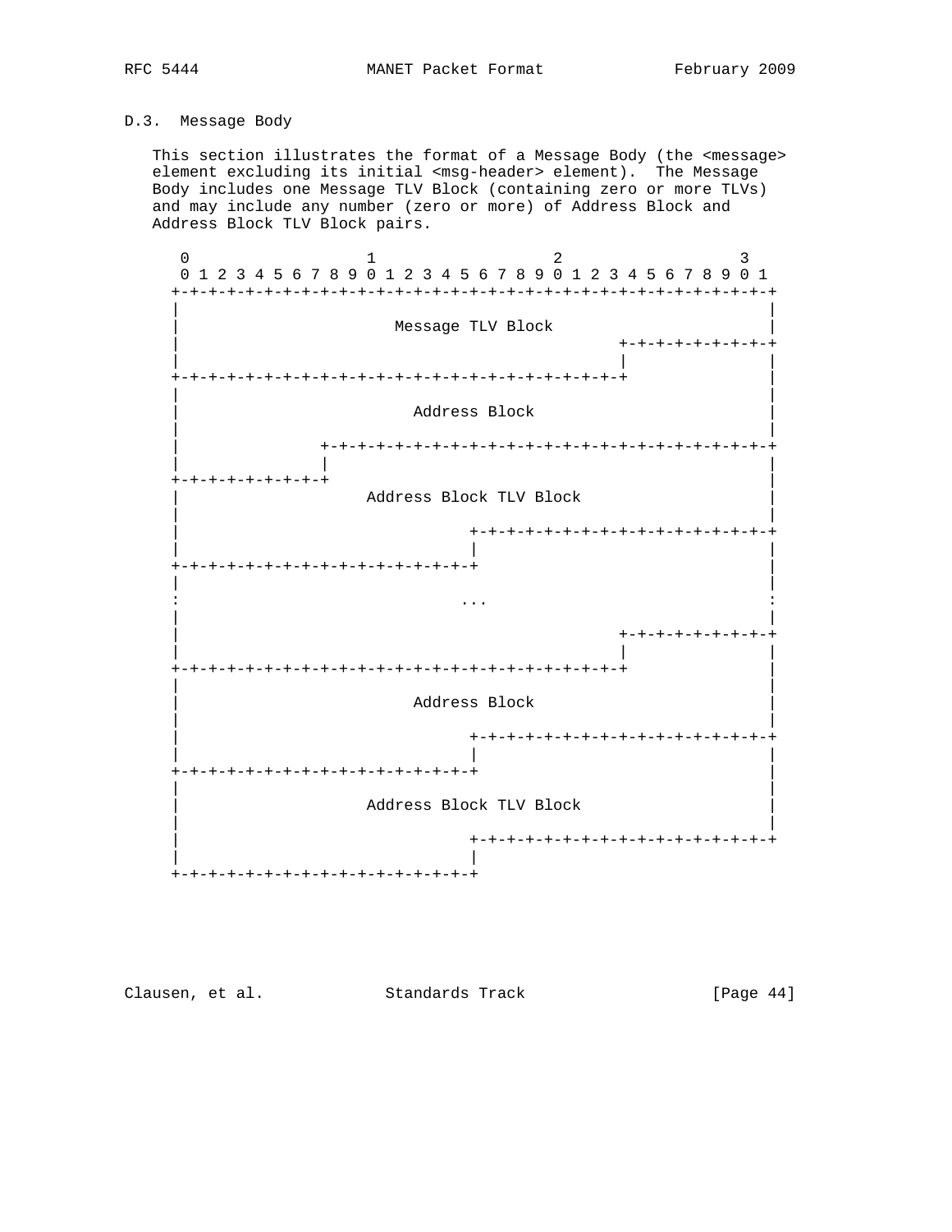### D.3. Message Body

This section illustrates the format of a Message Body (the <message> element excluding its initial <msg-header> element). The Message Body includes one Message TLV Block (containing zero or more TLVs) and may include any number (zero or more) of Address Block and Address Block TLV Block pairs.

```
 0                   1                   2                   3
 0 1 2 3 4 5 6 7 8 9 0 1 2 3 4 5 6 7 8 9 0 1 2 3 4 5 6 7 8 9 0 1
+-+-+-+-+-+-+-+-+-+-+-+-+-+-+-+-+-+-+-+-+-+-+-+-+-+-+-+-+-+-+-+-+
|                                                               |
|                       Message TLV Block                       |
|                                               +-+-+-+-+-+-+-+-+
|                                               |               |
+-+-+-+-+-+-+-+-+-+-+-+-+-+-+-+-+-+-+-+-+-+-+-+-+               |
|                                                               |
|                         Address Block                         |
|                                                               |
|               +-+-+-+-+-+-+-+-+-+-+-+-+-+-+-+-+-+-+-+-+-+-+-+-+
|               |                                               |
+-+-+-+-+-+-+-+-+                                               |
|                    Address Block TLV Block                    |
|                                                               |
|                               +-+-+-+-+-+-+-+-+-+-+-+-+-+-+-+-+
|                               |                               |
+-+-+-+-+-+-+-+-+-+-+-+-+-+-+-+-+                               |
|                                                               |
:                              ...                              :
|                                                               |
|                                               +-+-+-+-+-+-+-+-+
|                                               |               |
+-+-+-+-+-+-+-+-+-+-+-+-+-+-+-+-+-+-+-+-+-+-+-+-+               |
|                                                               |
|                         Address Block                         |
|                                                               |
|                               +-+-+-+-+-+-+-+-+-+-+-+-+-+-+-+-+
|                               |                               |
+-+-+-+-+-+-+-+-+-+-+-+-+-+-+-+-+                               |
|                                                               |
|                    Address Block TLV Block                    |
|                                                               |
|                               +-+-+-+-+-+-+-+-+-+-+-+-+-+-+-+-+
|                               |
+-+-+-+-+-+-+-+-+-+-+-+-+-+-+-+-+
```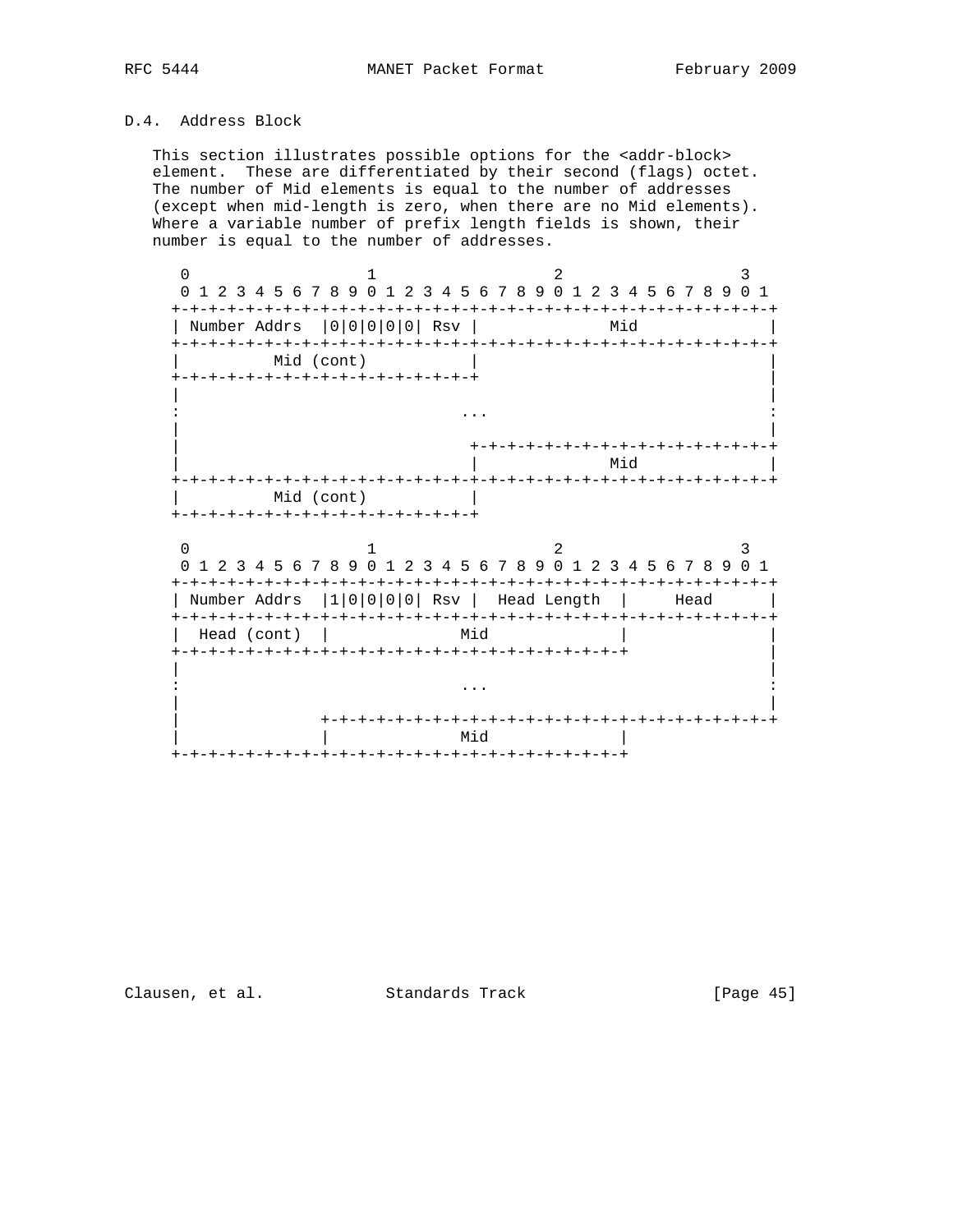## D.4. Address Block

This section illustrates possible options for the <addr-block> element. These are differentiated by their second (flags) octet. The number of Mid elements is equal to the number of addresses (except when mid-length is zero, when there are no Mid elements). Where a variable number of prefix length fields is shown, their number is equal to the number of addresses.

```
 0                   1                   2                   3
 0 1 2 3 4 5 6 7 8 9 0 1 2 3 4 5 6 7 8 9 0 1 2 3 4 5 6 7 8 9 0 1
+-+-+-+-+-+-+-+-+-+-+-+-+-+-+-+-+-+-+-+-+-+-+-+-+-+-+-+-+-+-+-+-+
| Number Addrs  |0|0|0|0|0| Rsv |             Mid               |
+-+-+-+-+-+-+-+-+-+-+-+-+-+-+-+-+-+-+-+-+-+-+-+-+-+-+-+-+-+-+-+-+
|         Mid (cont)            |                               |
+-+-+-+-+-+-+-+-+-+-+-+-+-+-+-+-+                               |
|                                                               |
:                              ...                              :
|                                                               |
|                               +-+-+-+-+-+-+-+-+-+-+-+-+-+-+-+-+
|                               |             Mid               |
+-+-+-+-+-+-+-+-+-+-+-+-+-+-+-+-+-+-+-+-+-+-+-+-+-+-+-+-+-+-+-+-+
|         Mid (cont)            |
+-+-+-+-+-+-+-+-+-+-+-+-+-+-+-+-+

 0                   1                   2                   3
 0 1 2 3 4 5 6 7 8 9 0 1 2 3 4 5 6 7 8 9 0 1 2 3 4 5 6 7 8 9 0 1
+-+-+-+-+-+-+-+-+-+-+-+-+-+-+-+-+-+-+-+-+-+-+-+-+-+-+-+-+-+-+-+-+
| Number Addrs  |1|0|0|0|0| Rsv |  Head Length  |     Head      |
+-+-+-+-+-+-+-+-+-+-+-+-+-+-+-+-+-+-+-+-+-+-+-+-+-+-+-+-+-+-+-+-+
|  Head (cont)  |              Mid              |               |
+-+-+-+-+-+-+-+-+-+-+-+-+-+-+-+-+-+-+-+-+-+-+-+-+               |
|                                                               |
:                              ...                              :
|                                                               |
|               +-+-+-+-+-+-+-+-+-+-+-+-+-+-+-+-+-+-+-+-+-+-+-+-+
|               |              Mid              |
+-+-+-+-+-+-+-+-+-+-+-+-+-+-+-+-+-+-+-+-+-+-+-+-+
```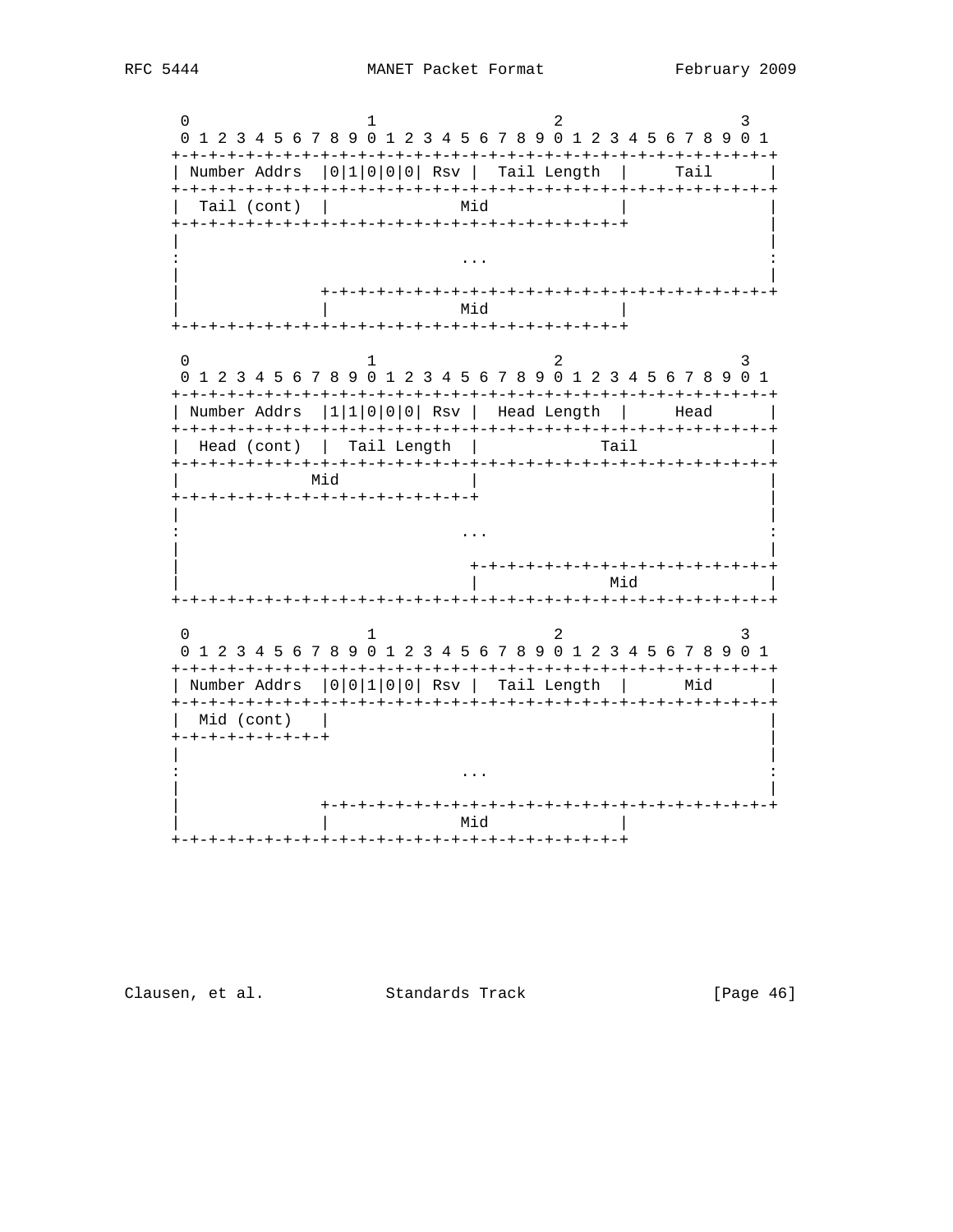```
    0                   1                   2                   3
    0 1 2 3 4 5 6 7 8 9 0 1 2 3 4 5 6 7 8 9 0 1 2 3 4 5 6 7 8 9 0 1
   +-+-+-+-+-+-+-+-+-+-+-+-+-+-+-+-+-+-+-+-+-+-+-+-+-+-+-+-+-+-+-+-+
   | Number Addrs  |0|1|0|0|0| Rsv |  Tail Length  |     Tail      |
   +-+-+-+-+-+-+-+-+-+-+-+-+-+-+-+-+-+-+-+-+-+-+-+-+-+-+-+-+-+-+-+-+
   |  Tail (cont)  |              Mid              |               |
   +-+-+-+-+-+-+-+-+-+-+-+-+-+-+-+-+-+-+-+-+-+-+-+-+               |
   |                                                               |
   :                              ...                              :
   |                                                               |
   |               +-+-+-+-+-+-+-+-+-+-+-+-+-+-+-+-+-+-+-+-+-+-+-+-+
   |               |              Mid              |
   +-+-+-+-+-+-+-+-+-+-+-+-+-+-+-+-+-+-+-+-+-+-+-+-+

    0                   1                   2                   3
    0 1 2 3 4 5 6 7 8 9 0 1 2 3 4 5 6 7 8 9 0 1 2 3 4 5 6 7 8 9 0 1
   +-+-+-+-+-+-+-+-+-+-+-+-+-+-+-+-+-+-+-+-+-+-+-+-+-+-+-+-+-+-+-+-+
   | Number Addrs  |1|1|0|0|0| Rsv |  Head Length  |     Head      |
   +-+-+-+-+-+-+-+-+-+-+-+-+-+-+-+-+-+-+-+-+-+-+-+-+-+-+-+-+-+-+-+-+
   |  Head (cont)  |  Tail Length  |             Tail              |
   +-+-+-+-+-+-+-+-+-+-+-+-+-+-+-+-+-+-+-+-+-+-+-+-+-+-+-+-+-+-+-+-+
   |              Mid              |                               |
   +-+-+-+-+-+-+-+-+-+-+-+-+-+-+-+-+                               |
   |                                                               |
   :                              ...                              :
   |                                                               |
   |                               +-+-+-+-+-+-+-+-+-+-+-+-+-+-+-+-+
   |                               |              Mid              |
   +-+-+-+-+-+-+-+-+-+-+-+-+-+-+-+-+-+-+-+-+-+-+-+-+-+-+-+-+-+-+-+-+

    0                   1                   2                   3
    0 1 2 3 4 5 6 7 8 9 0 1 2 3 4 5 6 7 8 9 0 1 2 3 4 5 6 7 8 9 0 1
   +-+-+-+-+-+-+-+-+-+-+-+-+-+-+-+-+-+-+-+-+-+-+-+-+-+-+-+-+-+-+-+-+
   | Number Addrs  |0|0|1|0|0| Rsv |  Tail Length  |      Mid      |
   +-+-+-+-+-+-+-+-+-+-+-+-+-+-+-+-+-+-+-+-+-+-+-+-+-+-+-+-+-+-+-+-+
   |  Mid (cont)   |                                               |
   +-+-+-+-+-+-+-+-+                                               |
   |                                                               |
   :                              ...                              :
   |                                                               |
   |               +-+-+-+-+-+-+-+-+-+-+-+-+-+-+-+-+-+-+-+-+-+-+-+-+
   |               |              Mid              |
   +-+-+-+-+-+-+-+-+-+-+-+-+-+-+-+-+-+-+-+-+-+-+-+-+
```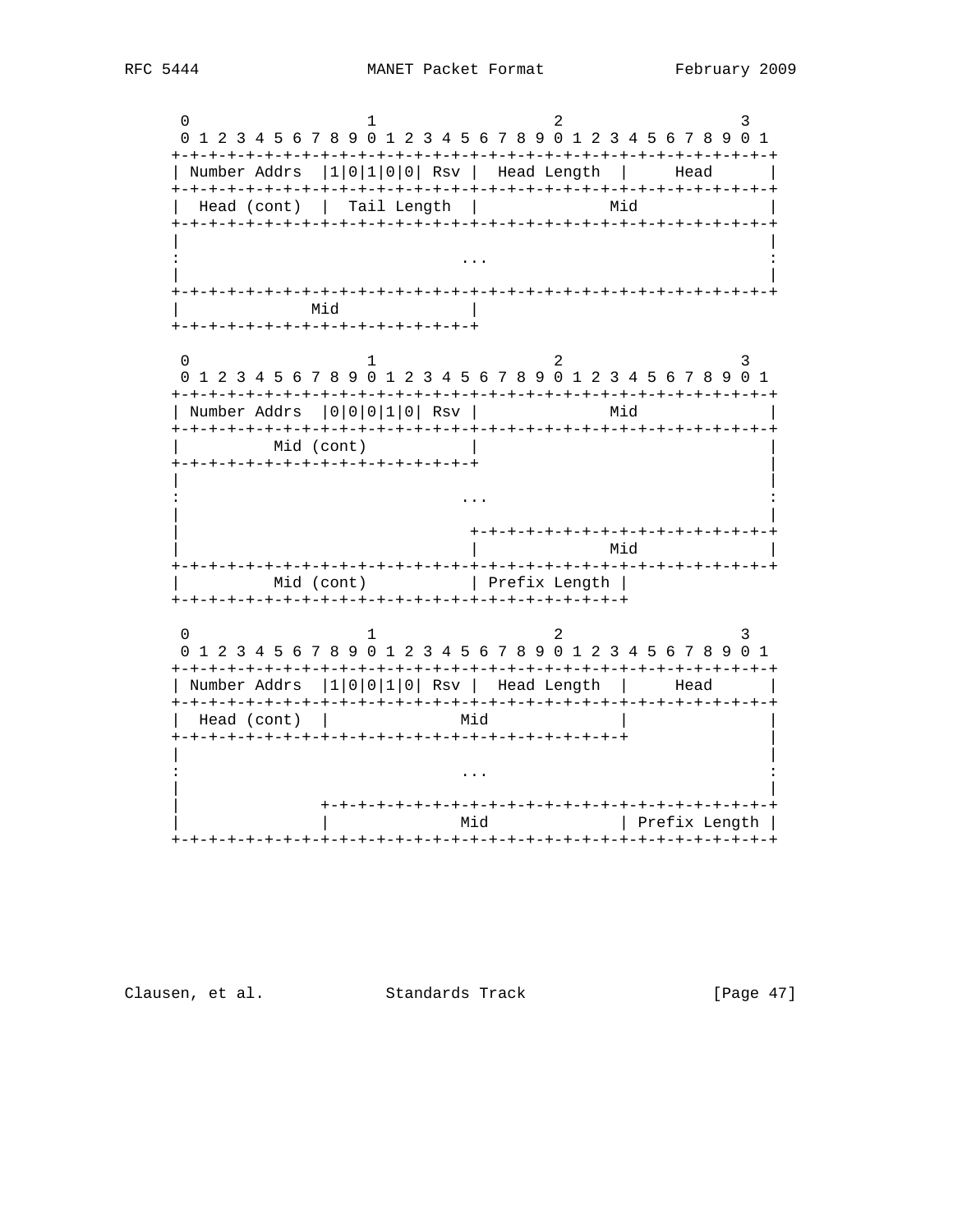```
     0                   1                   2                   3
     0 1 2 3 4 5 6 7 8 9 0 1 2 3 4 5 6 7 8 9 0 1 2 3 4 5 6 7 8 9 0 1
    +-+-+-+-+-+-+-+-+-+-+-+-+-+-+-+-+-+-+-+-+-+-+-+-+-+-+-+-+-+-+-+-+
    | Number Addrs  |1|0|1|0|0| Rsv |  Head Length  |     Head      |
    +-+-+-+-+-+-+-+-+-+-+-+-+-+-+-+-+-+-+-+-+-+-+-+-+-+-+-+-+-+-+-+-+
    |  Head (cont)  |  Tail Length  |              Mid              |
    +-+-+-+-+-+-+-+-+-+-+-+-+-+-+-+-+-+-+-+-+-+-+-+-+-+-+-+-+-+-+-+-+
    |                                                               |
    :                              ...                              :
    |                                                               |
    +-+-+-+-+-+-+-+-+-+-+-+-+-+-+-+-+-+-+-+-+-+-+-+-+-+-+-+-+-+-+-+-+
    |              Mid              |
    +-+-+-+-+-+-+-+-+-+-+-+-+-+-+-+-+

     0                   1                   2                   3
     0 1 2 3 4 5 6 7 8 9 0 1 2 3 4 5 6 7 8 9 0 1 2 3 4 5 6 7 8 9 0 1
    +-+-+-+-+-+-+-+-+-+-+-+-+-+-+-+-+-+-+-+-+-+-+-+-+-+-+-+-+-+-+-+-+
    | Number Addrs  |0|0|0|1|0| Rsv |              Mid              |
    +-+-+-+-+-+-+-+-+-+-+-+-+-+-+-+-+-+-+-+-+-+-+-+-+-+-+-+-+-+-+-+-+
    |           Mid (cont)          |                               |
    +-+-+-+-+-+-+-+-+-+-+-+-+-+-+-+-+                               |
    |                                                               |
    :                              ...                              :
    |                                                               |
    |                               +-+-+-+-+-+-+-+-+-+-+-+-+-+-+-+-+
    |                               |              Mid              |
    +-+-+-+-+-+-+-+-+-+-+-+-+-+-+-+-+-+-+-+-+-+-+-+-+-+-+-+-+-+-+-+-+
    |           Mid (cont)          | Prefix Length |
    +-+-+-+-+-+-+-+-+-+-+-+-+-+-+-+-+-+-+-+-+-+-+-+-+

     0                   1                   2                   3
     0 1 2 3 4 5 6 7 8 9 0 1 2 3 4 5 6 7 8 9 0 1 2 3 4 5 6 7 8 9 0 1
    +-+-+-+-+-+-+-+-+-+-+-+-+-+-+-+-+-+-+-+-+-+-+-+-+-+-+-+-+-+-+-+-+
    | Number Addrs  |1|0|0|1|0| Rsv |  Head Length  |     Head      |
    +-+-+-+-+-+-+-+-+-+-+-+-+-+-+-+-+-+-+-+-+-+-+-+-+-+-+-+-+-+-+-+-+
    |  Head (cont)  |              Mid              |               |
    +-+-+-+-+-+-+-+-+-+-+-+-+-+-+-+-+-+-+-+-+-+-+-+-+               |
    |                                                               |
    :                              ...                              :
    |                                                               |
    |               +-+-+-+-+-+-+-+-+-+-+-+-+-+-+-+-+-+-+-+-+-+-+-+-+
    |               |              Mid              | Prefix Length |
    +-+-+-+-+-+-+-+-+-+-+-+-+-+-+-+-+-+-+-+-+-+-+-+-+-+-+-+-+-+-+-+-+
```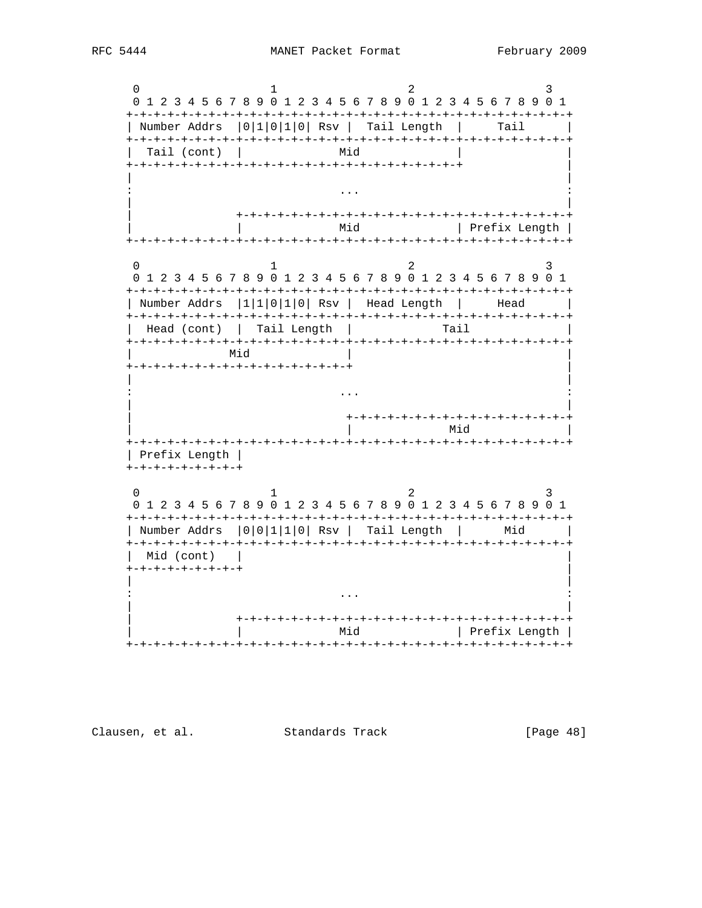```
     0                   1                   2                   3
     0 1 2 3 4 5 6 7 8 9 0 1 2 3 4 5 6 7 8 9 0 1 2 3 4 5 6 7 8 9 0 1
    +-+-+-+-+-+-+-+-+-+-+-+-+-+-+-+-+-+-+-+-+-+-+-+-+-+-+-+-+-+-+-+-+
    | Number Addrs  |0|1|0|1|0| Rsv |  Tail Length  |     Tail      |
    +-+-+-+-+-+-+-+-+-+-+-+-+-+-+-+-+-+-+-+-+-+-+-+-+-+-+-+-+-+-+-+-+
    |  Tail (cont)  |              Mid              |               |
    +-+-+-+-+-+-+-+-+-+-+-+-+-+-+-+-+-+-+-+-+-+-+-+-+               |
    |                                                               |
    :                              ...                              :
    |                                                               |
    |               +-+-+-+-+-+-+-+-+-+-+-+-+-+-+-+-+-+-+-+-+-+-+-+-+
    |               |              Mid              | Prefix Length |
    +-+-+-+-+-+-+-+-+-+-+-+-+-+-+-+-+-+-+-+-+-+-+-+-+-+-+-+-+-+-+-+-+

     0                   1                   2                   3
     0 1 2 3 4 5 6 7 8 9 0 1 2 3 4 5 6 7 8 9 0 1 2 3 4 5 6 7 8 9 0 1
    +-+-+-+-+-+-+-+-+-+-+-+-+-+-+-+-+-+-+-+-+-+-+-+-+-+-+-+-+-+-+-+-+
    | Number Addrs  |1|1|0|1|0| Rsv |  Head Length  |     Head      |
    +-+-+-+-+-+-+-+-+-+-+-+-+-+-+-+-+-+-+-+-+-+-+-+-+-+-+-+-+-+-+-+-+
    |  Head (cont)  |  Tail Length  |             Tail              |
    +-+-+-+-+-+-+-+-+-+-+-+-+-+-+-+-+-+-+-+-+-+-+-+-+-+-+-+-+-+-+-+-+
    |              Mid              |                               |
    +-+-+-+-+-+-+-+-+-+-+-+-+-+-+-+-+                               |
    |                                                               |
    :                              ...                              :
    |                                                               |
    |                               +-+-+-+-+-+-+-+-+-+-+-+-+-+-+-+-+
    |                               |              Mid              |
    +-+-+-+-+-+-+-+-+-+-+-+-+-+-+-+-+-+-+-+-+-+-+-+-+-+-+-+-+-+-+-+-+
    | Prefix Length |
    +-+-+-+-+-+-+-+-+

     0                   1                   2                   3
     0 1 2 3 4 5 6 7 8 9 0 1 2 3 4 5 6 7 8 9 0 1 2 3 4 5 6 7 8 9 0 1
    +-+-+-+-+-+-+-+-+-+-+-+-+-+-+-+-+-+-+-+-+-+-+-+-+-+-+-+-+-+-+-+-+
    | Number Addrs  |0|0|1|1|0| Rsv |  Tail Length  |      Mid      |
    +-+-+-+-+-+-+-+-+-+-+-+-+-+-+-+-+-+-+-+-+-+-+-+-+-+-+-+-+-+-+-+-+
    |  Mid (cont)   |                                               |
    +-+-+-+-+-+-+-+-+                                               |
    |                                                               |
    :                              ...                              :
    |                                                               |
    |               +-+-+-+-+-+-+-+-+-+-+-+-+-+-+-+-+-+-+-+-+-+-+-+-+
    |               |              Mid              | Prefix Length |
    +-+-+-+-+-+-+-+-+-+-+-+-+-+-+-+-+-+-+-+-+-+-+-+-+-+-+-+-+-+-+-+-+
```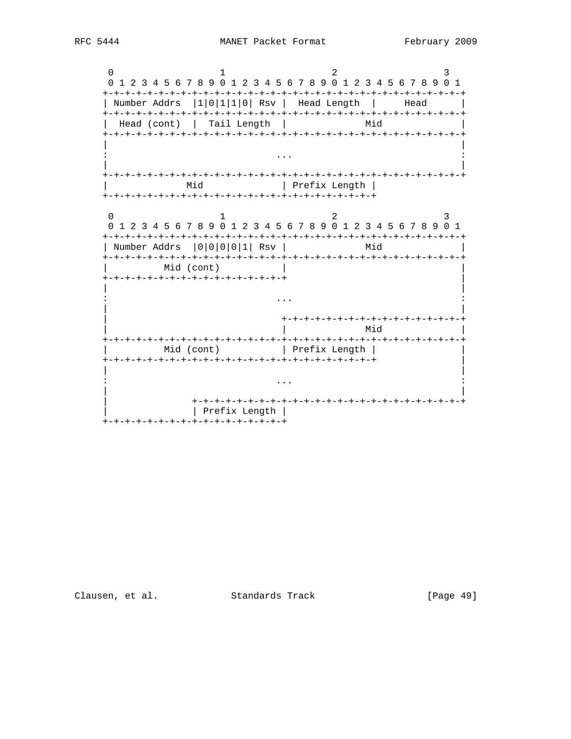```
     0                   1                   2                   3
     0 1 2 3 4 5 6 7 8 9 0 1 2 3 4 5 6 7 8 9 0 1 2 3 4 5 6 7 8 9 0 1
    +-+-+-+-+-+-+-+-+-+-+-+-+-+-+-+-+-+-+-+-+-+-+-+-+-+-+-+-+-+-+-+-+
    | Number Addrs  |1|0|1|1|0| Rsv |  Head Length  |     Head      |
    +-+-+-+-+-+-+-+-+-+-+-+-+-+-+-+-+-+-+-+-+-+-+-+-+-+-+-+-+-+-+-+-+
    |  Head (cont)  |  Tail Length  |             Mid               |
    +-+-+-+-+-+-+-+-+-+-+-+-+-+-+-+-+-+-+-+-+-+-+-+-+-+-+-+-+-+-+-+-+
    |                                                               |
    :                              ...                              :
    |                                                               |
    +-+-+-+-+-+-+-+-+-+-+-+-+-+-+-+-+-+-+-+-+-+-+-+-+-+-+-+-+-+-+-+-+
    |              Mid              | Prefix Length |
    +-+-+-+-+-+-+-+-+-+-+-+-+-+-+-+-+-+-+-+-+-+-+-+-+

     0                   1                   2                   3
     0 1 2 3 4 5 6 7 8 9 0 1 2 3 4 5 6 7 8 9 0 1 2 3 4 5 6 7 8 9 0 1
    +-+-+-+-+-+-+-+-+-+-+-+-+-+-+-+-+-+-+-+-+-+-+-+-+-+-+-+-+-+-+-+-+
    | Number Addrs  |0|0|0|0|1| Rsv |             Mid               |
    +-+-+-+-+-+-+-+-+-+-+-+-+-+-+-+-+-+-+-+-+-+-+-+-+-+-+-+-+-+-+-+-+
    |          Mid (cont)           |                               |
    +-+-+-+-+-+-+-+-+-+-+-+-+-+-+-+-+                               |
    |                                                               |
    :                              ...                              :
    |                                                               |
    |                               +-+-+-+-+-+-+-+-+-+-+-+-+-+-+-+-+
    |                               |             Mid               |
    +-+-+-+-+-+-+-+-+-+-+-+-+-+-+-+-+-+-+-+-+-+-+-+-+-+-+-+-+-+-+-+-+
    |          Mid (cont)           | Prefix Length |               |
    +-+-+-+-+-+-+-+-+-+-+-+-+-+-+-+-+-+-+-+-+-+-+-+-+               |
    |                                                               |
    :                              ...                              :
    |                                                               |
    |               +-+-+-+-+-+-+-+-+-+-+-+-+-+-+-+-+-+-+-+-+-+-+-+-+
    |               | Prefix Length |
    +-+-+-+-+-+-+-+-+-+-+-+-+-+-+-+-+
```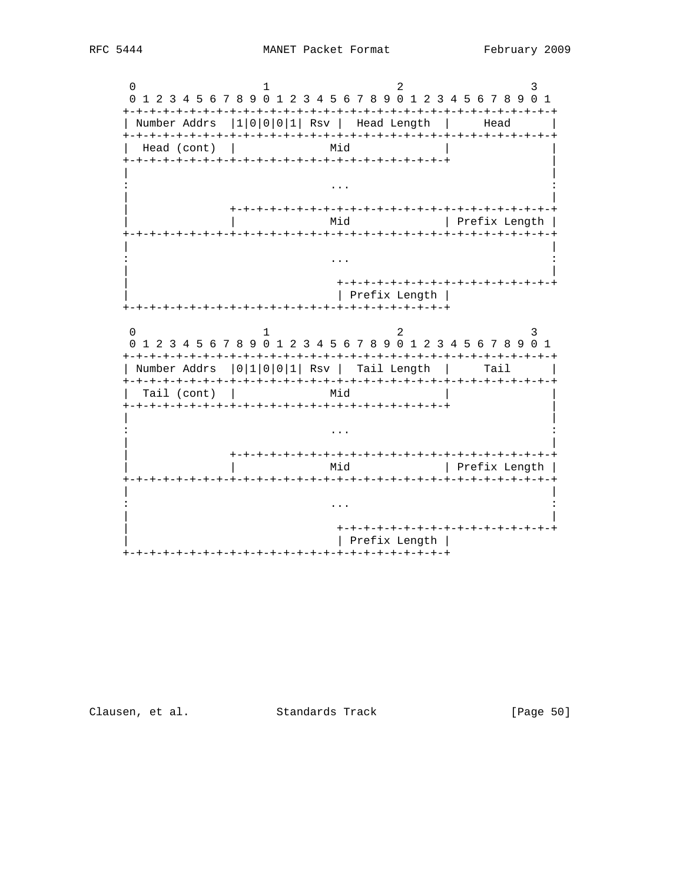```
    0                   1                   2                   3
    0 1 2 3 4 5 6 7 8 9 0 1 2 3 4 5 6 7 8 9 0 1 2 3 4 5 6 7 8 9 0 1
   +-+-+-+-+-+-+-+-+-+-+-+-+-+-+-+-+-+-+-+-+-+-+-+-+-+-+-+-+-+-+-+-+
   | Number Addrs  |1|0|0|0|1| Rsv |  Head Length  |     Head      |
   +-+-+-+-+-+-+-+-+-+-+-+-+-+-+-+-+-+-+-+-+-+-+-+-+-+-+-+-+-+-+-+-+
   |  Head (cont)  |              Mid              |               |
   +-+-+-+-+-+-+-+-+-+-+-+-+-+-+-+-+-+-+-+-+-+-+-+-+               |
   |                                                               |
   :                              ...                              :
   |                                                               |
   |               +-+-+-+-+-+-+-+-+-+-+-+-+-+-+-+-+-+-+-+-+-+-+-+-+
   |               |              Mid              | Prefix Length |
   +-+-+-+-+-+-+-+-+-+-+-+-+-+-+-+-+-+-+-+-+-+-+-+-+-+-+-+-+-+-+-+-+
   |                                                               |
   :                              ...                              :
   |                                                               |
   |                               +-+-+-+-+-+-+-+-+-+-+-+-+-+-+-+-+
   |                               | Prefix Length |
   +-+-+-+-+-+-+-+-+-+-+-+-+-+-+-+-+-+-+-+-+-+-+-+-+

    0                   1                   2                   3
    0 1 2 3 4 5 6 7 8 9 0 1 2 3 4 5 6 7 8 9 0 1 2 3 4 5 6 7 8 9 0 1
   +-+-+-+-+-+-+-+-+-+-+-+-+-+-+-+-+-+-+-+-+-+-+-+-+-+-+-+-+-+-+-+-+
   | Number Addrs  |0|1|0|0|1| Rsv |  Tail Length  |     Tail      |
   +-+-+-+-+-+-+-+-+-+-+-+-+-+-+-+-+-+-+-+-+-+-+-+-+-+-+-+-+-+-+-+-+
   |  Tail (cont)  |              Mid              |               |
   +-+-+-+-+-+-+-+-+-+-+-+-+-+-+-+-+-+-+-+-+-+-+-+-+               |
   |                                                               |
   :                              ...                              :
   |                                                               |
   |               +-+-+-+-+-+-+-+-+-+-+-+-+-+-+-+-+-+-+-+-+-+-+-+-+
   |               |              Mid              | Prefix Length |
   +-+-+-+-+-+-+-+-+-+-+-+-+-+-+-+-+-+-+-+-+-+-+-+-+-+-+-+-+-+-+-+-+
   |                                                               |
   :                              ...                              :
   |                                                               |
   |                               +-+-+-+-+-+-+-+-+-+-+-+-+-+-+-+-+
   |                               | Prefix Length |
   +-+-+-+-+-+-+-+-+-+-+-+-+-+-+-+-+-+-+-+-+-+-+-+-+
```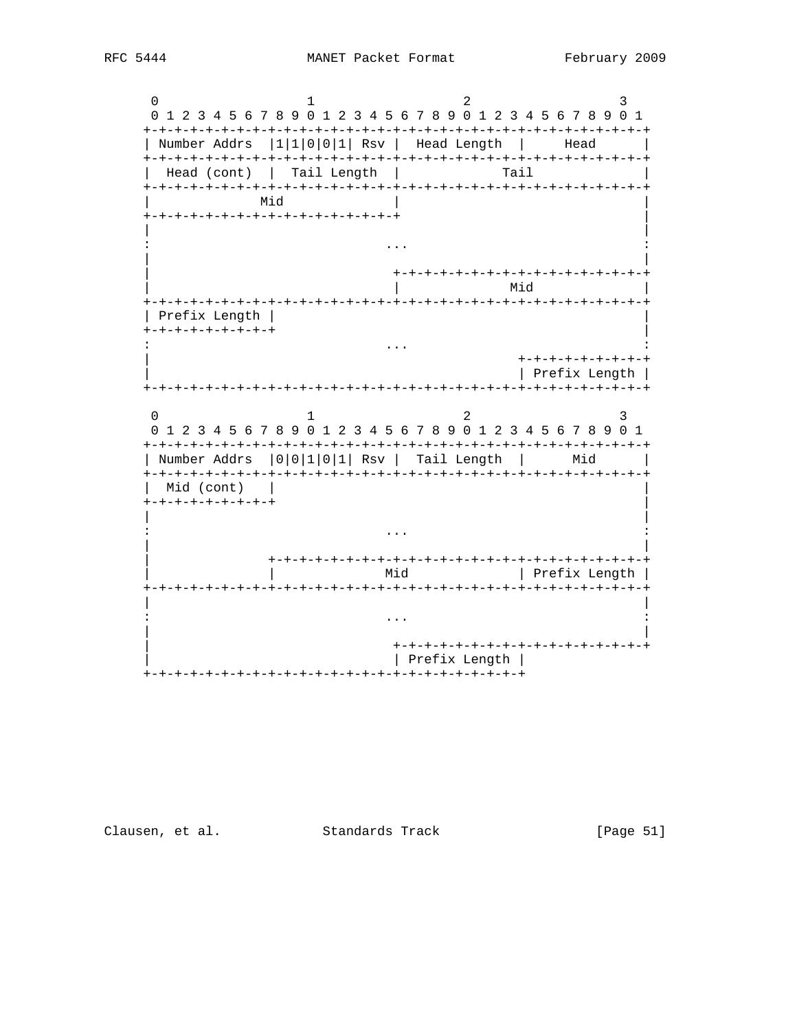```
      0                   1                   2                   3
      0 1 2 3 4 5 6 7 8 9 0 1 2 3 4 5 6 7 8 9 0 1 2 3 4 5 6 7 8 9 0 1
     +-+-+-+-+-+-+-+-+-+-+-+-+-+-+-+-+-+-+-+-+-+-+-+-+-+-+-+-+-+-+-+-+
     | Number Addrs  |1|1|0|0|1| Rsv |  Head Length  |     Head      |
     +-+-+-+-+-+-+-+-+-+-+-+-+-+-+-+-+-+-+-+-+-+-+-+-+-+-+-+-+-+-+-+-+
     |  Head (cont)  |  Tail Length  |            Tail               |
     +-+-+-+-+-+-+-+-+-+-+-+-+-+-+-+-+-+-+-+-+-+-+-+-+-+-+-+-+-+-+-+-+
     |              Mid              |                               |
     +-+-+-+-+-+-+-+-+-+-+-+-+-+-+-+-+                               |
     |                                                               |
     :                              ...                              :
     |                                                               |
     |                               +-+-+-+-+-+-+-+-+-+-+-+-+-+-+-+-+
     |                               |              Mid              |
     +-+-+-+-+-+-+-+-+-+-+-+-+-+-+-+-+-+-+-+-+-+-+-+-+-+-+-+-+-+-+-+-+
     | Prefix Length |                                               |
     +-+-+-+-+-+-+-+-+                                               |
     :                              ...                              :
     |                                               +-+-+-+-+-+-+-+-+
     |                                               | Prefix Length |
     +-+-+-+-+-+-+-+-+-+-+-+-+-+-+-+-+-+-+-+-+-+-+-+-+-+-+-+-+-+-+-+-+

      0                   1                   2                   3
      0 1 2 3 4 5 6 7 8 9 0 1 2 3 4 5 6 7 8 9 0 1 2 3 4 5 6 7 8 9 0 1
     +-+-+-+-+-+-+-+-+-+-+-+-+-+-+-+-+-+-+-+-+-+-+-+-+-+-+-+-+-+-+-+-+
     | Number Addrs  |0|0|1|0|1| Rsv |  Tail Length  |      Mid      |
     +-+-+-+-+-+-+-+-+-+-+-+-+-+-+-+-+-+-+-+-+-+-+-+-+-+-+-+-+-+-+-+-+
     |   Mid (cont)  |                                               |
     +-+-+-+-+-+-+-+-+                                               |
     |                                                               |
     :                              ...                              :
     |                                                               |
     |               +-+-+-+-+-+-+-+-+-+-+-+-+-+-+-+-+-+-+-+-+-+-+-+-+
     |               |              Mid              | Prefix Length |
     +-+-+-+-+-+-+-+-+-+-+-+-+-+-+-+-+-+-+-+-+-+-+-+-+-+-+-+-+-+-+-+-+
     |                                                               |
     :                              ...                              :
     |                                                               |
     |                               +-+-+-+-+-+-+-+-+-+-+-+-+-+-+-+-+
     |                               | Prefix Length |
     +-+-+-+-+-+-+-+-+-+-+-+-+-+-+-+-+-+-+-+-+-+-+-+-+
```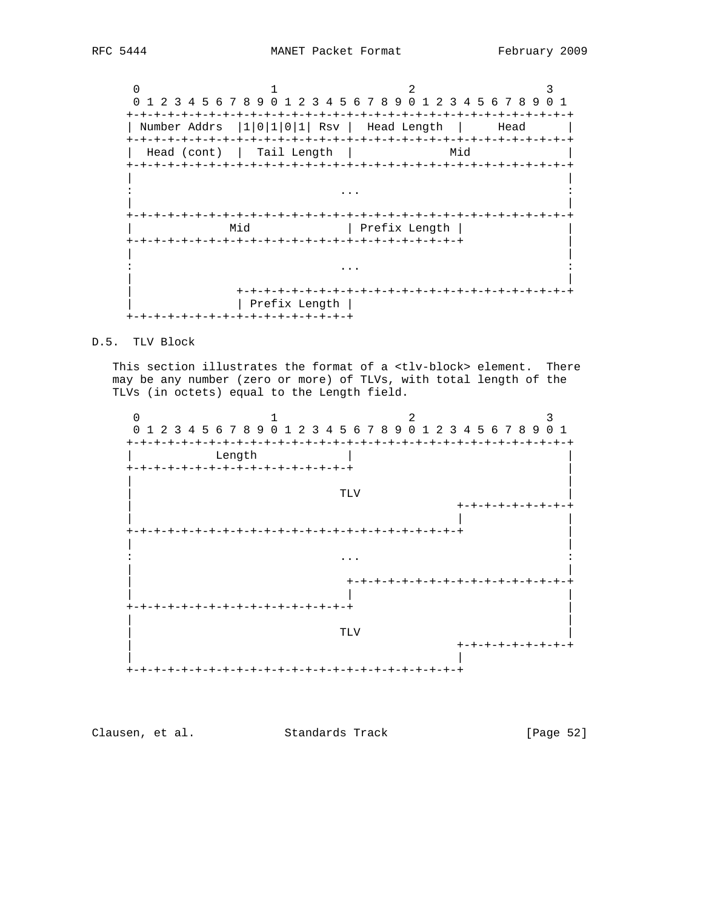```
    0                   1                   2                   3
    0 1 2 3 4 5 6 7 8 9 0 1 2 3 4 5 6 7 8 9 0 1 2 3 4 5 6 7 8 9 0 1
   +-+-+-+-+-+-+-+-+-+-+-+-+-+-+-+-+-+-+-+-+-+-+-+-+-+-+-+-+-+-+-+-+
   | Number Addrs  |1|0|1|0|1| Rsv |  Head Length  |     Head      |
   +-+-+-+-+-+-+-+-+-+-+-+-+-+-+-+-+-+-+-+-+-+-+-+-+-+-+-+-+-+-+-+-+
   |  Head (cont)  |  Tail Length  |             Mid               |
   +-+-+-+-+-+-+-+-+-+-+-+-+-+-+-+-+-+-+-+-+-+-+-+-+-+-+-+-+-+-+-+-+
   |                                                               |
   :                              ...                              :
   |                                                               |
   +-+-+-+-+-+-+-+-+-+-+-+-+-+-+-+-+-+-+-+-+-+-+-+-+-+-+-+-+-+-+-+-+
   |              Mid              | Prefix Length |               |
   +-+-+-+-+-+-+-+-+-+-+-+-+-+-+-+-+-+-+-+-+-+-+-+-+               |
   |                                                               |
   :                              ...                              :
   |                                                               |
   |               +-+-+-+-+-+-+-+-+-+-+-+-+-+-+-+-+-+-+-+-+-+-+-+-+
   |               | Prefix Length |
   +-+-+-+-+-+-+-+-+-+-+-+-+-+-+-+-+
```

## D.5. TLV Block

This section illustrates the format of a <tlv-block> element. There may be any number (zero or more) of TLVs, with total length of the TLVs (in octets) equal to the Length field.

```
    0                   1                   2                   3
    0 1 2 3 4 5 6 7 8 9 0 1 2 3 4 5 6 7 8 9 0 1 2 3 4 5 6 7 8 9 0 1
   +-+-+-+-+-+-+-+-+-+-+-+-+-+-+-+-+-+-+-+-+-+-+-+-+-+-+-+-+-+-+-+-+
   |            Length             |                               |
   +-+-+-+-+-+-+-+-+-+-+-+-+-+-+-+-+                               |
   |                                                               |
   |                              TLV                              |
   |                                               +-+-+-+-+-+-+-+-+
   |                                               |               |
   +-+-+-+-+-+-+-+-+-+-+-+-+-+-+-+-+-+-+-+-+-+-+-+-+               |
   |                                                               |
   :                              ...                              :
   |                                                               |
   |                               +-+-+-+-+-+-+-+-+-+-+-+-+-+-+-+-+
   |                               |                               |
   +-+-+-+-+-+-+-+-+-+-+-+-+-+-+-+-+                               |
   |                                                               |
   |                              TLV                              |
   |                                               +-+-+-+-+-+-+-+-+
   |                                               |
   +-+-+-+-+-+-+-+-+-+-+-+-+-+-+-+-+-+-+-+-+-+-+-+-+
```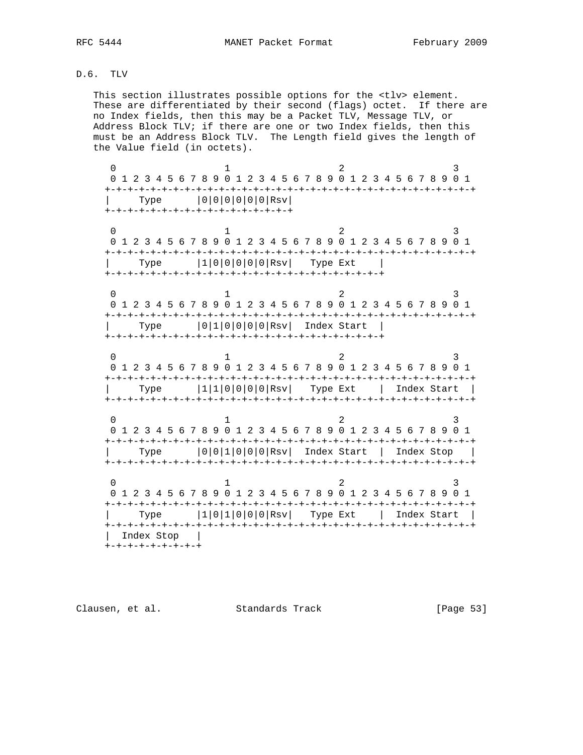## D.6. TLV

This section illustrates possible options for the <tlv> element. These are differentiated by their second (flags) octet. If there are no Index fields, then this may be a Packet TLV, Message TLV, or Address Block TLV; if there are one or two Index fields, then this must be an Address Block TLV. The Length field gives the length of the Value field (in octets).

```
 0                   1                   2                   3
 0 1 2 3 4 5 6 7 8 9 0 1 2 3 4 5 6 7 8 9 0 1 2 3 4 5 6 7 8 9 0 1
+-+-+-+-+-+-+-+-+-+-+-+-+-+-+-+-+-+-+-+-+-+-+-+-+-+-+-+-+-+-+-+-+
|     Type      |0|0|0|0|0|0|Rsv|
+-+-+-+-+-+-+-+-+-+-+-+-+-+-+-+-+

 0                   1                   2                   3
 0 1 2 3 4 5 6 7 8 9 0 1 2 3 4 5 6 7 8 9 0 1 2 3 4 5 6 7 8 9 0 1
+-+-+-+-+-+-+-+-+-+-+-+-+-+-+-+-+-+-+-+-+-+-+-+-+-+-+-+-+-+-+-+-+
|     Type      |1|0|0|0|0|0|Rsv|   Type Ext    |
+-+-+-+-+-+-+-+-+-+-+-+-+-+-+-+-+-+-+-+-+-+-+-+-+

 0                   1                   2                   3
 0 1 2 3 4 5 6 7 8 9 0 1 2 3 4 5 6 7 8 9 0 1 2 3 4 5 6 7 8 9 0 1
+-+-+-+-+-+-+-+-+-+-+-+-+-+-+-+-+-+-+-+-+-+-+-+-+-+-+-+-+-+-+-+-+
|     Type      |0|1|0|0|0|0|Rsv|  Index Start  |
+-+-+-+-+-+-+-+-+-+-+-+-+-+-+-+-+-+-+-+-+-+-+-+-+

 0                   1                   2                   3
 0 1 2 3 4 5 6 7 8 9 0 1 2 3 4 5 6 7 8 9 0 1 2 3 4 5 6 7 8 9 0 1
+-+-+-+-+-+-+-+-+-+-+-+-+-+-+-+-+-+-+-+-+-+-+-+-+-+-+-+-+-+-+-+-+
|     Type      |1|1|0|0|0|0|Rsv|   Type Ext    |  Index Start  |
+-+-+-+-+-+-+-+-+-+-+-+-+-+-+-+-+-+-+-+-+-+-+-+-+-+-+-+-+-+-+-+-+

 0                   1                   2                   3
 0 1 2 3 4 5 6 7 8 9 0 1 2 3 4 5 6 7 8 9 0 1 2 3 4 5 6 7 8 9 0 1
+-+-+-+-+-+-+-+-+-+-+-+-+-+-+-+-+-+-+-+-+-+-+-+-+-+-+-+-+-+-+-+-+
|     Type      |0|0|1|0|0|0|Rsv|  Index Start  |  Index Stop   |
+-+-+-+-+-+-+-+-+-+-+-+-+-+-+-+-+-+-+-+-+-+-+-+-+-+-+-+-+-+-+-+-+

 0                   1                   2                   3
 0 1 2 3 4 5 6 7 8 9 0 1 2 3 4 5 6 7 8 9 0 1 2 3 4 5 6 7 8 9 0 1
+-+-+-+-+-+-+-+-+-+-+-+-+-+-+-+-+-+-+-+-+-+-+-+-+-+-+-+-+-+-+-+-+
|     Type      |1|0|1|0|0|0|Rsv|   Type Ext    |  Index Start  |
+-+-+-+-+-+-+-+-+-+-+-+-+-+-+-+-+-+-+-+-+-+-+-+-+-+-+-+-+-+-+-+-+
|  Index Stop   |
+-+-+-+-+-+-+-+-+
```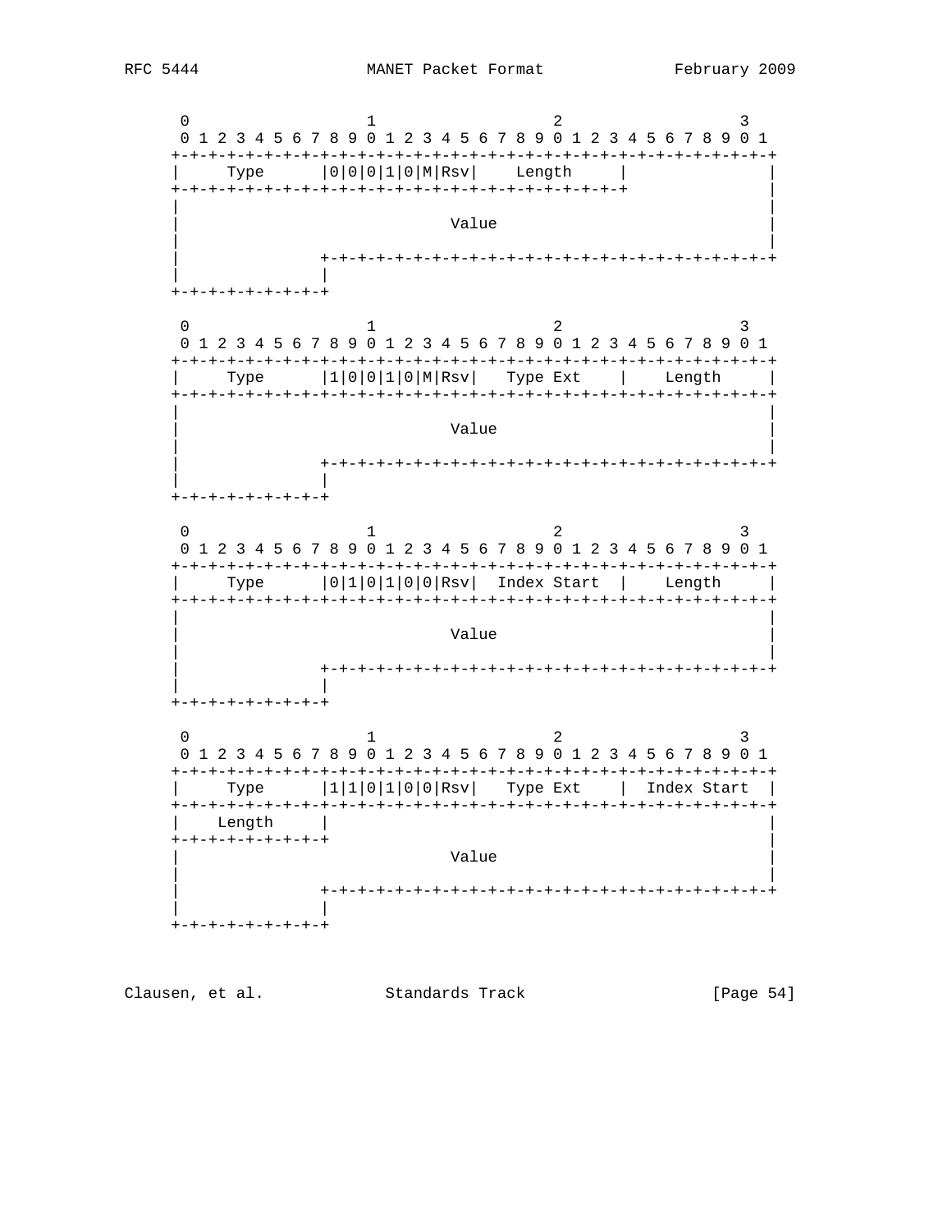```
     0                   1                   2                   3
     0 1 2 3 4 5 6 7 8 9 0 1 2 3 4 5 6 7 8 9 0 1 2 3 4 5 6 7 8 9 0 1
    +-+-+-+-+-+-+-+-+-+-+-+-+-+-+-+-+-+-+-+-+-+-+-+-+-+-+-+-+-+-+-+-+
    |     Type      |0|0|0|1|0|M|Rsv|    Length     |               |
    +-+-+-+-+-+-+-+-+-+-+-+-+-+-+-+-+-+-+-+-+-+-+-+-+               |
    |                                                               |
    |                             Value                             |
    |                                                               |
    |               +-+-+-+-+-+-+-+-+-+-+-+-+-+-+-+-+-+-+-+-+-+-+-+-+
    |               |
    +-+-+-+-+-+-+-+-+

     0                   1                   2                   3
     0 1 2 3 4 5 6 7 8 9 0 1 2 3 4 5 6 7 8 9 0 1 2 3 4 5 6 7 8 9 0 1
    +-+-+-+-+-+-+-+-+-+-+-+-+-+-+-+-+-+-+-+-+-+-+-+-+-+-+-+-+-+-+-+-+
    |     Type      |1|0|0|1|0|M|Rsv|   Type Ext    |    Length     |
    +-+-+-+-+-+-+-+-+-+-+-+-+-+-+-+-+-+-+-+-+-+-+-+-+-+-+-+-+-+-+-+-+
    |                                                               |
    |                             Value                             |
    |                                                               |
    |               +-+-+-+-+-+-+-+-+-+-+-+-+-+-+-+-+-+-+-+-+-+-+-+-+
    |               |
    +-+-+-+-+-+-+-+-+

     0                   1                   2                   3
     0 1 2 3 4 5 6 7 8 9 0 1 2 3 4 5 6 7 8 9 0 1 2 3 4 5 6 7 8 9 0 1
    +-+-+-+-+-+-+-+-+-+-+-+-+-+-+-+-+-+-+-+-+-+-+-+-+-+-+-+-+-+-+-+-+
    |     Type      |0|1|0|1|0|0|Rsv|  Index Start  |    Length     |
    +-+-+-+-+-+-+-+-+-+-+-+-+-+-+-+-+-+-+-+-+-+-+-+-+-+-+-+-+-+-+-+-+
    |                                                               |
    |                             Value                             |
    |                                                               |
    |               +-+-+-+-+-+-+-+-+-+-+-+-+-+-+-+-+-+-+-+-+-+-+-+-+
    |               |
    +-+-+-+-+-+-+-+-+

     0                   1                   2                   3
     0 1 2 3 4 5 6 7 8 9 0 1 2 3 4 5 6 7 8 9 0 1 2 3 4 5 6 7 8 9 0 1
    +-+-+-+-+-+-+-+-+-+-+-+-+-+-+-+-+-+-+-+-+-+-+-+-+-+-+-+-+-+-+-+-+
    |     Type      |1|1|0|1|0|0|Rsv|   Type Ext    |  Index Start  |
    +-+-+-+-+-+-+-+-+-+-+-+-+-+-+-+-+-+-+-+-+-+-+-+-+-+-+-+-+-+-+-+-+
    |    Length     |                                               |
    +-+-+-+-+-+-+-+-+                                               |
    |                             Value                             |
    |                                                               |
    |               +-+-+-+-+-+-+-+-+-+-+-+-+-+-+-+-+-+-+-+-+-+-+-+-+
    |               |
    +-+-+-+-+-+-+-+-+
```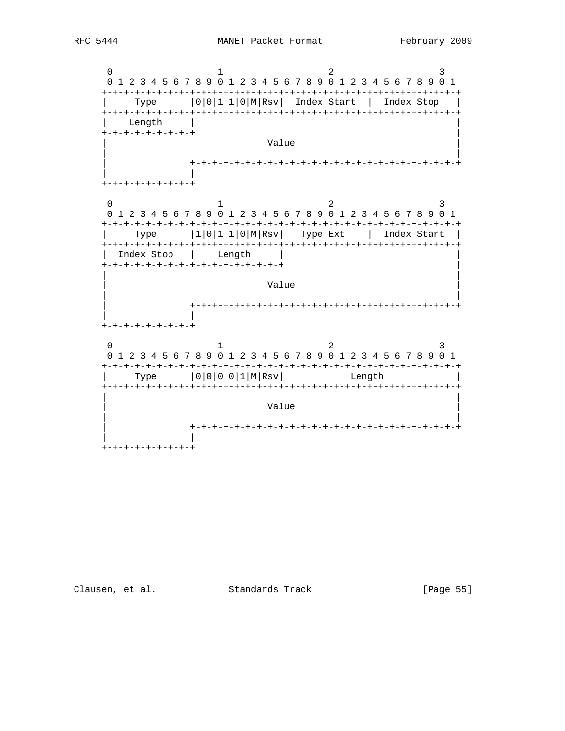```
    0                   1                   2                   3
    0 1 2 3 4 5 6 7 8 9 0 1 2 3 4 5 6 7 8 9 0 1 2 3 4 5 6 7 8 9 0 1
   +-+-+-+-+-+-+-+-+-+-+-+-+-+-+-+-+-+-+-+-+-+-+-+-+-+-+-+-+-+-+-+-+
   |     Type      |0|0|1|1|0|M|Rsv|  Index Start  |  Index Stop   |
   +-+-+-+-+-+-+-+-+-+-+-+-+-+-+-+-+-+-+-+-+-+-+-+-+-+-+-+-+-+-+-+-+
   |    Length     |                                               |
   +-+-+-+-+-+-+-+-+                                               |
   |                             Value                             |
   |                                                               |
   |               +-+-+-+-+-+-+-+-+-+-+-+-+-+-+-+-+-+-+-+-+-+-+-+-+
   |               |
   +-+-+-+-+-+-+-+-+

    0                   1                   2                   3
    0 1 2 3 4 5 6 7 8 9 0 1 2 3 4 5 6 7 8 9 0 1 2 3 4 5 6 7 8 9 0 1
   +-+-+-+-+-+-+-+-+-+-+-+-+-+-+-+-+-+-+-+-+-+-+-+-+-+-+-+-+-+-+-+-+
   |     Type      |1|0|1|1|0|M|Rsv|   Type Ext    |  Index Start  |
   +-+-+-+-+-+-+-+-+-+-+-+-+-+-+-+-+-+-+-+-+-+-+-+-+-+-+-+-+-+-+-+-+
   |  Index Stop   |    Length     |                               |
   +-+-+-+-+-+-+-+-+-+-+-+-+-+-+-+-+                               |
   |                                                               |
   |                             Value                             |
   |                                                               |
   |               +-+-+-+-+-+-+-+-+-+-+-+-+-+-+-+-+-+-+-+-+-+-+-+-+
   |               |
   +-+-+-+-+-+-+-+-+

    0                   1                   2                   3
    0 1 2 3 4 5 6 7 8 9 0 1 2 3 4 5 6 7 8 9 0 1 2 3 4 5 6 7 8 9 0 1
   +-+-+-+-+-+-+-+-+-+-+-+-+-+-+-+-+-+-+-+-+-+-+-+-+-+-+-+-+-+-+-+-+
   |     Type      |0|0|0|0|1|M|Rsv|            Length             |
   +-+-+-+-+-+-+-+-+-+-+-+-+-+-+-+-+-+-+-+-+-+-+-+-+-+-+-+-+-+-+-+-+
   |                                                               |
   |                             Value                             |
   |                                                               |
   |               +-+-+-+-+-+-+-+-+-+-+-+-+-+-+-+-+-+-+-+-+-+-+-+-+
   |               |
   +-+-+-+-+-+-+-+-+
```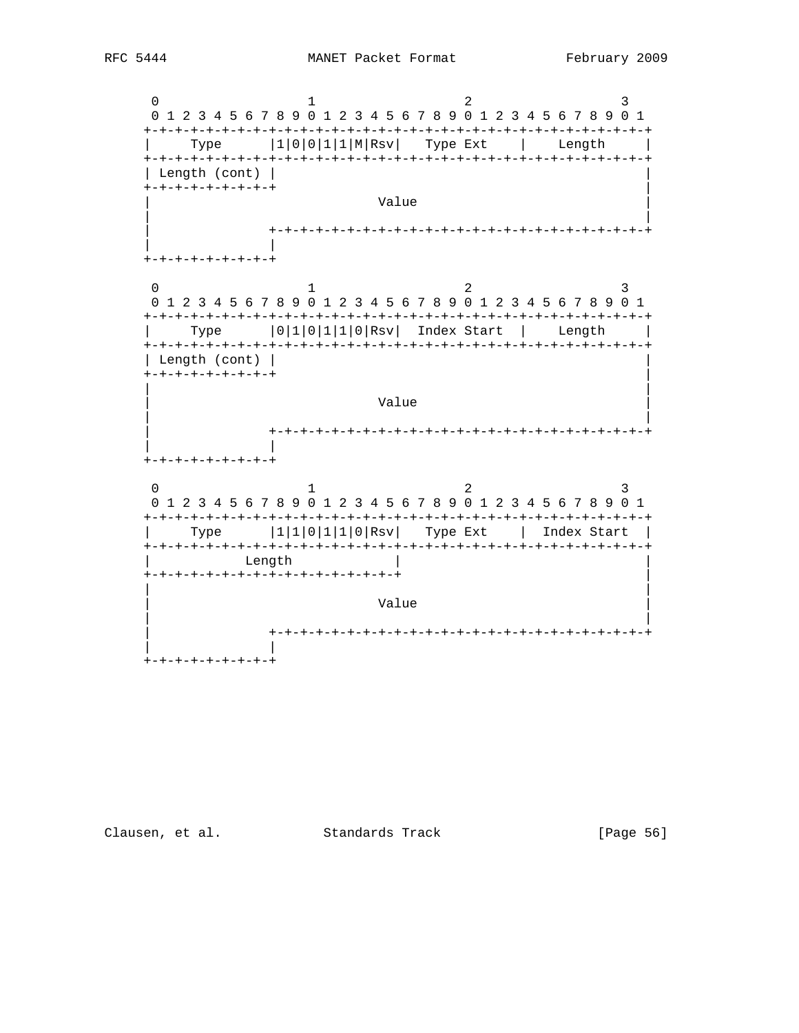```
     0                   1                   2                   3
     0 1 2 3 4 5 6 7 8 9 0 1 2 3 4 5 6 7 8 9 0 1 2 3 4 5 6 7 8 9 0 1
    +-+-+-+-+-+-+-+-+-+-+-+-+-+-+-+-+-+-+-+-+-+-+-+-+-+-+-+-+-+-+-+-+
    |     Type      |1|0|0|1|1|M|Rsv|   Type Ext    |    Length     |
    +-+-+-+-+-+-+-+-+-+-+-+-+-+-+-+-+-+-+-+-+-+-+-+-+-+-+-+-+-+-+-+-+
    | Length (cont) |                                               |
    +-+-+-+-+-+-+-+-+                                               |
    |                             Value                             |
    |                                                               |
    |               +-+-+-+-+-+-+-+-+-+-+-+-+-+-+-+-+-+-+-+-+-+-+-+-+
    |               |
    +-+-+-+-+-+-+-+-+

     0                   1                   2                   3
     0 1 2 3 4 5 6 7 8 9 0 1 2 3 4 5 6 7 8 9 0 1 2 3 4 5 6 7 8 9 0 1
    +-+-+-+-+-+-+-+-+-+-+-+-+-+-+-+-+-+-+-+-+-+-+-+-+-+-+-+-+-+-+-+-+
    |     Type      |0|1|0|1|1|0|Rsv|  Index Start  |    Length     |
    +-+-+-+-+-+-+-+-+-+-+-+-+-+-+-+-+-+-+-+-+-+-+-+-+-+-+-+-+-+-+-+-+
    | Length (cont) |                                               |
    +-+-+-+-+-+-+-+-+                                               |
    |                                                               |
    |                             Value                             |
    |                                                               |
    |               +-+-+-+-+-+-+-+-+-+-+-+-+-+-+-+-+-+-+-+-+-+-+-+-+
    |               |
    +-+-+-+-+-+-+-+-+

     0                   1                   2                   3
     0 1 2 3 4 5 6 7 8 9 0 1 2 3 4 5 6 7 8 9 0 1 2 3 4 5 6 7 8 9 0 1
    +-+-+-+-+-+-+-+-+-+-+-+-+-+-+-+-+-+-+-+-+-+-+-+-+-+-+-+-+-+-+-+-+
    |     Type      |1|1|0|1|1|0|Rsv|   Type Ext    |  Index Start  |
    +-+-+-+-+-+-+-+-+-+-+-+-+-+-+-+-+-+-+-+-+-+-+-+-+-+-+-+-+-+-+-+-+
    |            Length             |                               |
    +-+-+-+-+-+-+-+-+-+-+-+-+-+-+-+-+                               |
    |                                                               |
    |                             Value                             |
    |                                                               |
    |               +-+-+-+-+-+-+-+-+-+-+-+-+-+-+-+-+-+-+-+-+-+-+-+-+
    |               |
    +-+-+-+-+-+-+-+-+
```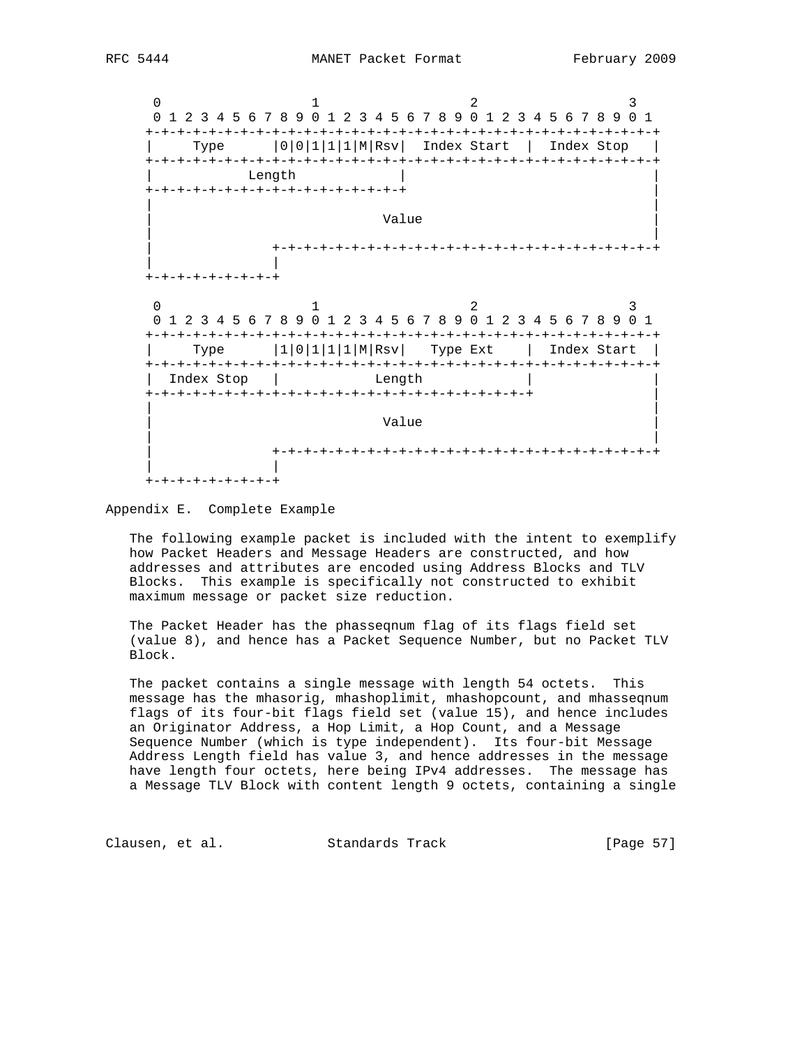```
     0                   1                   2                   3
     0 1 2 3 4 5 6 7 8 9 0 1 2 3 4 5 6 7 8 9 0 1 2 3 4 5 6 7 8 9 0 1
    +-+-+-+-+-+-+-+-+-+-+-+-+-+-+-+-+-+-+-+-+-+-+-+-+-+-+-+-+-+-+-+-+
    |     Type      |0|0|1|1|1|M|Rsv|  Index Start  |  Index Stop   |
    +-+-+-+-+-+-+-+-+-+-+-+-+-+-+-+-+-+-+-+-+-+-+-+-+-+-+-+-+-+-+-+-+
    |            Length             |                               |
    +-+-+-+-+-+-+-+-+-+-+-+-+-+-+-+-+                               |
    |                                                               |
    |                             Value                             |
    |                                                               |
    |               +-+-+-+-+-+-+-+-+-+-+-+-+-+-+-+-+-+-+-+-+-+-+-+-+
    |               |
    +-+-+-+-+-+-+-+-+

     0                   1                   2                   3
     0 1 2 3 4 5 6 7 8 9 0 1 2 3 4 5 6 7 8 9 0 1 2 3 4 5 6 7 8 9 0 1
    +-+-+-+-+-+-+-+-+-+-+-+-+-+-+-+-+-+-+-+-+-+-+-+-+-+-+-+-+-+-+-+-+
    |     Type      |1|0|1|1|1|M|Rsv|   Type Ext    |  Index Start  |
    +-+-+-+-+-+-+-+-+-+-+-+-+-+-+-+-+-+-+-+-+-+-+-+-+-+-+-+-+-+-+-+-+
    |  Index Stop   |            Length             |               |
    +-+-+-+-+-+-+-+-+-+-+-+-+-+-+-+-+-+-+-+-+-+-+-+-+               |
    |                                                               |
    |                             Value                             |
    |                                                               |
    |               +-+-+-+-+-+-+-+-+-+-+-+-+-+-+-+-+-+-+-+-+-+-+-+-+
    |               |
    +-+-+-+-+-+-+-+-+
```

## Appendix E. Complete Example

The following example packet is included with the intent to exemplify how Packet Headers and Message Headers are constructed, and how addresses and attributes are encoded using Address Blocks and TLV Blocks. This example is specifically not constructed to exhibit maximum message or packet size reduction.

The Packet Header has the phasseqnum flag of its flags field set (value 8), and hence has a Packet Sequence Number, but no Packet TLV Block.

The packet contains a single message with length 54 octets. This message has the mhasorig, mhashoplimit, mhashopcount, and mhasseqnum flags of its four-bit flags field set (value 15), and hence includes an Originator Address, a Hop Limit, a Hop Count, and a Message Sequence Number (which is type independent). Its four-bit Message Address Length field has value 3, and hence addresses in the message have length four octets, here being IPv4 addresses. The message has a Message TLV Block with content length 9 octets, containing a single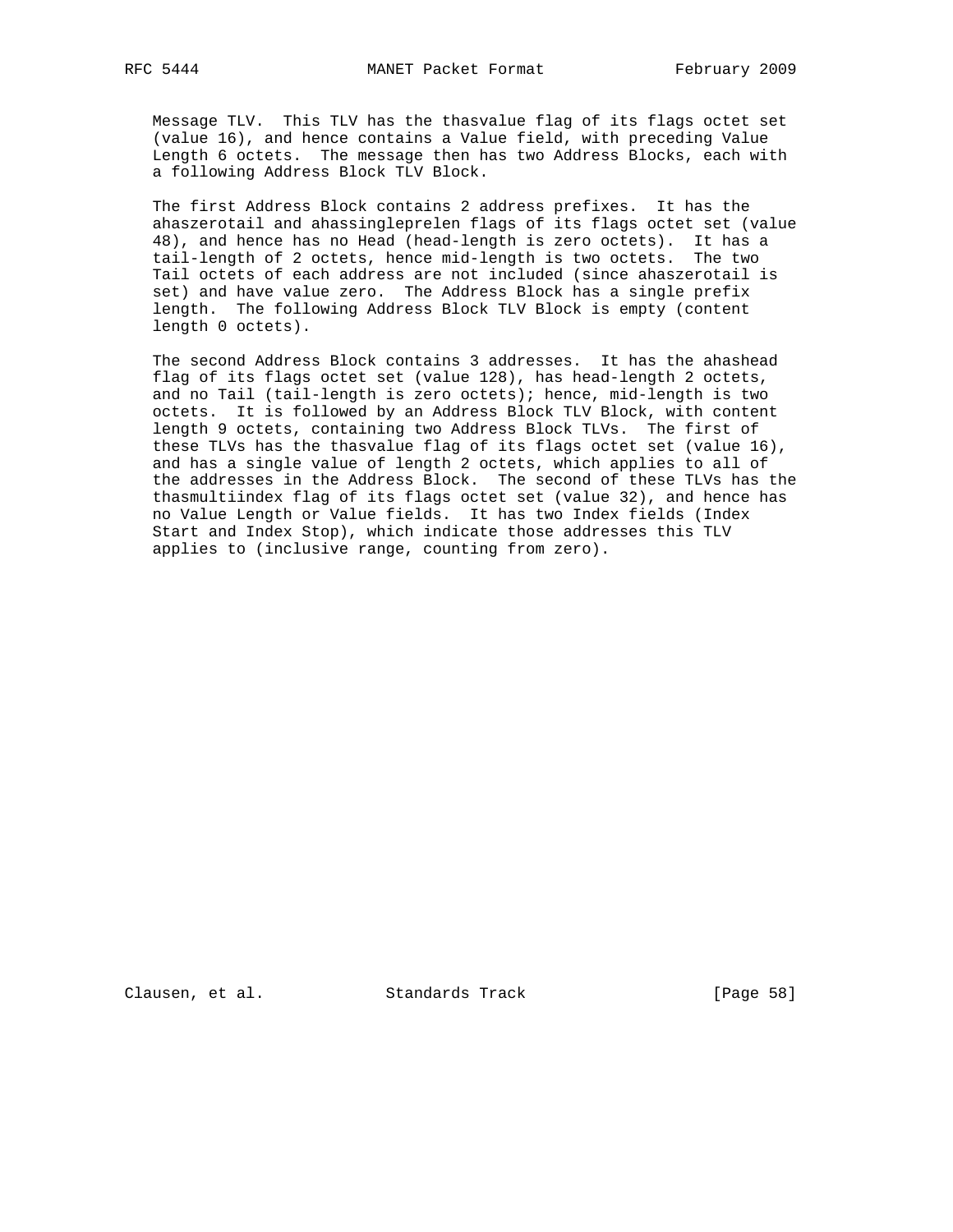Message TLV. This TLV has the thasvalue flag of its flags octet set (value 16), and hence contains a Value field, with preceding Value Length 6 octets. The message then has two Address Blocks, each with a following Address Block TLV Block.

The first Address Block contains 2 address prefixes. It has the ahaszerotail and ahassingleprelen flags of its flags octet set (value 48), and hence has no Head (head-length is zero octets). It has a tail-length of 2 octets, hence mid-length is two octets. The two Tail octets of each address are not included (since ahaszerotail is set) and have value zero. The Address Block has a single prefix length. The following Address Block TLV Block is empty (content length 0 octets).

The second Address Block contains 3 addresses. It has the ahashead flag of its flags octet set (value 128), has head-length 2 octets, and no Tail (tail-length is zero octets); hence, mid-length is two octets. It is followed by an Address Block TLV Block, with content length 9 octets, containing two Address Block TLVs. The first of these TLVs has the thasvalue flag of its flags octet set (value 16), and has a single value of length 2 octets, which applies to all of the addresses in the Address Block. The second of these TLVs has the thasmultiindex flag of its flags octet set (value 32), and hence has no Value Length or Value fields. It has two Index fields (Index Start and Index Stop), which indicate those addresses this TLV applies to (inclusive range, counting from zero).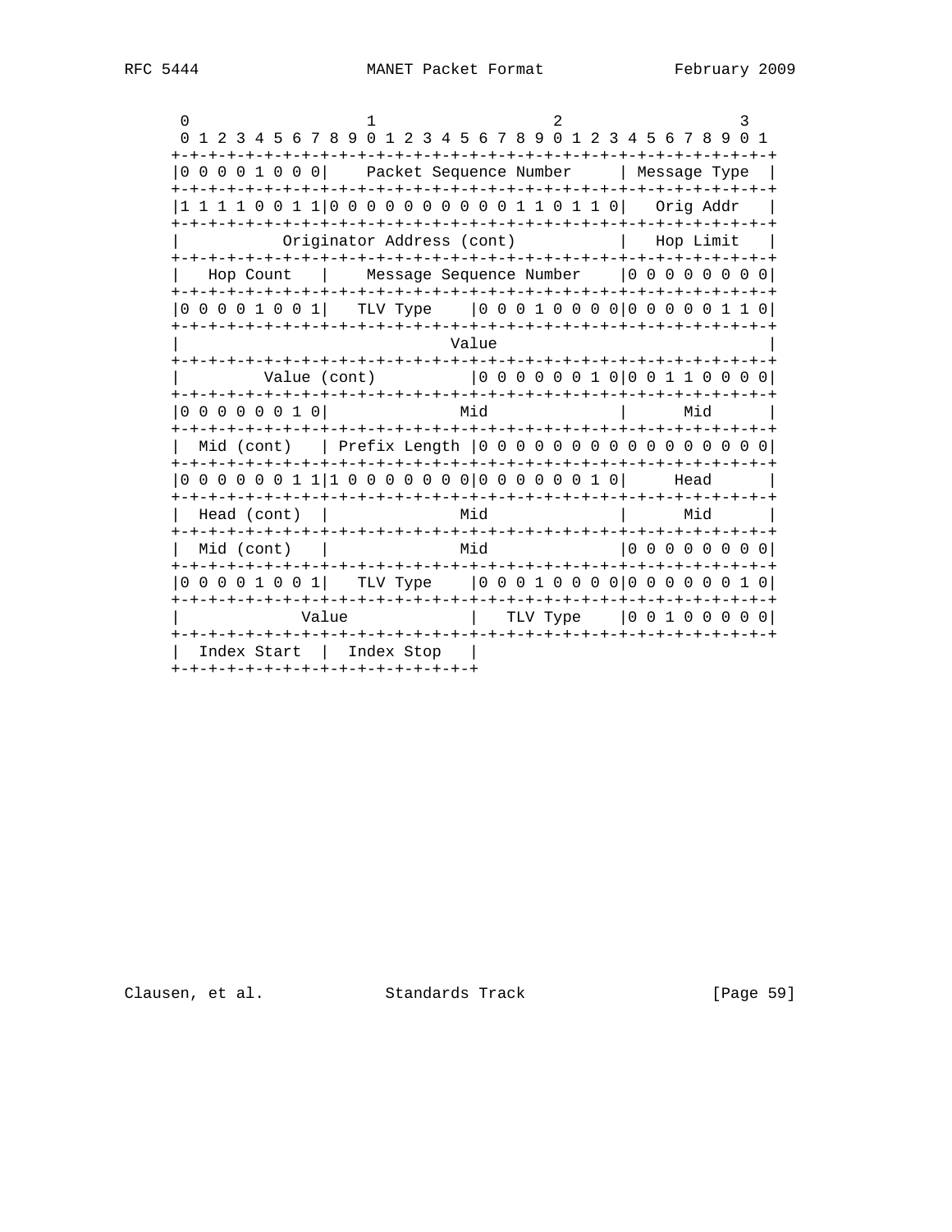```
    0                   1                   2                   3
    0 1 2 3 4 5 6 7 8 9 0 1 2 3 4 5 6 7 8 9 0 1 2 3 4 5 6 7 8 9 0 1
   +-+-+-+-+-+-+-+-+-+-+-+-+-+-+-+-+-+-+-+-+-+-+-+-+-+-+-+-+-+-+-+-+
   |0 0 0 0 1 0 0 0|    Packet Sequence Number     | Message Type  |
   +-+-+-+-+-+-+-+-+-+-+-+-+-+-+-+-+-+-+-+-+-+-+-+-+-+-+-+-+-+-+-+-+
   |1 1 1 1 0 0 1 1|0 0 0 0 0 0 0 0 0 0 1 1 0 1 1 0|   Orig Addr   |
   +-+-+-+-+-+-+-+-+-+-+-+-+-+-+-+-+-+-+-+-+-+-+-+-+-+-+-+-+-+-+-+-+
   |           Originator Address (cont)           |   Hop Limit   |
   +-+-+-+-+-+-+-+-+-+-+-+-+-+-+-+-+-+-+-+-+-+-+-+-+-+-+-+-+-+-+-+-+
   |   Hop Count   |    Message Sequence Number    |0 0 0 0 0 0 0 0|
   +-+-+-+-+-+-+-+-+-+-+-+-+-+-+-+-+-+-+-+-+-+-+-+-+-+-+-+-+-+-+-+-+
   |0 0 0 0 1 0 0 1|   TLV Type    |0 0 0 1 0 0 0 0|0 0 0 0 0 1 1 0|
   +-+-+-+-+-+-+-+-+-+-+-+-+-+-+-+-+-+-+-+-+-+-+-+-+-+-+-+-+-+-+-+-+
   |                             Value                             |
   +-+-+-+-+-+-+-+-+-+-+-+-+-+-+-+-+-+-+-+-+-+-+-+-+-+-+-+-+-+-+-+-+
   |         Value (cont)          |0 0 0 0 0 0 1 0|0 0 1 1 0 0 0 0|
   +-+-+-+-+-+-+-+-+-+-+-+-+-+-+-+-+-+-+-+-+-+-+-+-+-+-+-+-+-+-+-+-+
   |0 0 0 0 0 0 1 0|              Mid              |      Mid      |
   +-+-+-+-+-+-+-+-+-+-+-+-+-+-+-+-+-+-+-+-+-+-+-+-+-+-+-+-+-+-+-+-+
   |  Mid (cont)   | Prefix Length |0 0 0 0 0 0 0 0 0 0 0 0 0 0 0 0|
   +-+-+-+-+-+-+-+-+-+-+-+-+-+-+-+-+-+-+-+-+-+-+-+-+-+-+-+-+-+-+-+-+
   |0 0 0 0 0 0 1 1|1 0 0 0 0 0 0 0|0 0 0 0 0 0 1 0|     Head      |
   +-+-+-+-+-+-+-+-+-+-+-+-+-+-+-+-+-+-+-+-+-+-+-+-+-+-+-+-+-+-+-+-+
   |  Head (cont)  |              Mid              |      Mid      |
   +-+-+-+-+-+-+-+-+-+-+-+-+-+-+-+-+-+-+-+-+-+-+-+-+-+-+-+-+-+-+-+-+
   |  Mid (cont)   |              Mid              |0 0 0 0 0 0 0 0|
   +-+-+-+-+-+-+-+-+-+-+-+-+-+-+-+-+-+-+-+-+-+-+-+-+-+-+-+-+-+-+-+-+
   |0 0 0 0 1 0 0 1|   TLV Type    |0 0 0 1 0 0 0 0|0 0 0 0 0 0 1 0|
   +-+-+-+-+-+-+-+-+-+-+-+-+-+-+-+-+-+-+-+-+-+-+-+-+-+-+-+-+-+-+-+-+
   |            Value              |   TLV Type    |0 0 1 0 0 0 0 0|
   +-+-+-+-+-+-+-+-+-+-+-+-+-+-+-+-+-+-+-+-+-+-+-+-+-+-+-+-+-+-+-+-+
   |  Index Start  |  Index Stop   |
   +-+-+-+-+-+-+-+-+-+-+-+-+-+-+-+-+
```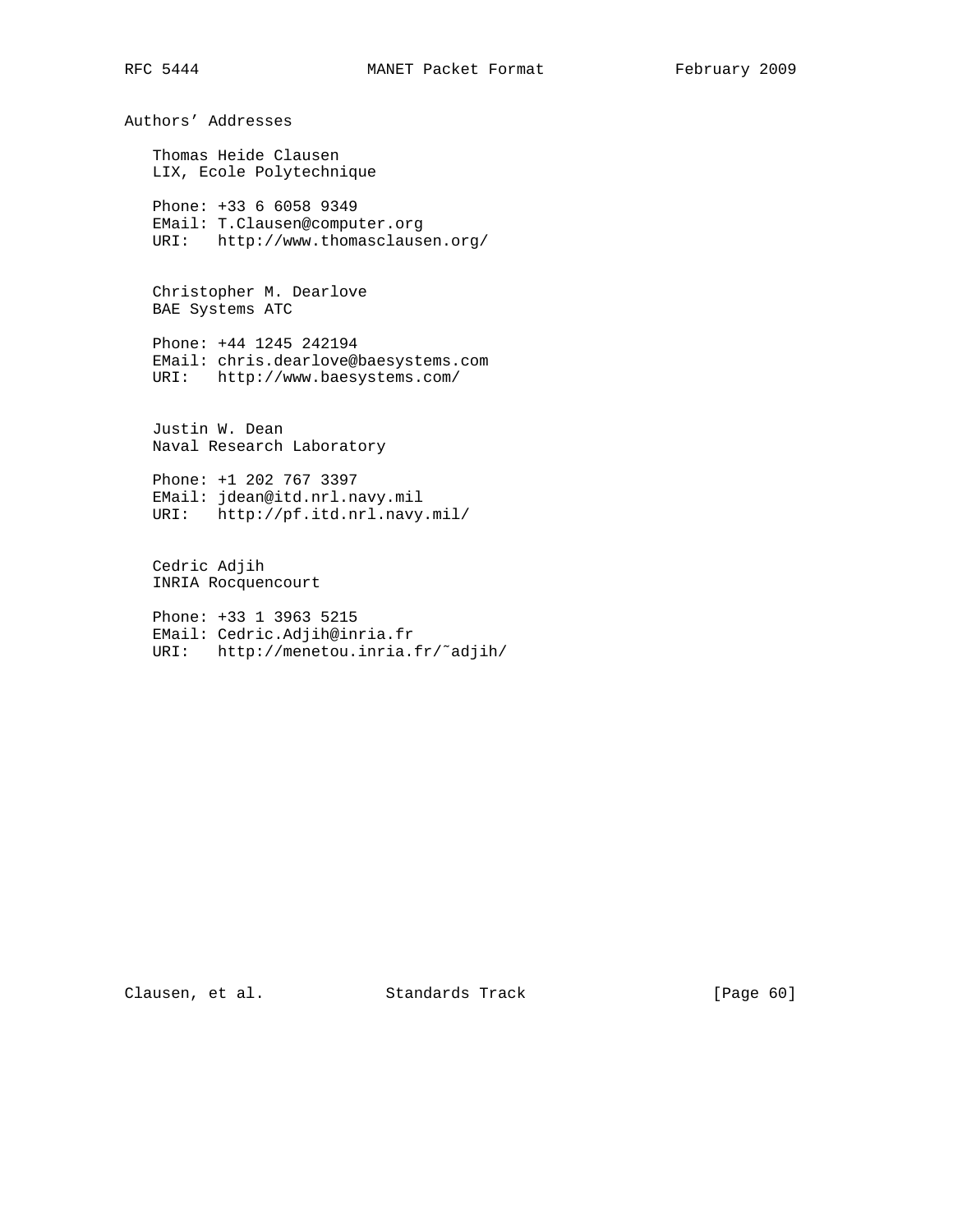## Authors' Addresses

Thomas Heide Clausen
LIX, Ecole Polytechnique

Phone: +33 6 6058 9349
EMail: T.Clausen@computer.org
URI: http://www.thomasclausen.org/

Christopher M. Dearlove
BAE Systems ATC

Phone: +44 1245 242194
EMail: chris.dearlove@baesystems.com
URI: http://www.baesystems.com/

Justin W. Dean
Naval Research Laboratory

Phone: +1 202 767 3397
EMail: jdean@itd.nrl.navy.mil
URI: http://pf.itd.nrl.navy.mil/

Cedric Adjih
INRIA Rocquencourt

Phone: +33 1 3963 5215
EMail: Cedric.Adjih@inria.fr
URI: http://menetou.inria.fr/~adjih/